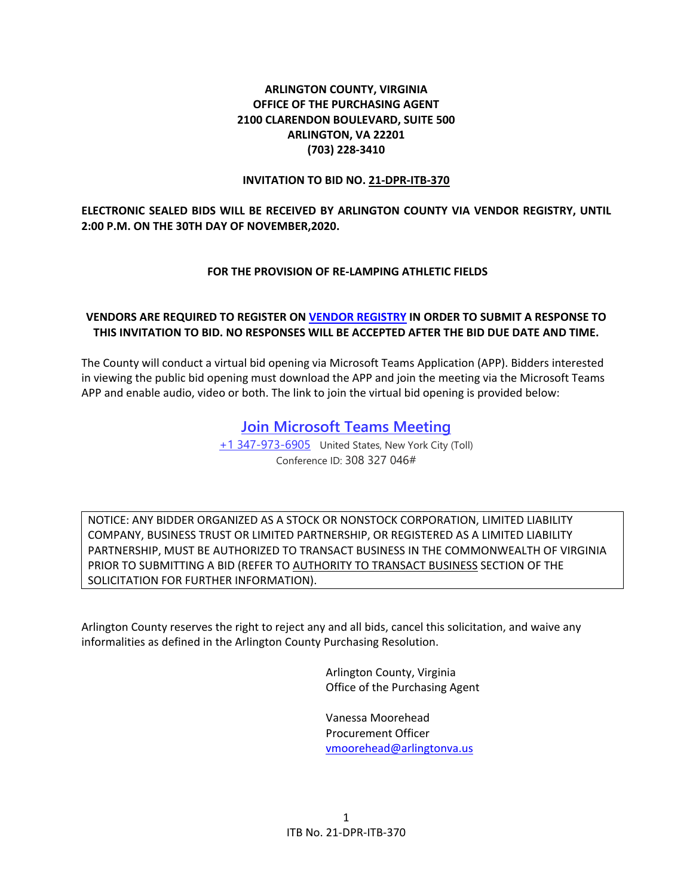**ARLINGTON COUNTY, VIRGINIA**
**OFFICE OF THE PURCHASING AGENT**
**2100 CLARENDON BOULEVARD, SUITE 500**
**ARLINGTON, VA 22201**
**(703) 228-3410**

**INVITATION TO BID NO. 21-DPR-ITB-370**

**ELECTRONIC SEALED BIDS WILL BE RECEIVED BY ARLINGTON COUNTY VIA VENDOR REGISTRY, UNTIL 2:00 P.M. ON THE 30TH DAY OF NOVEMBER,2020.**

**FOR THE PROVISION OF RE-LAMPING ATHLETIC FIELDS**

**VENDORS ARE REQUIRED TO REGISTER ON VENDOR REGISTRY IN ORDER TO SUBMIT A RESPONSE TO THIS INVITATION TO BID. NO RESPONSES WILL BE ACCEPTED AFTER THE BID DUE DATE AND TIME.**

The County will conduct a virtual bid opening via Microsoft Teams Application (APP). Bidders interested in viewing the public bid opening must download the APP and join the meeting via the Microsoft Teams APP and enable audio, video or both. The link to join the virtual bid opening is provided below:

Join Microsoft Teams Meeting

+1 347-973-6905 United States, New York City (Toll)

Conference ID: 308 327 046#

NOTICE: ANY BIDDER ORGANIZED AS A STOCK OR NONSTOCK CORPORATION, LIMITED LIABILITY COMPANY, BUSINESS TRUST OR LIMITED PARTNERSHIP, OR REGISTERED AS A LIMITED LIABILITY PARTNERSHIP, MUST BE AUTHORIZED TO TRANSACT BUSINESS IN THE COMMONWEALTH OF VIRGINIA PRIOR TO SUBMITTING A BID (REFER TO AUTHORITY TO TRANSACT BUSINESS SECTION OF THE SOLICITATION FOR FURTHER INFORMATION).

Arlington County reserves the right to reject any and all bids, cancel this solicitation, and waive any informalities as defined in the Arlington County Purchasing Resolution.

Arlington County, Virginia
Office of the Purchasing Agent

Vanessa Moorehead
Procurement Officer
vmoorehead@arlingtonva.us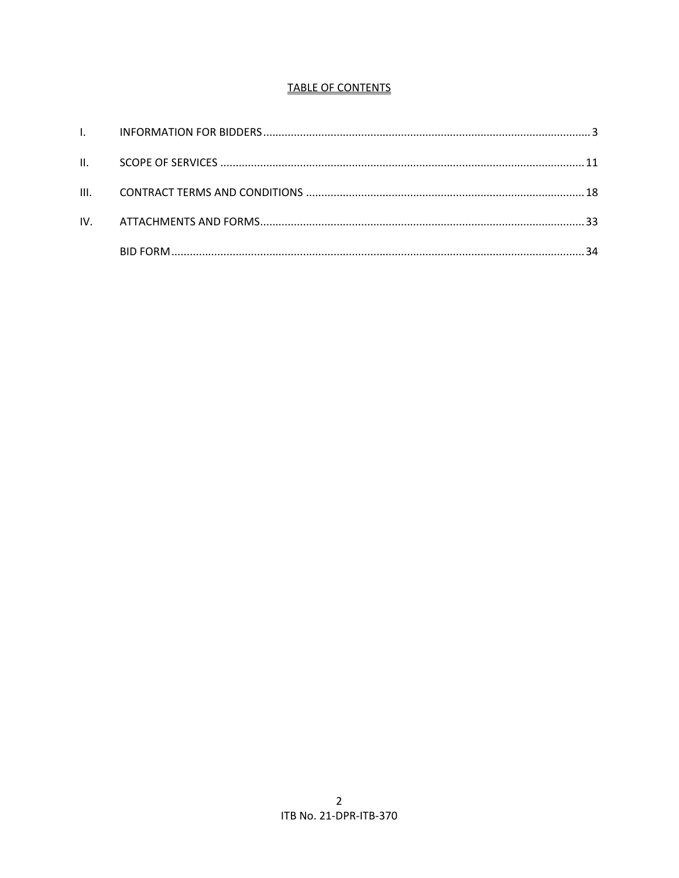## TABLE OF CONTENTS

| | | |
|---|---|---|
| I. | INFORMATION FOR BIDDERS | 3 |
| II. | SCOPE OF SERVICES | 11 |
| III. | CONTRACT TERMS AND CONDITIONS | 18 |
| IV. | ATTACHMENTS AND FORMS | 33 |
| | BID FORM | 34 |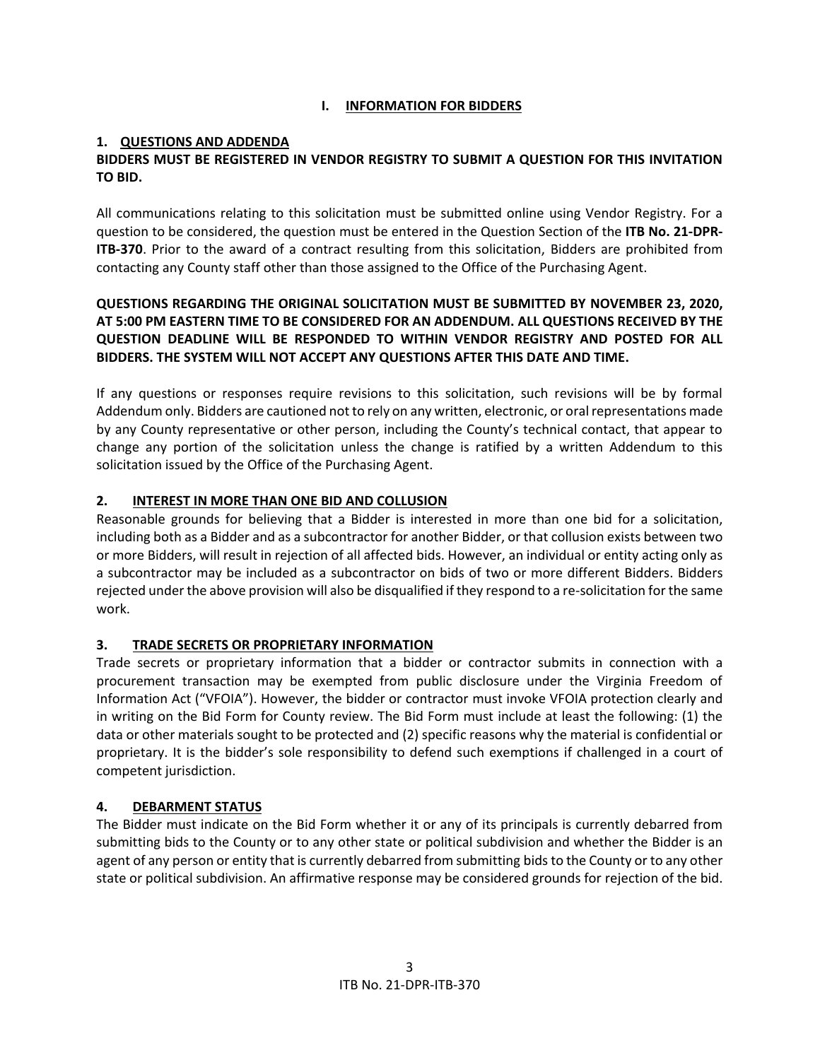## I. INFORMATION FOR BIDDERS

### 1. QUESTIONS AND ADDENDA

**BIDDERS MUST BE REGISTERED IN VENDOR REGISTRY TO SUBMIT A QUESTION FOR THIS INVITATION TO BID.**

All communications relating to this solicitation must be submitted online using Vendor Registry. For a question to be considered, the question must be entered in the Question Section of the **ITB No. 21-DPR-ITB-370**. Prior to the award of a contract resulting from this solicitation, Bidders are prohibited from contacting any County staff other than those assigned to the Office of the Purchasing Agent.

**QUESTIONS REGARDING THE ORIGINAL SOLICITATION MUST BE SUBMITTED BY NOVEMBER 23, 2020, AT 5:00 PM EASTERN TIME TO BE CONSIDERED FOR AN ADDENDUM. ALL QUESTIONS RECEIVED BY THE QUESTION DEADLINE WILL BE RESPONDED TO WITHIN VENDOR REGISTRY AND POSTED FOR ALL BIDDERS. THE SYSTEM WILL NOT ACCEPT ANY QUESTIONS AFTER THIS DATE AND TIME.**

If any questions or responses require revisions to this solicitation, such revisions will be by formal Addendum only. Bidders are cautioned not to rely on any written, electronic, or oral representations made by any County representative or other person, including the County's technical contact, that appear to change any portion of the solicitation unless the change is ratified by a written Addendum to this solicitation issued by the Office of the Purchasing Agent.

### 2. INTEREST IN MORE THAN ONE BID AND COLLUSION

Reasonable grounds for believing that a Bidder is interested in more than one bid for a solicitation, including both as a Bidder and as a subcontractor for another Bidder, or that collusion exists between two or more Bidders, will result in rejection of all affected bids. However, an individual or entity acting only as a subcontractor may be included as a subcontractor on bids of two or more different Bidders. Bidders rejected under the above provision will also be disqualified if they respond to a re-solicitation for the same work.

### 3. TRADE SECRETS OR PROPRIETARY INFORMATION

Trade secrets or proprietary information that a bidder or contractor submits in connection with a procurement transaction may be exempted from public disclosure under the Virginia Freedom of Information Act ("VFOIA"). However, the bidder or contractor must invoke VFOIA protection clearly and in writing on the Bid Form for County review. The Bid Form must include at least the following: (1) the data or other materials sought to be protected and (2) specific reasons why the material is confidential or proprietary. It is the bidder's sole responsibility to defend such exemptions if challenged in a court of competent jurisdiction.

### 4. DEBARMENT STATUS

The Bidder must indicate on the Bid Form whether it or any of its principals is currently debarred from submitting bids to the County or to any other state or political subdivision and whether the Bidder is an agent of any person or entity that is currently debarred from submitting bids to the County or to any other state or political subdivision. An affirmative response may be considered grounds for rejection of the bid.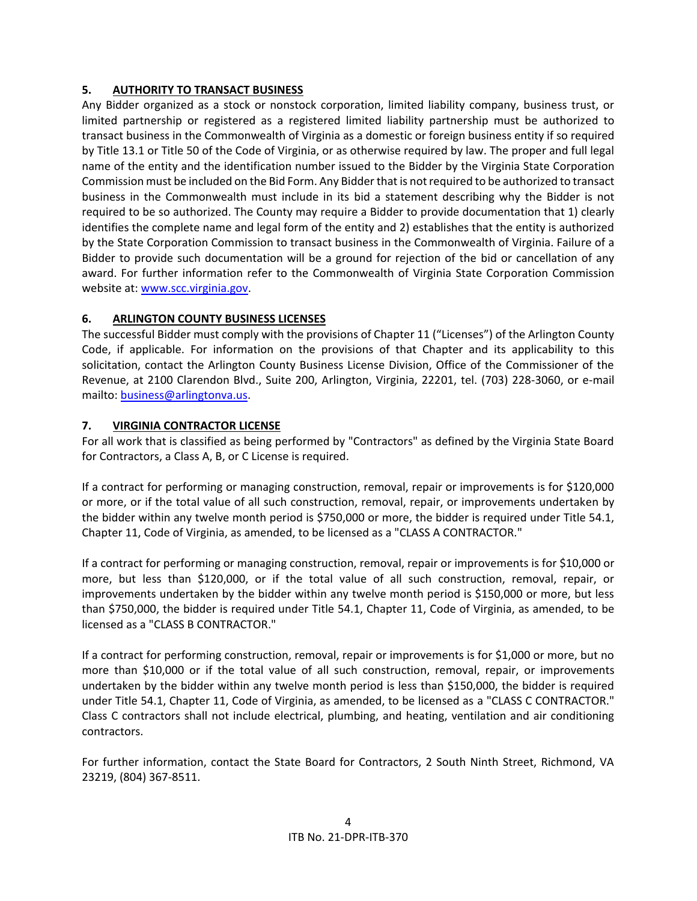## 5. AUTHORITY TO TRANSACT BUSINESS

Any Bidder organized as a stock or nonstock corporation, limited liability company, business trust, or limited partnership or registered as a registered limited liability partnership must be authorized to transact business in the Commonwealth of Virginia as a domestic or foreign business entity if so required by Title 13.1 or Title 50 of the Code of Virginia, or as otherwise required by law. The proper and full legal name of the entity and the identification number issued to the Bidder by the Virginia State Corporation Commission must be included on the Bid Form. Any Bidder that is not required to be authorized to transact business in the Commonwealth must include in its bid a statement describing why the Bidder is not required to be so authorized. The County may require a Bidder to provide documentation that 1) clearly identifies the complete name and legal form of the entity and 2) establishes that the entity is authorized by the State Corporation Commission to transact business in the Commonwealth of Virginia. Failure of a Bidder to provide such documentation will be a ground for rejection of the bid or cancellation of any award. For further information refer to the Commonwealth of Virginia State Corporation Commission website at: www.scc.virginia.gov.

## 6. ARLINGTON COUNTY BUSINESS LICENSES

The successful Bidder must comply with the provisions of Chapter 11 ("Licenses") of the Arlington County Code, if applicable. For information on the provisions of that Chapter and its applicability to this solicitation, contact the Arlington County Business License Division, Office of the Commissioner of the Revenue, at 2100 Clarendon Blvd., Suite 200, Arlington, Virginia, 22201, tel. (703) 228-3060, or e-mail mailto: business@arlingtonva.us.

## 7. VIRGINIA CONTRACTOR LICENSE

For all work that is classified as being performed by "Contractors" as defined by the Virginia State Board for Contractors, a Class A, B, or C License is required.

If a contract for performing or managing construction, removal, repair or improvements is for $120,000 or more, or if the total value of all such construction, removal, repair, or improvements undertaken by the bidder within any twelve month period is $750,000 or more, the bidder is required under Title 54.1, Chapter 11, Code of Virginia, as amended, to be licensed as a "CLASS A CONTRACTOR."

If a contract for performing or managing construction, removal, repair or improvements is for $10,000 or more, but less than $120,000, or if the total value of all such construction, removal, repair, or improvements undertaken by the bidder within any twelve month period is $150,000 or more, but less than $750,000, the bidder is required under Title 54.1, Chapter 11, Code of Virginia, as amended, to be licensed as a "CLASS B CONTRACTOR."

If a contract for performing construction, removal, repair or improvements is for $1,000 or more, but no more than $10,000 or if the total value of all such construction, removal, repair, or improvements undertaken by the bidder within any twelve month period is less than $150,000, the bidder is required under Title 54.1, Chapter 11, Code of Virginia, as amended, to be licensed as a "CLASS C CONTRACTOR." Class C contractors shall not include electrical, plumbing, and heating, ventilation and air conditioning contractors.

For further information, contact the State Board for Contractors, 2 South Ninth Street, Richmond, VA 23219, (804) 367-8511.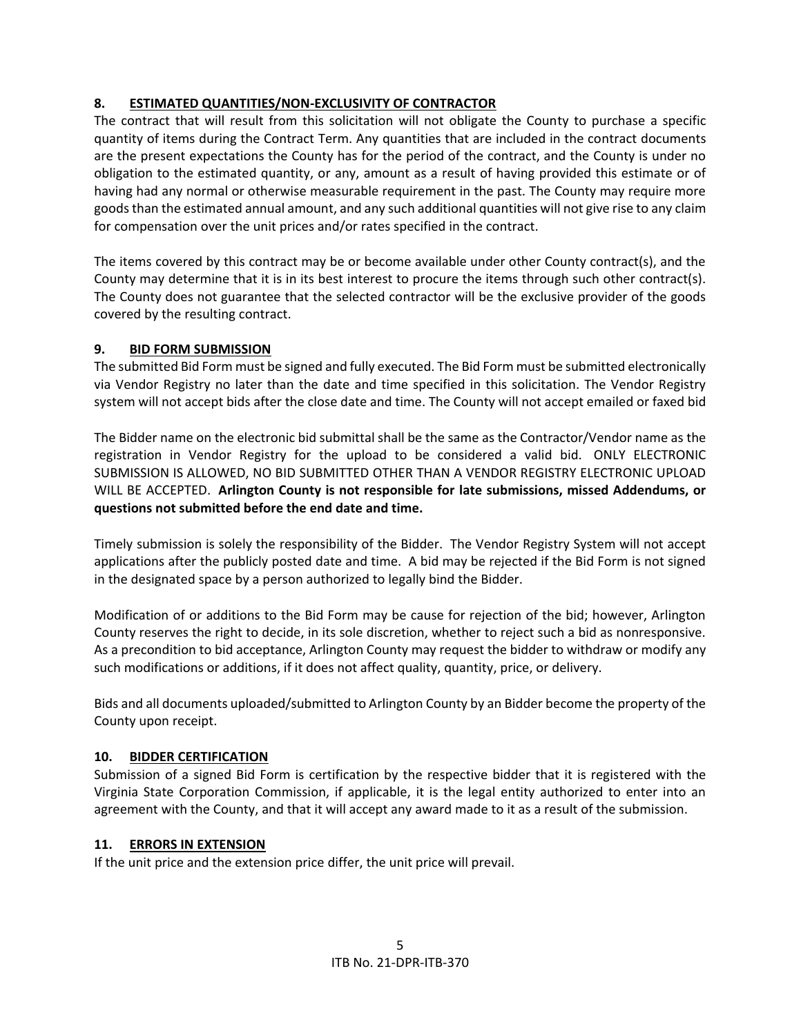## 8. ESTIMATED QUANTITIES/NON-EXCLUSIVITY OF CONTRACTOR

The contract that will result from this solicitation will not obligate the County to purchase a specific quantity of items during the Contract Term. Any quantities that are included in the contract documents are the present expectations the County has for the period of the contract, and the County is under no obligation to the estimated quantity, or any, amount as a result of having provided this estimate or of having had any normal or otherwise measurable requirement in the past. The County may require more goods than the estimated annual amount, and any such additional quantities will not give rise to any claim for compensation over the unit prices and/or rates specified in the contract.

The items covered by this contract may be or become available under other County contract(s), and the County may determine that it is in its best interest to procure the items through such other contract(s). The County does not guarantee that the selected contractor will be the exclusive provider of the goods covered by the resulting contract.

## 9. BID FORM SUBMISSION

The submitted Bid Form must be signed and fully executed. The Bid Form must be submitted electronically via Vendor Registry no later than the date and time specified in this solicitation. The Vendor Registry system will not accept bids after the close date and time. The County will not accept emailed or faxed bid

The Bidder name on the electronic bid submittal shall be the same as the Contractor/Vendor name as the registration in Vendor Registry for the upload to be considered a valid bid. ONLY ELECTRONIC SUBMISSION IS ALLOWED, NO BID SUBMITTED OTHER THAN A VENDOR REGISTRY ELECTRONIC UPLOAD WILL BE ACCEPTED. **Arlington County is not responsible for late submissions, missed Addendums, or questions not submitted before the end date and time.**

Timely submission is solely the responsibility of the Bidder. The Vendor Registry System will not accept applications after the publicly posted date and time. A bid may be rejected if the Bid Form is not signed in the designated space by a person authorized to legally bind the Bidder.

Modification of or additions to the Bid Form may be cause for rejection of the bid; however, Arlington County reserves the right to decide, in its sole discretion, whether to reject such a bid as nonresponsive. As a precondition to bid acceptance, Arlington County may request the bidder to withdraw or modify any such modifications or additions, if it does not affect quality, quantity, price, or delivery.

Bids and all documents uploaded/submitted to Arlington County by an Bidder become the property of the County upon receipt.

## 10. BIDDER CERTIFICATION

Submission of a signed Bid Form is certification by the respective bidder that it is registered with the Virginia State Corporation Commission, if applicable, it is the legal entity authorized to enter into an agreement with the County, and that it will accept any award made to it as a result of the submission.

## 11. ERRORS IN EXTENSION

If the unit price and the extension price differ, the unit price will prevail.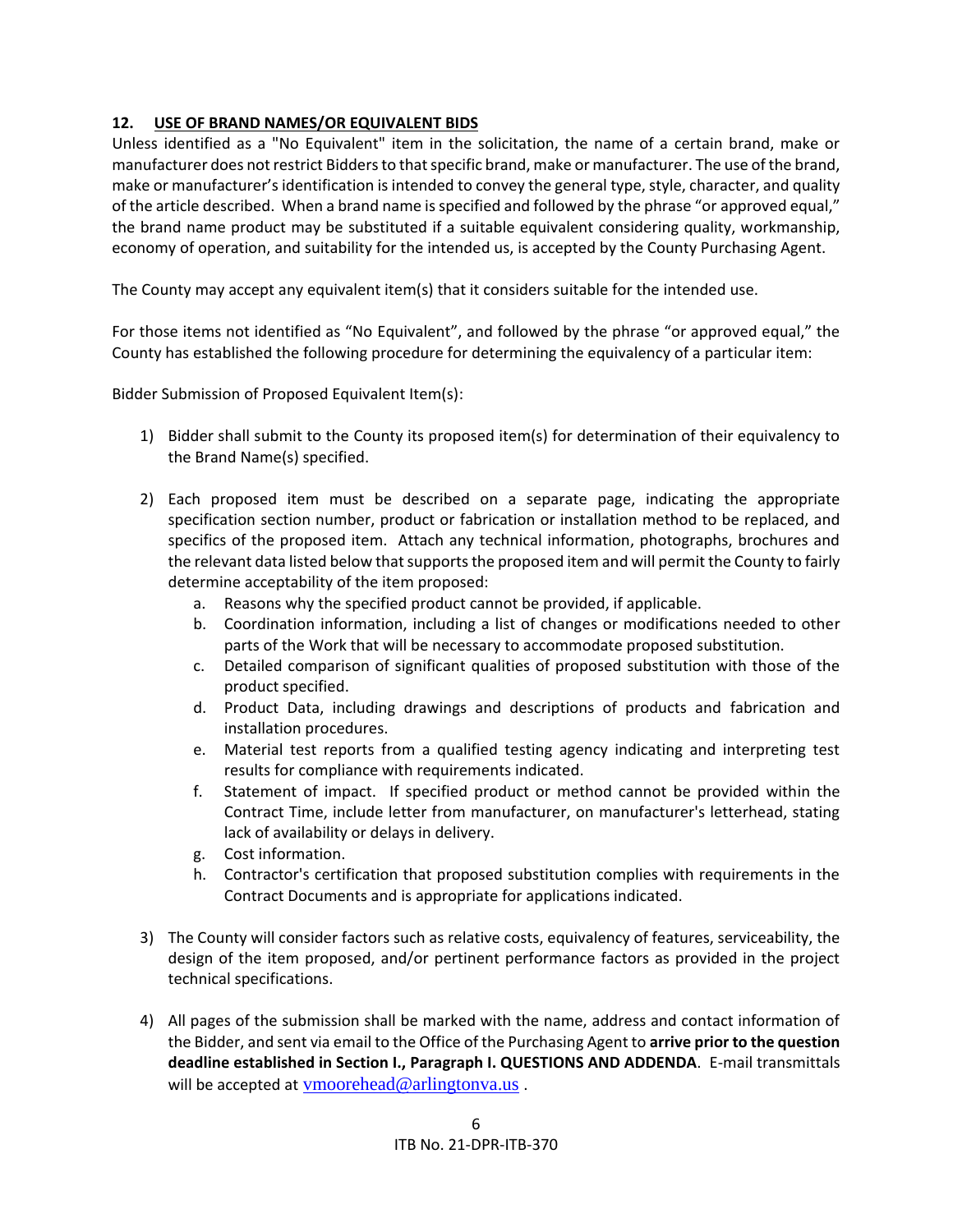### 12. USE OF BRAND NAMES/OR EQUIVALENT BIDS

Unless identified as a "No Equivalent" item in the solicitation, the name of a certain brand, make or manufacturer does not restrict Bidders to that specific brand, make or manufacturer. The use of the brand, make or manufacturer's identification is intended to convey the general type, style, character, and quality of the article described. When a brand name is specified and followed by the phrase "or approved equal," the brand name product may be substituted if a suitable equivalent considering quality, workmanship, economy of operation, and suitability for the intended us, is accepted by the County Purchasing Agent.

The County may accept any equivalent item(s) that it considers suitable for the intended use.

For those items not identified as "No Equivalent", and followed by the phrase "or approved equal," the County has established the following procedure for determining the equivalency of a particular item:

Bidder Submission of Proposed Equivalent Item(s):

1) Bidder shall submit to the County its proposed item(s) for determination of their equivalency to the Brand Name(s) specified.

2) Each proposed item must be described on a separate page, indicating the appropriate specification section number, product or fabrication or installation method to be replaced, and specifics of the proposed item. Attach any technical information, photographs, brochures and the relevant data listed below that supports the proposed item and will permit the County to fairly determine acceptability of the item proposed:
   a. Reasons why the specified product cannot be provided, if applicable.
   b. Coordination information, including a list of changes or modifications needed to other parts of the Work that will be necessary to accommodate proposed substitution.
   c. Detailed comparison of significant qualities of proposed substitution with those of the product specified.
   d. Product Data, including drawings and descriptions of products and fabrication and installation procedures.
   e. Material test reports from a qualified testing agency indicating and interpreting test results for compliance with requirements indicated.
   f. Statement of impact. If specified product or method cannot be provided within the Contract Time, include letter from manufacturer, on manufacturer's letterhead, stating lack of availability or delays in delivery.
   g. Cost information.
   h. Contractor's certification that proposed substitution complies with requirements in the Contract Documents and is appropriate for applications indicated.

3) The County will consider factors such as relative costs, equivalency of features, serviceability, the design of the item proposed, and/or pertinent performance factors as provided in the project technical specifications.

4) All pages of the submission shall be marked with the name, address and contact information of the Bidder, and sent via email to the Office of the Purchasing Agent to **arrive prior to the question deadline established in Section I., Paragraph I. QUESTIONS AND ADDENDA**. E-mail transmittals will be accepted at vmoorehead@arlingtonva.us .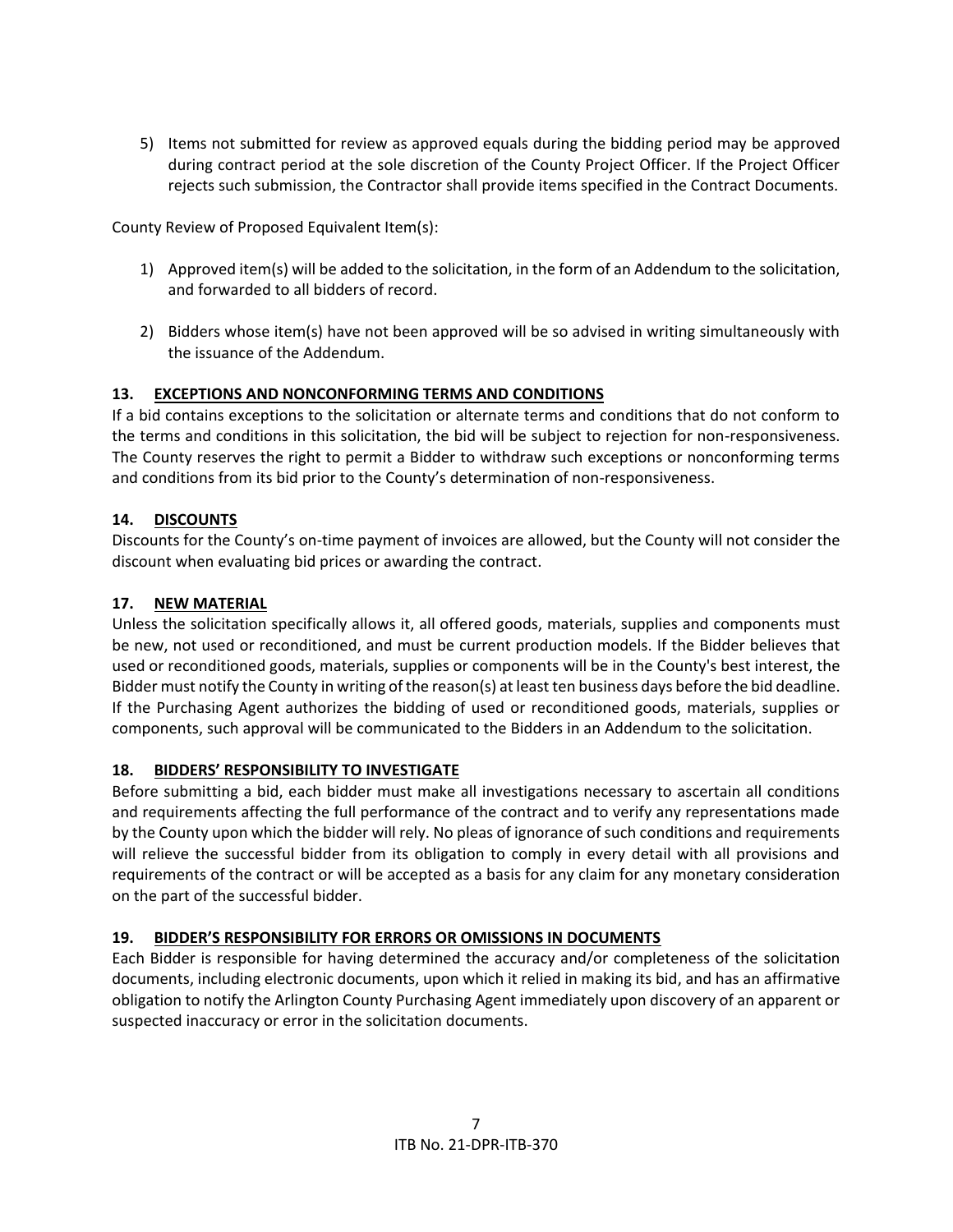5) Items not submitted for review as approved equals during the bidding period may be approved during contract period at the sole discretion of the County Project Officer. If the Project Officer rejects such submission, the Contractor shall provide items specified in the Contract Documents.

County Review of Proposed Equivalent Item(s):

1) Approved item(s) will be added to the solicitation, in the form of an Addendum to the solicitation, and forwarded to all bidders of record.

2) Bidders whose item(s) have not been approved will be so advised in writing simultaneously with the issuance of the Addendum.

**13. EXCEPTIONS AND NONCONFORMING TERMS AND CONDITIONS**

If a bid contains exceptions to the solicitation or alternate terms and conditions that do not conform to the terms and conditions in this solicitation, the bid will be subject to rejection for non-responsiveness. The County reserves the right to permit a Bidder to withdraw such exceptions or nonconforming terms and conditions from its bid prior to the County's determination of non-responsiveness.

**14. DISCOUNTS**

Discounts for the County's on-time payment of invoices are allowed, but the County will not consider the discount when evaluating bid prices or awarding the contract.

**17. NEW MATERIAL**

Unless the solicitation specifically allows it, all offered goods, materials, supplies and components must be new, not used or reconditioned, and must be current production models. If the Bidder believes that used or reconditioned goods, materials, supplies or components will be in the County's best interest, the Bidder must notify the County in writing of the reason(s) at least ten business days before the bid deadline. If the Purchasing Agent authorizes the bidding of used or reconditioned goods, materials, supplies or components, such approval will be communicated to the Bidders in an Addendum to the solicitation.

**18. BIDDERS' RESPONSIBILITY TO INVESTIGATE**

Before submitting a bid, each bidder must make all investigations necessary to ascertain all conditions and requirements affecting the full performance of the contract and to verify any representations made by the County upon which the bidder will rely. No pleas of ignorance of such conditions and requirements will relieve the successful bidder from its obligation to comply in every detail with all provisions and requirements of the contract or will be accepted as a basis for any claim for any monetary consideration on the part of the successful bidder.

**19. BIDDER'S RESPONSIBILITY FOR ERRORS OR OMISSIONS IN DOCUMENTS**

Each Bidder is responsible for having determined the accuracy and/or completeness of the solicitation documents, including electronic documents, upon which it relied in making its bid, and has an affirmative obligation to notify the Arlington County Purchasing Agent immediately upon discovery of an apparent or suspected inaccuracy or error in the solicitation documents.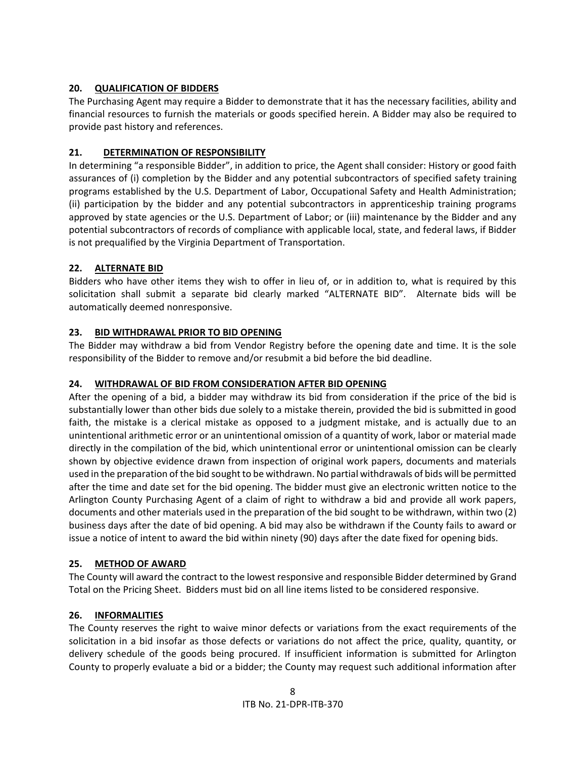## 20. QUALIFICATION OF BIDDERS

The Purchasing Agent may require a Bidder to demonstrate that it has the necessary facilities, ability and financial resources to furnish the materials or goods specified herein. A Bidder may also be required to provide past history and references.

## 21. DETERMINATION OF RESPONSIBILITY

In determining "a responsible Bidder", in addition to price, the Agent shall consider: History or good faith assurances of (i) completion by the Bidder and any potential subcontractors of specified safety training programs established by the U.S. Department of Labor, Occupational Safety and Health Administration; (ii) participation by the bidder and any potential subcontractors in apprenticeship training programs approved by state agencies or the U.S. Department of Labor; or (iii) maintenance by the Bidder and any potential subcontractors of records of compliance with applicable local, state, and federal laws, if Bidder is not prequalified by the Virginia Department of Transportation.

## 22. ALTERNATE BID

Bidders who have other items they wish to offer in lieu of, or in addition to, what is required by this solicitation shall submit a separate bid clearly marked "ALTERNATE BID". Alternate bids will be automatically deemed nonresponsive.

## 23. BID WITHDRAWAL PRIOR TO BID OPENING

The Bidder may withdraw a bid from Vendor Registry before the opening date and time. It is the sole responsibility of the Bidder to remove and/or resubmit a bid before the bid deadline.

## 24. WITHDRAWAL OF BID FROM CONSIDERATION AFTER BID OPENING

After the opening of a bid, a bidder may withdraw its bid from consideration if the price of the bid is substantially lower than other bids due solely to a mistake therein, provided the bid is submitted in good faith, the mistake is a clerical mistake as opposed to a judgment mistake, and is actually due to an unintentional arithmetic error or an unintentional omission of a quantity of work, labor or material made directly in the compilation of the bid, which unintentional error or unintentional omission can be clearly shown by objective evidence drawn from inspection of original work papers, documents and materials used in the preparation of the bid sought to be withdrawn. No partial withdrawals of bids will be permitted after the time and date set for the bid opening. The bidder must give an electronic written notice to the Arlington County Purchasing Agent of a claim of right to withdraw a bid and provide all work papers, documents and other materials used in the preparation of the bid sought to be withdrawn, within two (2) business days after the date of bid opening. A bid may also be withdrawn if the County fails to award or issue a notice of intent to award the bid within ninety (90) days after the date fixed for opening bids.

## 25. METHOD OF AWARD

The County will award the contract to the lowest responsive and responsible Bidder determined by Grand Total on the Pricing Sheet. Bidders must bid on all line items listed to be considered responsive.

## 26. INFORMALITIES

The County reserves the right to waive minor defects or variations from the exact requirements of the solicitation in a bid insofar as those defects or variations do not affect the price, quality, quantity, or delivery schedule of the goods being procured. If insufficient information is submitted for Arlington County to properly evaluate a bid or a bidder; the County may request such additional information after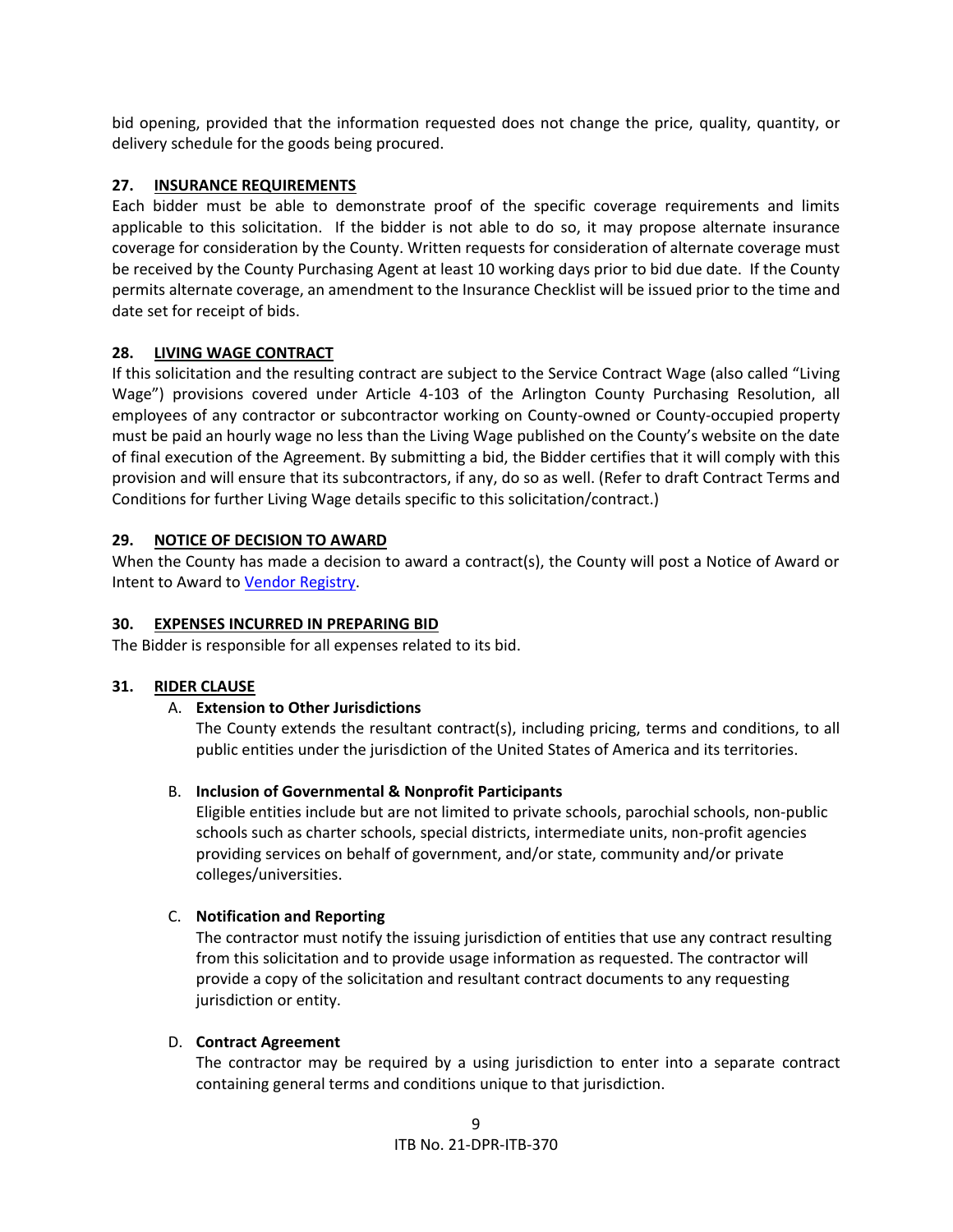bid opening, provided that the information requested does not change the price, quality, quantity, or delivery schedule for the goods being procured.

**27. INSURANCE REQUIREMENTS**

Each bidder must be able to demonstrate proof of the specific coverage requirements and limits applicable to this solicitation. If the bidder is not able to do so, it may propose alternate insurance coverage for consideration by the County. Written requests for consideration of alternate coverage must be received by the County Purchasing Agent at least 10 working days prior to bid due date. If the County permits alternate coverage, an amendment to the Insurance Checklist will be issued prior to the time and date set for receipt of bids.

**28. LIVING WAGE CONTRACT**

If this solicitation and the resulting contract are subject to the Service Contract Wage (also called "Living Wage") provisions covered under Article 4-103 of the Arlington County Purchasing Resolution, all employees of any contractor or subcontractor working on County-owned or County-occupied property must be paid an hourly wage no less than the Living Wage published on the County's website on the date of final execution of the Agreement. By submitting a bid, the Bidder certifies that it will comply with this provision and will ensure that its subcontractors, if any, do so as well. (Refer to draft Contract Terms and Conditions for further Living Wage details specific to this solicitation/contract.)

**29. NOTICE OF DECISION TO AWARD**

When the County has made a decision to award a contract(s), the County will post a Notice of Award or Intent to Award to Vendor Registry.

**30. EXPENSES INCURRED IN PREPARING BID**

The Bidder is responsible for all expenses related to its bid.

**31. RIDER CLAUSE**

A. **Extension to Other Jurisdictions**

The County extends the resultant contract(s), including pricing, terms and conditions, to all public entities under the jurisdiction of the United States of America and its territories.

B. **Inclusion of Governmental & Nonprofit Participants**

Eligible entities include but are not limited to private schools, parochial schools, non-public schools such as charter schools, special districts, intermediate units, non-profit agencies providing services on behalf of government, and/or state, community and/or private colleges/universities.

C. **Notification and Reporting**

The contractor must notify the issuing jurisdiction of entities that use any contract resulting from this solicitation and to provide usage information as requested. The contractor will provide a copy of the solicitation and resultant contract documents to any requesting jurisdiction or entity.

D. **Contract Agreement**

The contractor may be required by a using jurisdiction to enter into a separate contract containing general terms and conditions unique to that jurisdiction.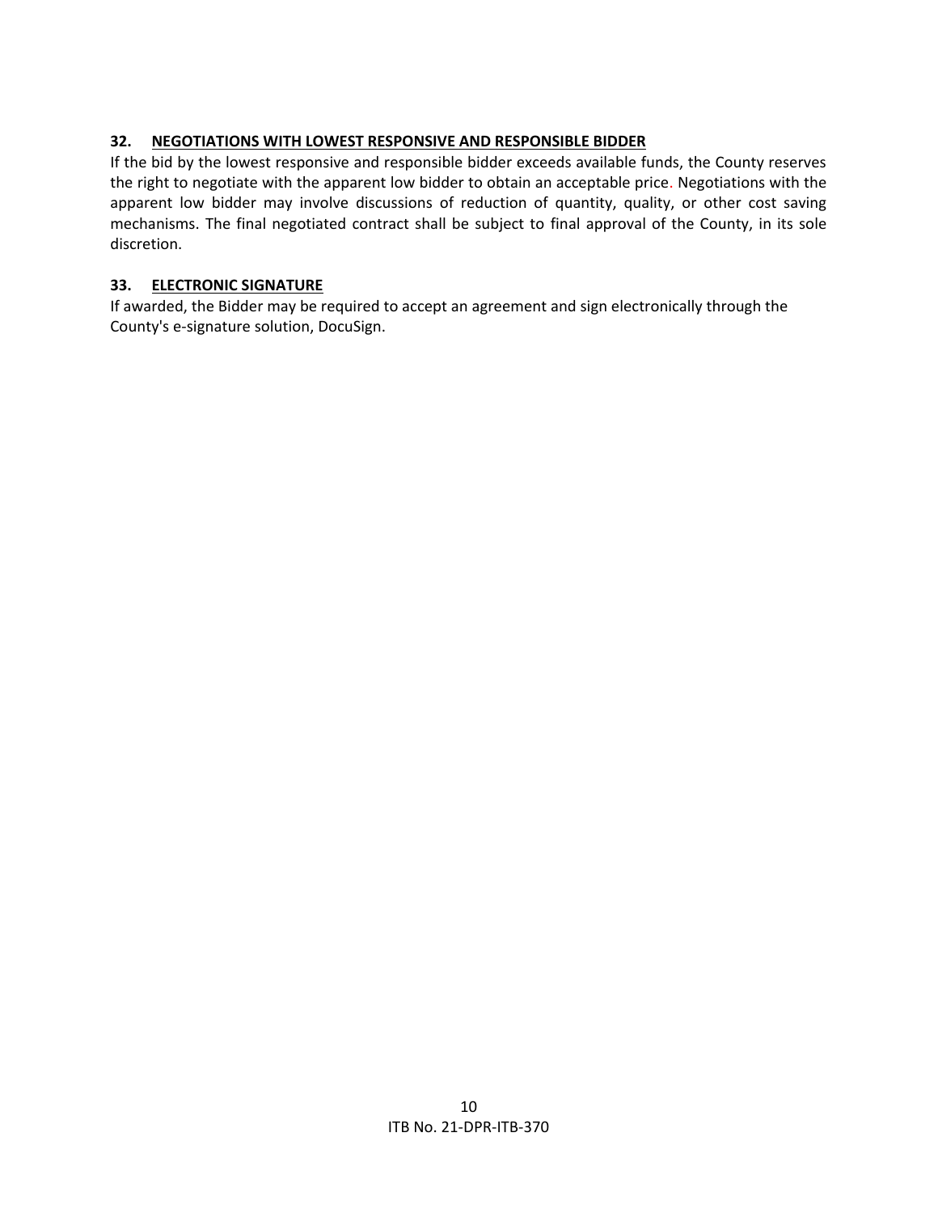**32. NEGOTIATIONS WITH LOWEST RESPONSIVE AND RESPONSIBLE BIDDER**

If the bid by the lowest responsive and responsible bidder exceeds available funds, the County reserves the right to negotiate with the apparent low bidder to obtain an acceptable price. Negotiations with the apparent low bidder may involve discussions of reduction of quantity, quality, or other cost saving mechanisms. The final negotiated contract shall be subject to final approval of the County, in its sole discretion.

**33. ELECTRONIC SIGNATURE**

If awarded, the Bidder may be required to accept an agreement and sign electronically through the County's e-signature solution, DocuSign.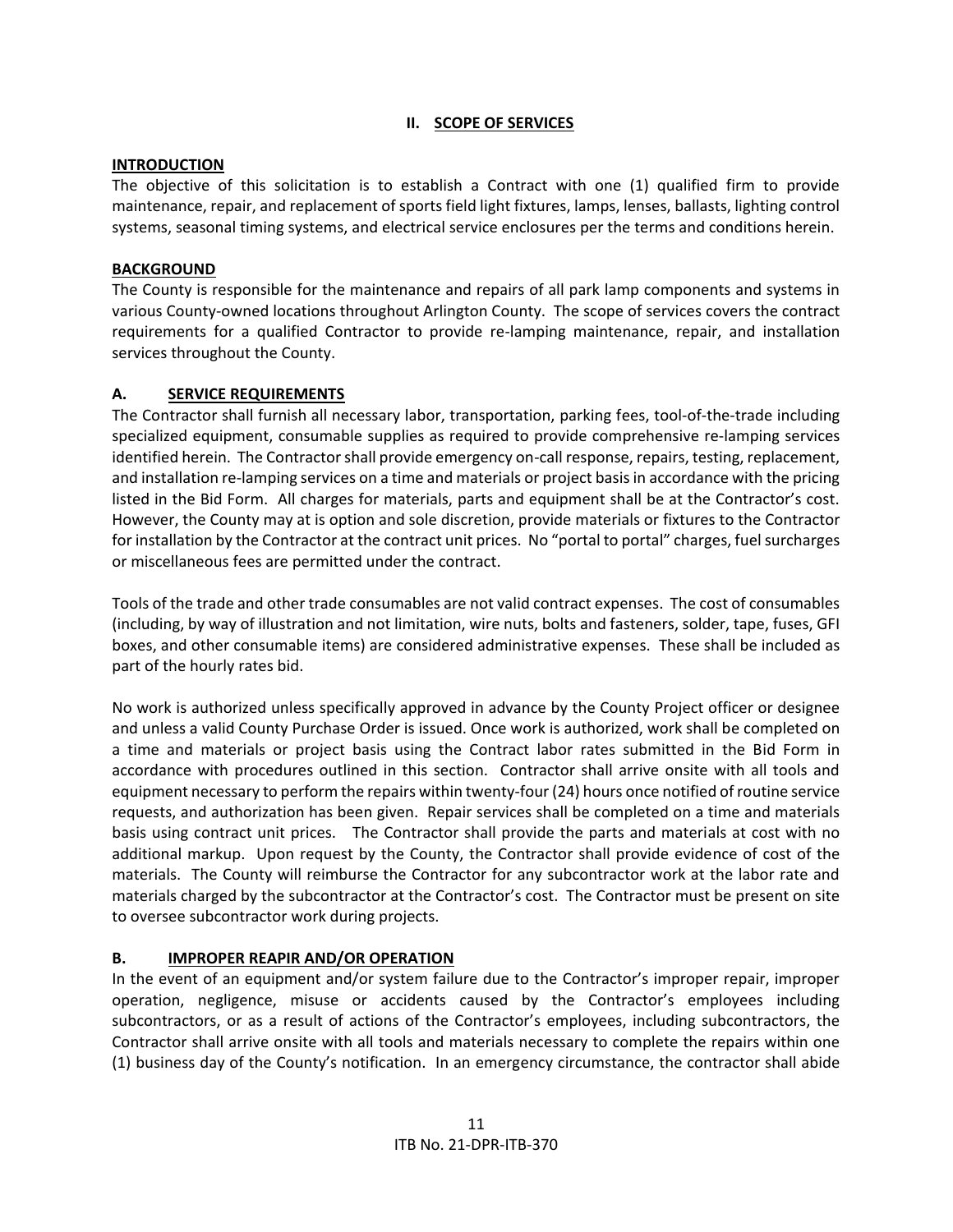## II. SCOPE OF SERVICES

### INTRODUCTION

The objective of this solicitation is to establish a Contract with one (1) qualified firm to provide maintenance, repair, and replacement of sports field light fixtures, lamps, lenses, ballasts, lighting control systems, seasonal timing systems, and electrical service enclosures per the terms and conditions herein.

### BACKGROUND

The County is responsible for the maintenance and repairs of all park lamp components and systems in various County-owned locations throughout Arlington County. The scope of services covers the contract requirements for a qualified Contractor to provide re-lamping maintenance, repair, and installation services throughout the County.

### A. SERVICE REQUIREMENTS

The Contractor shall furnish all necessary labor, transportation, parking fees, tool-of-the-trade including specialized equipment, consumable supplies as required to provide comprehensive re-lamping services identified herein. The Contractor shall provide emergency on-call response, repairs, testing, replacement, and installation re-lamping services on a time and materials or project basis in accordance with the pricing listed in the Bid Form. All charges for materials, parts and equipment shall be at the Contractor's cost. However, the County may at is option and sole discretion, provide materials or fixtures to the Contractor for installation by the Contractor at the contract unit prices. No "portal to portal" charges, fuel surcharges or miscellaneous fees are permitted under the contract.

Tools of the trade and other trade consumables are not valid contract expenses. The cost of consumables (including, by way of illustration and not limitation, wire nuts, bolts and fasteners, solder, tape, fuses, GFI boxes, and other consumable items) are considered administrative expenses. These shall be included as part of the hourly rates bid.

No work is authorized unless specifically approved in advance by the County Project officer or designee and unless a valid County Purchase Order is issued. Once work is authorized, work shall be completed on a time and materials or project basis using the Contract labor rates submitted in the Bid Form in accordance with procedures outlined in this section. Contractor shall arrive onsite with all tools and equipment necessary to perform the repairs within twenty-four (24) hours once notified of routine service requests, and authorization has been given. Repair services shall be completed on a time and materials basis using contract unit prices. The Contractor shall provide the parts and materials at cost with no additional markup. Upon request by the County, the Contractor shall provide evidence of cost of the materials. The County will reimburse the Contractor for any subcontractor work at the labor rate and materials charged by the subcontractor at the Contractor's cost. The Contractor must be present on site to oversee subcontractor work during projects.

### B. IMPROPER REAPIR AND/OR OPERATION

In the event of an equipment and/or system failure due to the Contractor's improper repair, improper operation, negligence, misuse or accidents caused by the Contractor's employees including subcontractors, or as a result of actions of the Contractor's employees, including subcontractors, the Contractor shall arrive onsite with all tools and materials necessary to complete the repairs within one (1) business day of the County's notification. In an emergency circumstance, the contractor shall abide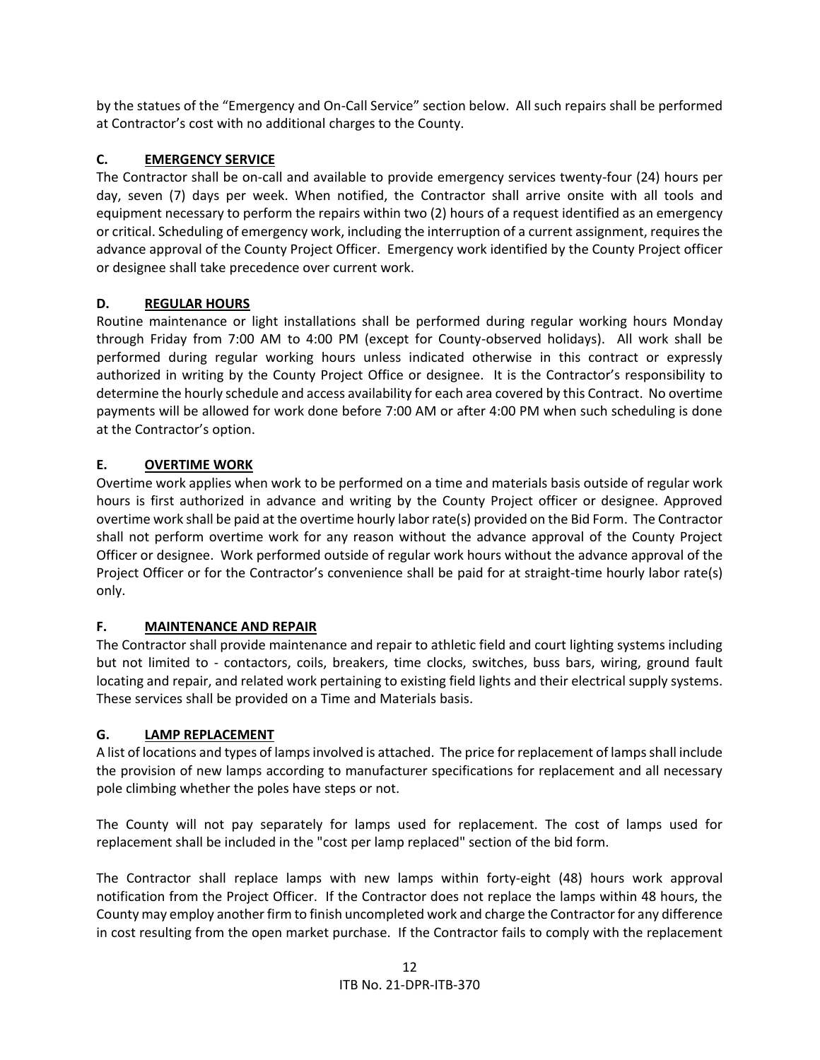by the statues of the "Emergency and On-Call Service" section below. All such repairs shall be performed at Contractor's cost with no additional charges to the County.

## C. EMERGENCY SERVICE

The Contractor shall be on-call and available to provide emergency services twenty-four (24) hours per day, seven (7) days per week. When notified, the Contractor shall arrive onsite with all tools and equipment necessary to perform the repairs within two (2) hours of a request identified as an emergency or critical. Scheduling of emergency work, including the interruption of a current assignment, requires the advance approval of the County Project Officer. Emergency work identified by the County Project officer or designee shall take precedence over current work.

## D. REGULAR HOURS

Routine maintenance or light installations shall be performed during regular working hours Monday through Friday from 7:00 AM to 4:00 PM (except for County-observed holidays). All work shall be performed during regular working hours unless indicated otherwise in this contract or expressly authorized in writing by the County Project Office or designee. It is the Contractor's responsibility to determine the hourly schedule and access availability for each area covered by this Contract. No overtime payments will be allowed for work done before 7:00 AM or after 4:00 PM when such scheduling is done at the Contractor's option.

## E. OVERTIME WORK

Overtime work applies when work to be performed on a time and materials basis outside of regular work hours is first authorized in advance and writing by the County Project officer or designee. Approved overtime work shall be paid at the overtime hourly labor rate(s) provided on the Bid Form. The Contractor shall not perform overtime work for any reason without the advance approval of the County Project Officer or designee. Work performed outside of regular work hours without the advance approval of the Project Officer or for the Contractor's convenience shall be paid for at straight-time hourly labor rate(s) only.

## F. MAINTENANCE AND REPAIR

The Contractor shall provide maintenance and repair to athletic field and court lighting systems including but not limited to - contactors, coils, breakers, time clocks, switches, buss bars, wiring, ground fault locating and repair, and related work pertaining to existing field lights and their electrical supply systems. These services shall be provided on a Time and Materials basis.

## G. LAMP REPLACEMENT

A list of locations and types of lamps involved is attached. The price for replacement of lamps shall include the provision of new lamps according to manufacturer specifications for replacement and all necessary pole climbing whether the poles have steps or not.

The County will not pay separately for lamps used for replacement. The cost of lamps used for replacement shall be included in the "cost per lamp replaced" section of the bid form.

The Contractor shall replace lamps with new lamps within forty-eight (48) hours work approval notification from the Project Officer. If the Contractor does not replace the lamps within 48 hours, the County may employ another firm to finish uncompleted work and charge the Contractor for any difference in cost resulting from the open market purchase. If the Contractor fails to comply with the replacement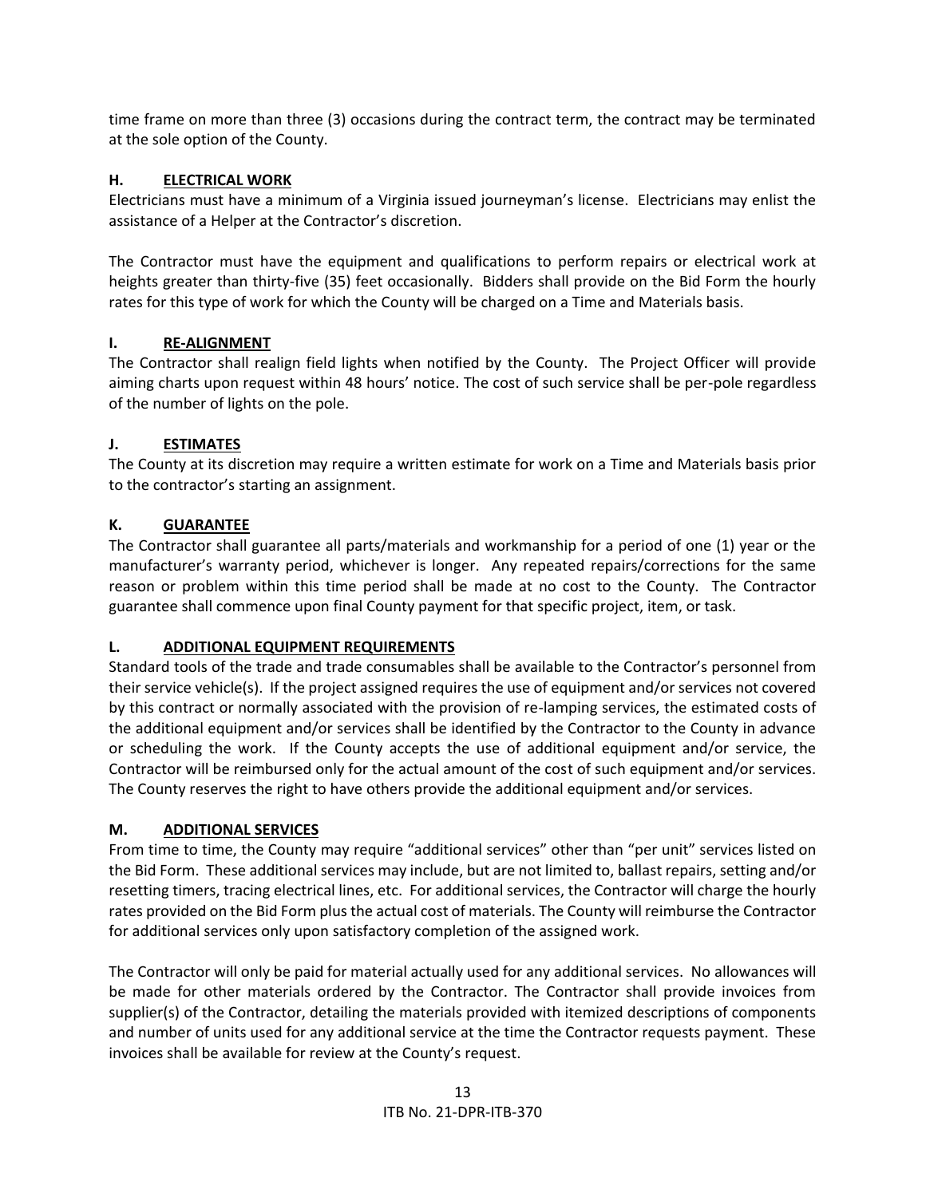time frame on more than three (3) occasions during the contract term, the contract may be terminated at the sole option of the County.

### H. ELECTRICAL WORK

Electricians must have a minimum of a Virginia issued journeyman's license. Electricians may enlist the assistance of a Helper at the Contractor's discretion.

The Contractor must have the equipment and qualifications to perform repairs or electrical work at heights greater than thirty-five (35) feet occasionally. Bidders shall provide on the Bid Form the hourly rates for this type of work for which the County will be charged on a Time and Materials basis.

### I. RE-ALIGNMENT

The Contractor shall realign field lights when notified by the County. The Project Officer will provide aiming charts upon request within 48 hours' notice. The cost of such service shall be per-pole regardless of the number of lights on the pole.

### J. ESTIMATES

The County at its discretion may require a written estimate for work on a Time and Materials basis prior to the contractor's starting an assignment.

### K. GUARANTEE

The Contractor shall guarantee all parts/materials and workmanship for a period of one (1) year or the manufacturer's warranty period, whichever is longer. Any repeated repairs/corrections for the same reason or problem within this time period shall be made at no cost to the County. The Contractor guarantee shall commence upon final County payment for that specific project, item, or task.

### L. ADDITIONAL EQUIPMENT REQUIREMENTS

Standard tools of the trade and trade consumables shall be available to the Contractor's personnel from their service vehicle(s). If the project assigned requires the use of equipment and/or services not covered by this contract or normally associated with the provision of re-lamping services, the estimated costs of the additional equipment and/or services shall be identified by the Contractor to the County in advance or scheduling the work. If the County accepts the use of additional equipment and/or service, the Contractor will be reimbursed only for the actual amount of the cost of such equipment and/or services. The County reserves the right to have others provide the additional equipment and/or services.

### M. ADDITIONAL SERVICES

From time to time, the County may require "additional services" other than "per unit" services listed on the Bid Form. These additional services may include, but are not limited to, ballast repairs, setting and/or resetting timers, tracing electrical lines, etc. For additional services, the Contractor will charge the hourly rates provided on the Bid Form plus the actual cost of materials. The County will reimburse the Contractor for additional services only upon satisfactory completion of the assigned work.

The Contractor will only be paid for material actually used for any additional services. No allowances will be made for other materials ordered by the Contractor. The Contractor shall provide invoices from supplier(s) of the Contractor, detailing the materials provided with itemized descriptions of components and number of units used for any additional service at the time the Contractor requests payment. These invoices shall be available for review at the County's request.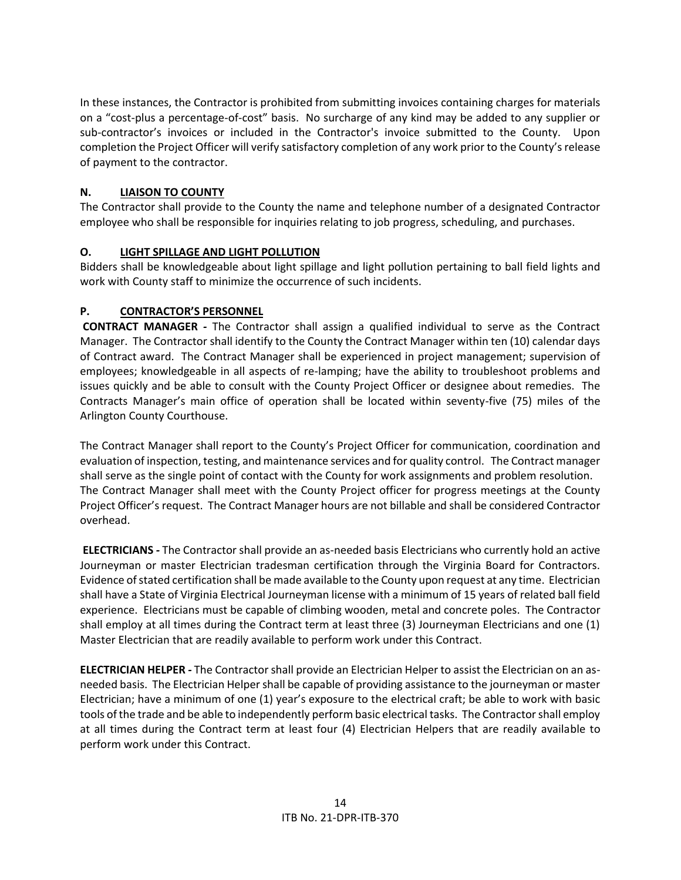In these instances, the Contractor is prohibited from submitting invoices containing charges for materials on a "cost-plus a percentage-of-cost" basis. No surcharge of any kind may be added to any supplier or sub-contractor's invoices or included in the Contractor's invoice submitted to the County. Upon completion the Project Officer will verify satisfactory completion of any work prior to the County's release of payment to the contractor.

## N. LIAISON TO COUNTY

The Contractor shall provide to the County the name and telephone number of a designated Contractor employee who shall be responsible for inquiries relating to job progress, scheduling, and purchases.

## O. LIGHT SPILLAGE AND LIGHT POLLUTION

Bidders shall be knowledgeable about light spillage and light pollution pertaining to ball field lights and work with County staff to minimize the occurrence of such incidents.

## P. CONTRACTOR'S PERSONNEL

**CONTRACT MANAGER -** The Contractor shall assign a qualified individual to serve as the Contract Manager. The Contractor shall identify to the County the Contract Manager within ten (10) calendar days of Contract award. The Contract Manager shall be experienced in project management; supervision of employees; knowledgeable in all aspects of re-lamping; have the ability to troubleshoot problems and issues quickly and be able to consult with the County Project Officer or designee about remedies. The Contracts Manager's main office of operation shall be located within seventy-five (75) miles of the Arlington County Courthouse.

The Contract Manager shall report to the County's Project Officer for communication, coordination and evaluation of inspection, testing, and maintenance services and for quality control. The Contract manager shall serve as the single point of contact with the County for work assignments and problem resolution. The Contract Manager shall meet with the County Project officer for progress meetings at the County Project Officer's request. The Contract Manager hours are not billable and shall be considered Contractor overhead.

**ELECTRICIANS -** The Contractor shall provide an as-needed basis Electricians who currently hold an active Journeyman or master Electrician tradesman certification through the Virginia Board for Contractors. Evidence of stated certification shall be made available to the County upon request at any time. Electrician shall have a State of Virginia Electrical Journeyman license with a minimum of 15 years of related ball field experience. Electricians must be capable of climbing wooden, metal and concrete poles. The Contractor shall employ at all times during the Contract term at least three (3) Journeyman Electricians and one (1) Master Electrician that are readily available to perform work under this Contract.

**ELECTRICIAN HELPER -** The Contractor shall provide an Electrician Helper to assist the Electrician on an as-needed basis. The Electrician Helper shall be capable of providing assistance to the journeyman or master Electrician; have a minimum of one (1) year's exposure to the electrical craft; be able to work with basic tools of the trade and be able to independently perform basic electrical tasks. The Contractor shall employ at all times during the Contract term at least four (4) Electrician Helpers that are readily available to perform work under this Contract.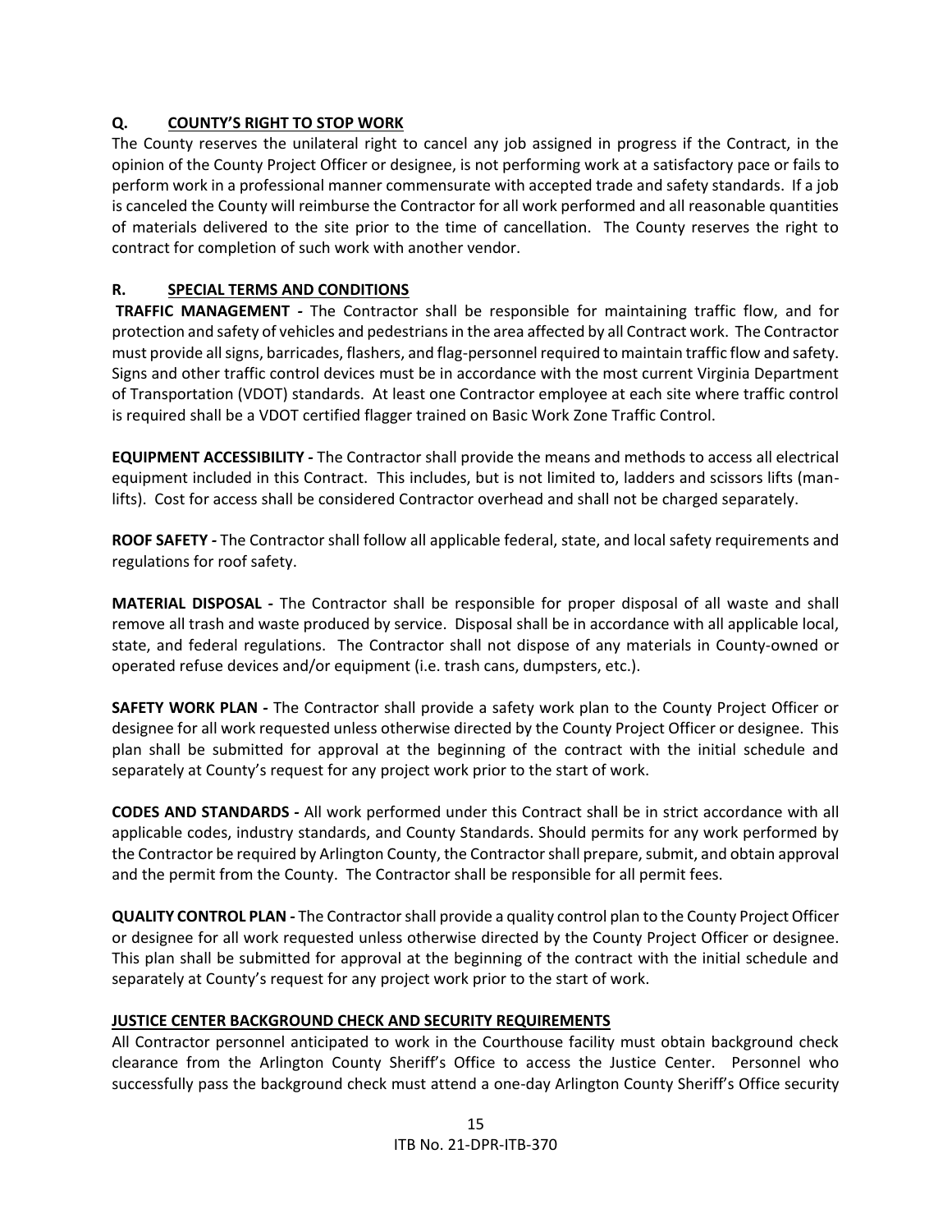**Q. COUNTY'S RIGHT TO STOP WORK**

The County reserves the unilateral right to cancel any job assigned in progress if the Contract, in the opinion of the County Project Officer or designee, is not performing work at a satisfactory pace or fails to perform work in a professional manner commensurate with accepted trade and safety standards. If a job is canceled the County will reimburse the Contractor for all work performed and all reasonable quantities of materials delivered to the site prior to the time of cancellation. The County reserves the right to contract for completion of such work with another vendor.

**R. SPECIAL TERMS AND CONDITIONS**

**TRAFFIC MANAGEMENT -** The Contractor shall be responsible for maintaining traffic flow, and for protection and safety of vehicles and pedestrians in the area affected by all Contract work. The Contractor must provide all signs, barricades, flashers, and flag-personnel required to maintain traffic flow and safety. Signs and other traffic control devices must be in accordance with the most current Virginia Department of Transportation (VDOT) standards. At least one Contractor employee at each site where traffic control is required shall be a VDOT certified flagger trained on Basic Work Zone Traffic Control.

**EQUIPMENT ACCESSIBILITY -** The Contractor shall provide the means and methods to access all electrical equipment included in this Contract. This includes, but is not limited to, ladders and scissors lifts (man-lifts). Cost for access shall be considered Contractor overhead and shall not be charged separately.

**ROOF SAFETY -** The Contractor shall follow all applicable federal, state, and local safety requirements and regulations for roof safety.

**MATERIAL DISPOSAL -** The Contractor shall be responsible for proper disposal of all waste and shall remove all trash and waste produced by service. Disposal shall be in accordance with all applicable local, state, and federal regulations. The Contractor shall not dispose of any materials in County-owned or operated refuse devices and/or equipment (i.e. trash cans, dumpsters, etc.).

**SAFETY WORK PLAN -** The Contractor shall provide a safety work plan to the County Project Officer or designee for all work requested unless otherwise directed by the County Project Officer or designee. This plan shall be submitted for approval at the beginning of the contract with the initial schedule and separately at County's request for any project work prior to the start of work.

**CODES AND STANDARDS -** All work performed under this Contract shall be in strict accordance with all applicable codes, industry standards, and County Standards. Should permits for any work performed by the Contractor be required by Arlington County, the Contractor shall prepare, submit, and obtain approval and the permit from the County. The Contractor shall be responsible for all permit fees.

**QUALITY CONTROL PLAN -** The Contractor shall provide a quality control plan to the County Project Officer or designee for all work requested unless otherwise directed by the County Project Officer or designee. This plan shall be submitted for approval at the beginning of the contract with the initial schedule and separately at County's request for any project work prior to the start of work.

**JUSTICE CENTER BACKGROUND CHECK AND SECURITY REQUIREMENTS**

All Contractor personnel anticipated to work in the Courthouse facility must obtain background check clearance from the Arlington County Sheriff's Office to access the Justice Center. Personnel who successfully pass the background check must attend a one-day Arlington County Sheriff's Office security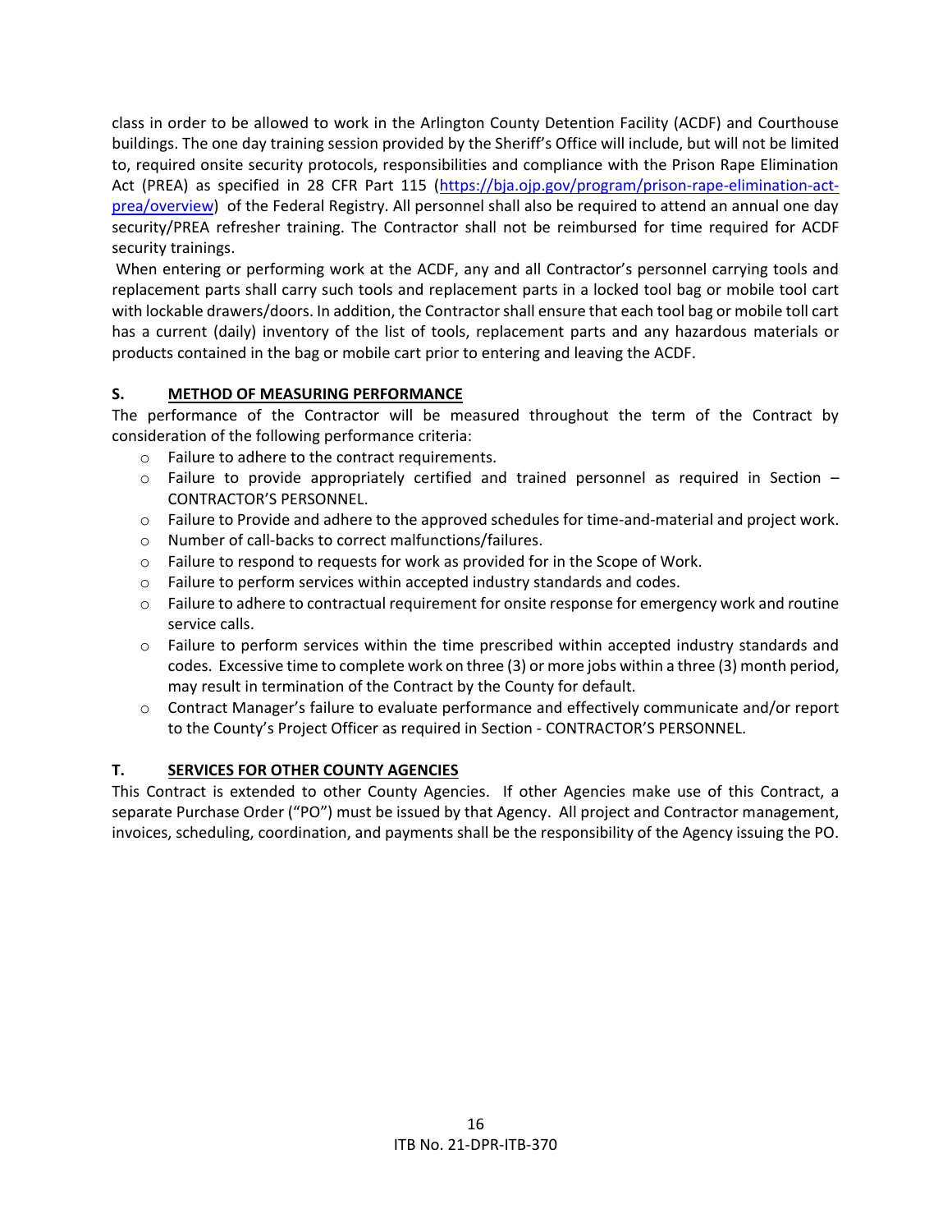class in order to be allowed to work in the Arlington County Detention Facility (ACDF) and Courthouse buildings. The one day training session provided by the Sheriff's Office will include, but will not be limited to, required onsite security protocols, responsibilities and compliance with the Prison Rape Elimination Act (PREA) as specified in 28 CFR Part 115 (https://bja.ojp.gov/program/prison-rape-elimination-act-prea/overview) of the Federal Registry. All personnel shall also be required to attend an annual one day security/PREA refresher training. The Contractor shall not be reimbursed for time required for ACDF security trainings.

When entering or performing work at the ACDF, any and all Contractor's personnel carrying tools and replacement parts shall carry such tools and replacement parts in a locked tool bag or mobile tool cart with lockable drawers/doors. In addition, the Contractor shall ensure that each tool bag or mobile toll cart has a current (daily) inventory of the list of tools, replacement parts and any hazardous materials or products contained in the bag or mobile cart prior to entering and leaving the ACDF.

## S. METHOD OF MEASURING PERFORMANCE

The performance of the Contractor will be measured throughout the term of the Contract by consideration of the following performance criteria:

- Failure to adhere to the contract requirements.
- Failure to provide appropriately certified and trained personnel as required in Section – CONTRACTOR'S PERSONNEL.
- Failure to Provide and adhere to the approved schedules for time-and-material and project work.
- Number of call-backs to correct malfunctions/failures.
- Failure to respond to requests for work as provided for in the Scope of Work.
- Failure to perform services within accepted industry standards and codes.
- Failure to adhere to contractual requirement for onsite response for emergency work and routine service calls.
- Failure to perform services within the time prescribed within accepted industry standards and codes. Excessive time to complete work on three (3) or more jobs within a three (3) month period, may result in termination of the Contract by the County for default.
- Contract Manager's failure to evaluate performance and effectively communicate and/or report to the County's Project Officer as required in Section - CONTRACTOR'S PERSONNEL.

## T. SERVICES FOR OTHER COUNTY AGENCIES

This Contract is extended to other County Agencies. If other Agencies make use of this Contract, a separate Purchase Order ("PO") must be issued by that Agency. All project and Contractor management, invoices, scheduling, coordination, and payments shall be the responsibility of the Agency issuing the PO.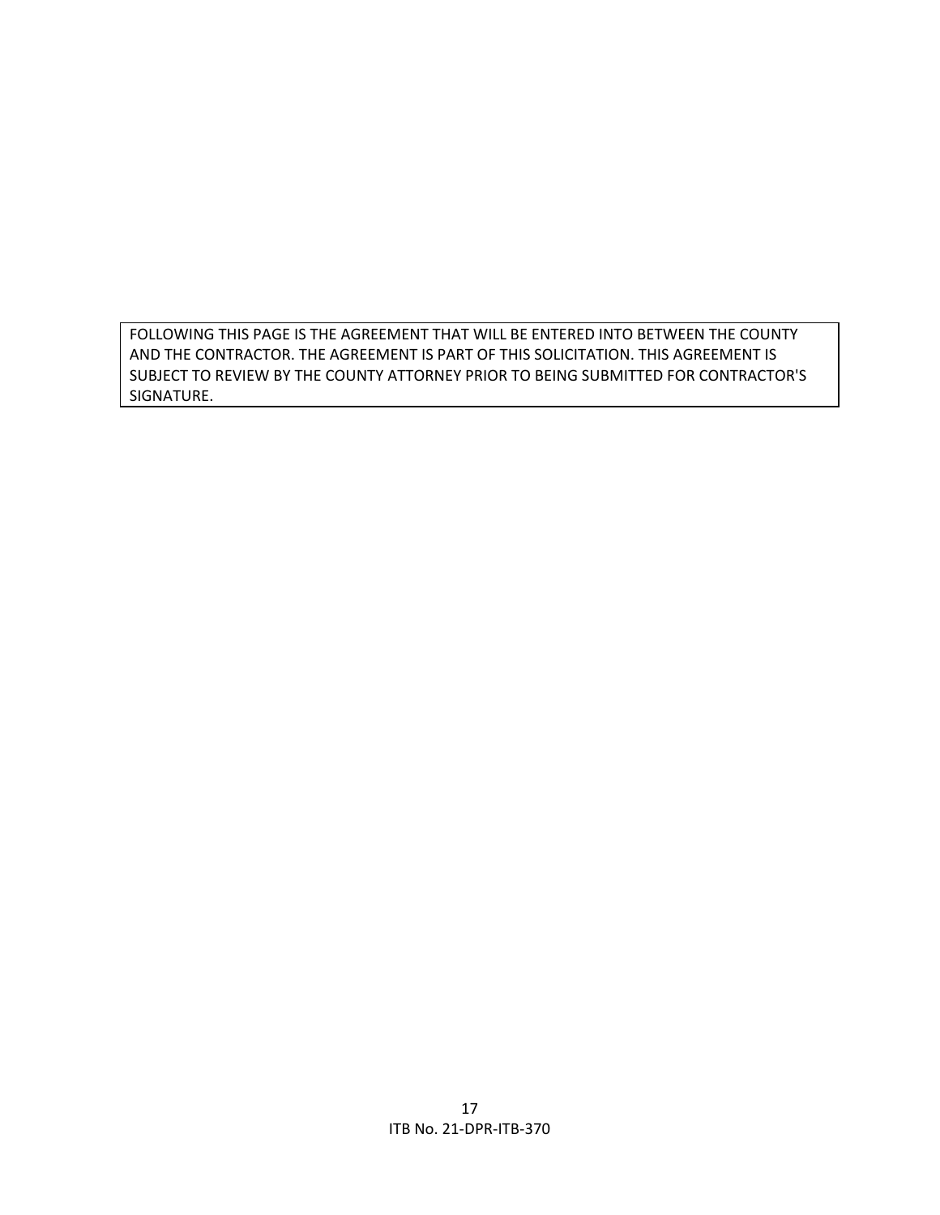FOLLOWING THIS PAGE IS THE AGREEMENT THAT WILL BE ENTERED INTO BETWEEN THE COUNTY AND THE CONTRACTOR. THE AGREEMENT IS PART OF THIS SOLICITATION. THIS AGREEMENT IS SUBJECT TO REVIEW BY THE COUNTY ATTORNEY PRIOR TO BEING SUBMITTED FOR CONTRACTOR'S SIGNATURE.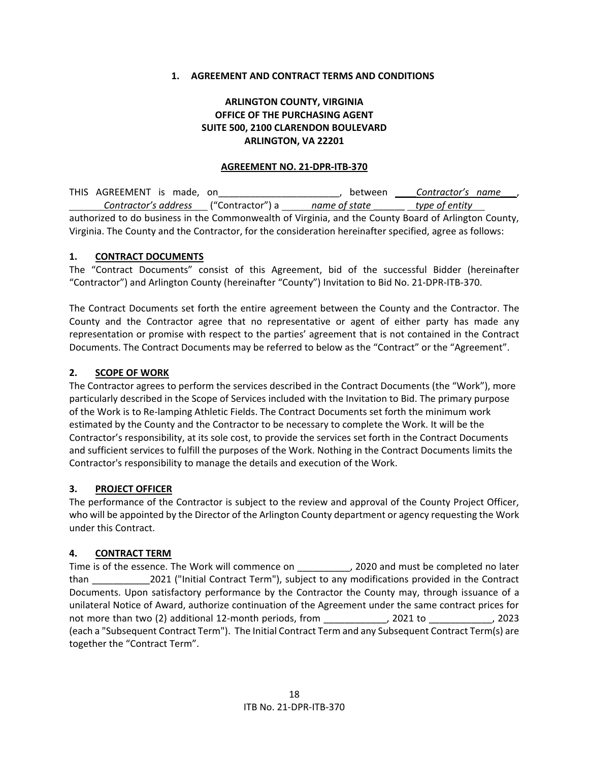## 1. AGREEMENT AND CONTRACT TERMS AND CONDITIONS

**ARLINGTON COUNTY, VIRGINIA**
**OFFICE OF THE PURCHASING AGENT**
**SUITE 500, 2100 CLARENDON BOULEVARD**
**ARLINGTON, VA 22201**

**AGREEMENT NO. 21-DPR-ITB-370**

THIS AGREEMENT is made, on_______________________, between ____*Contractor's name*___, _______*Contractor's address*___ ("Contractor") a ______*name of state*______ _*type of entity*___ authorized to do business in the Commonwealth of Virginia, and the County Board of Arlington County, Virginia. The County and the Contractor, for the consideration hereinafter specified, agree as follows:

### 1. CONTRACT DOCUMENTS

The "Contract Documents" consist of this Agreement, bid of the successful Bidder (hereinafter "Contractor") and Arlington County (hereinafter "County") Invitation to Bid No. 21-DPR-ITB-370.

The Contract Documents set forth the entire agreement between the County and the Contractor. The County and the Contractor agree that no representative or agent of either party has made any representation or promise with respect to the parties' agreement that is not contained in the Contract Documents. The Contract Documents may be referred to below as the "Contract" or the "Agreement".

### 2. SCOPE OF WORK

The Contractor agrees to perform the services described in the Contract Documents (the "Work"), more particularly described in the Scope of Services included with the Invitation to Bid. The primary purpose of the Work is to Re-lamping Athletic Fields. The Contract Documents set forth the minimum work estimated by the County and the Contractor to be necessary to complete the Work. It will be the Contractor's responsibility, at its sole cost, to provide the services set forth in the Contract Documents and sufficient services to fulfill the purposes of the Work. Nothing in the Contract Documents limits the Contractor's responsibility to manage the details and execution of the Work.

### 3. PROJECT OFFICER

The performance of the Contractor is subject to the review and approval of the County Project Officer, who will be appointed by the Director of the Arlington County department or agency requesting the Work under this Contract.

### 4. CONTRACT TERM

Time is of the essence. The Work will commence on __________, 2020 and must be completed no later than ___________2021 ("Initial Contract Term"), subject to any modifications provided in the Contract Documents. Upon satisfactory performance by the Contractor the County may, through issuance of a unilateral Notice of Award, authorize continuation of the Agreement under the same contract prices for not more than two (2) additional 12-month periods, from ____________, 2021 to ____________, 2023 (each a "Subsequent Contract Term"). The Initial Contract Term and any Subsequent Contract Term(s) are together the "Contract Term".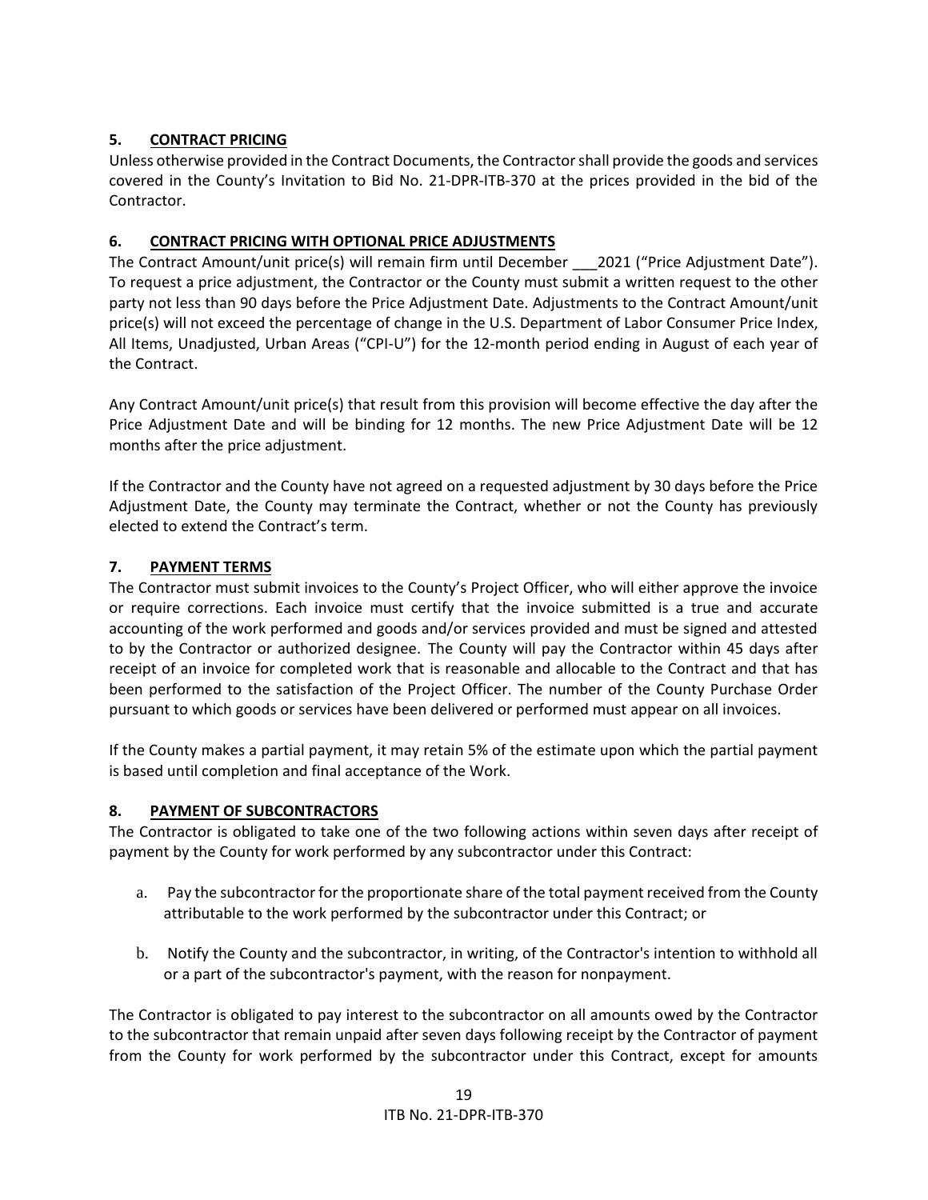## 5. CONTRACT PRICING

Unless otherwise provided in the Contract Documents, the Contractor shall provide the goods and services covered in the County's Invitation to Bid No. 21-DPR-ITB-370 at the prices provided in the bid of the Contractor.

## 6. CONTRACT PRICING WITH OPTIONAL PRICE ADJUSTMENTS

The Contract Amount/unit price(s) will remain firm until December ___2021 ("Price Adjustment Date"). To request a price adjustment, the Contractor or the County must submit a written request to the other party not less than 90 days before the Price Adjustment Date. Adjustments to the Contract Amount/unit price(s) will not exceed the percentage of change in the U.S. Department of Labor Consumer Price Index, All Items, Unadjusted, Urban Areas ("CPI-U") for the 12-month period ending in August of each year of the Contract.

Any Contract Amount/unit price(s) that result from this provision will become effective the day after the Price Adjustment Date and will be binding for 12 months. The new Price Adjustment Date will be 12 months after the price adjustment.

If the Contractor and the County have not agreed on a requested adjustment by 30 days before the Price Adjustment Date, the County may terminate the Contract, whether or not the County has previously elected to extend the Contract's term.

## 7. PAYMENT TERMS

The Contractor must submit invoices to the County's Project Officer, who will either approve the invoice or require corrections. Each invoice must certify that the invoice submitted is a true and accurate accounting of the work performed and goods and/or services provided and must be signed and attested to by the Contractor or authorized designee. The County will pay the Contractor within 45 days after receipt of an invoice for completed work that is reasonable and allocable to the Contract and that has been performed to the satisfaction of the Project Officer. The number of the County Purchase Order pursuant to which goods or services have been delivered or performed must appear on all invoices.

If the County makes a partial payment, it may retain 5% of the estimate upon which the partial payment is based until completion and final acceptance of the Work.

## 8. PAYMENT OF SUBCONTRACTORS

The Contractor is obligated to take one of the two following actions within seven days after receipt of payment by the County for work performed by any subcontractor under this Contract:

a. Pay the subcontractor for the proportionate share of the total payment received from the County attributable to the work performed by the subcontractor under this Contract; or

b. Notify the County and the subcontractor, in writing, of the Contractor's intention to withhold all or a part of the subcontractor's payment, with the reason for nonpayment.

The Contractor is obligated to pay interest to the subcontractor on all amounts owed by the Contractor to the subcontractor that remain unpaid after seven days following receipt by the Contractor of payment from the County for work performed by the subcontractor under this Contract, except for amounts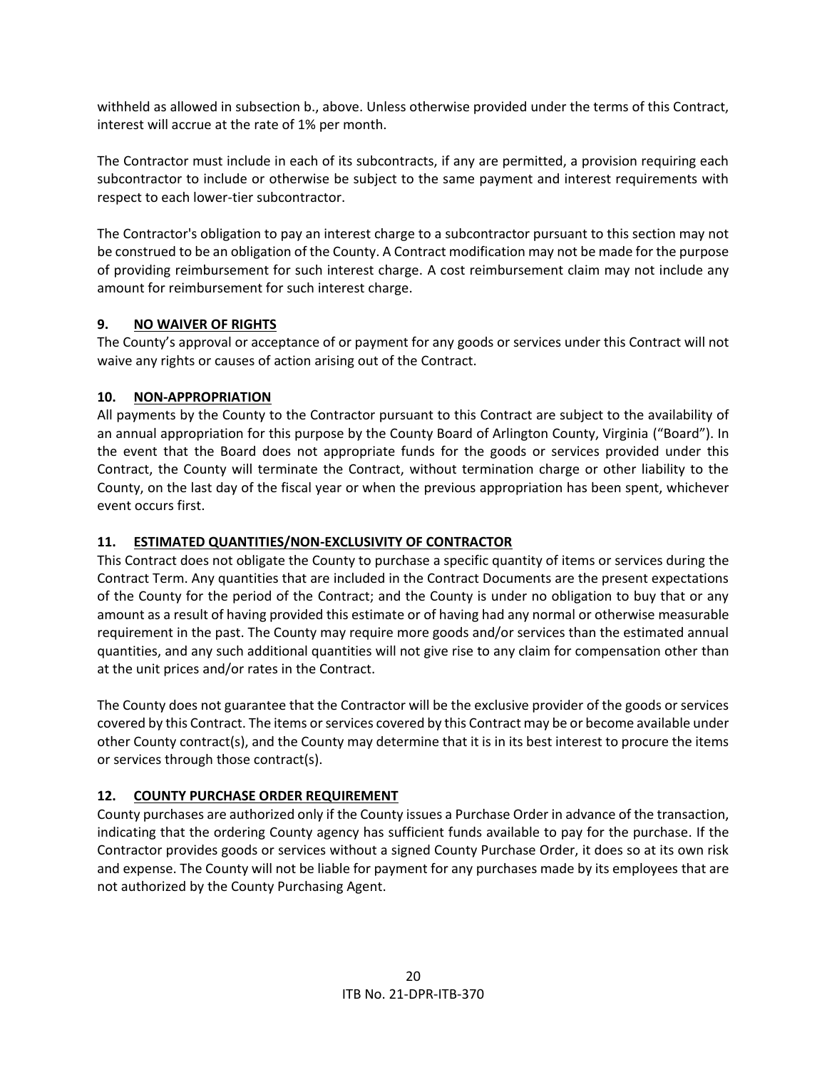withheld as allowed in subsection b., above. Unless otherwise provided under the terms of this Contract, interest will accrue at the rate of 1% per month.

The Contractor must include in each of its subcontracts, if any are permitted, a provision requiring each subcontractor to include or otherwise be subject to the same payment and interest requirements with respect to each lower-tier subcontractor.

The Contractor's obligation to pay an interest charge to a subcontractor pursuant to this section may not be construed to be an obligation of the County. A Contract modification may not be made for the purpose of providing reimbursement for such interest charge. A cost reimbursement claim may not include any amount for reimbursement for such interest charge.

## 9. NO WAIVER OF RIGHTS

The County's approval or acceptance of or payment for any goods or services under this Contract will not waive any rights or causes of action arising out of the Contract.

## 10. NON-APPROPRIATION

All payments by the County to the Contractor pursuant to this Contract are subject to the availability of an annual appropriation for this purpose by the County Board of Arlington County, Virginia ("Board"). In the event that the Board does not appropriate funds for the goods or services provided under this Contract, the County will terminate the Contract, without termination charge or other liability to the County, on the last day of the fiscal year or when the previous appropriation has been spent, whichever event occurs first.

## 11. ESTIMATED QUANTITIES/NON-EXCLUSIVITY OF CONTRACTOR

This Contract does not obligate the County to purchase a specific quantity of items or services during the Contract Term. Any quantities that are included in the Contract Documents are the present expectations of the County for the period of the Contract; and the County is under no obligation to buy that or any amount as a result of having provided this estimate or of having had any normal or otherwise measurable requirement in the past. The County may require more goods and/or services than the estimated annual quantities, and any such additional quantities will not give rise to any claim for compensation other than at the unit prices and/or rates in the Contract.

The County does not guarantee that the Contractor will be the exclusive provider of the goods or services covered by this Contract. The items or services covered by this Contract may be or become available under other County contract(s), and the County may determine that it is in its best interest to procure the items or services through those contract(s).

## 12. COUNTY PURCHASE ORDER REQUIREMENT

County purchases are authorized only if the County issues a Purchase Order in advance of the transaction, indicating that the ordering County agency has sufficient funds available to pay for the purchase. If the Contractor provides goods or services without a signed County Purchase Order, it does so at its own risk and expense. The County will not be liable for payment for any purchases made by its employees that are not authorized by the County Purchasing Agent.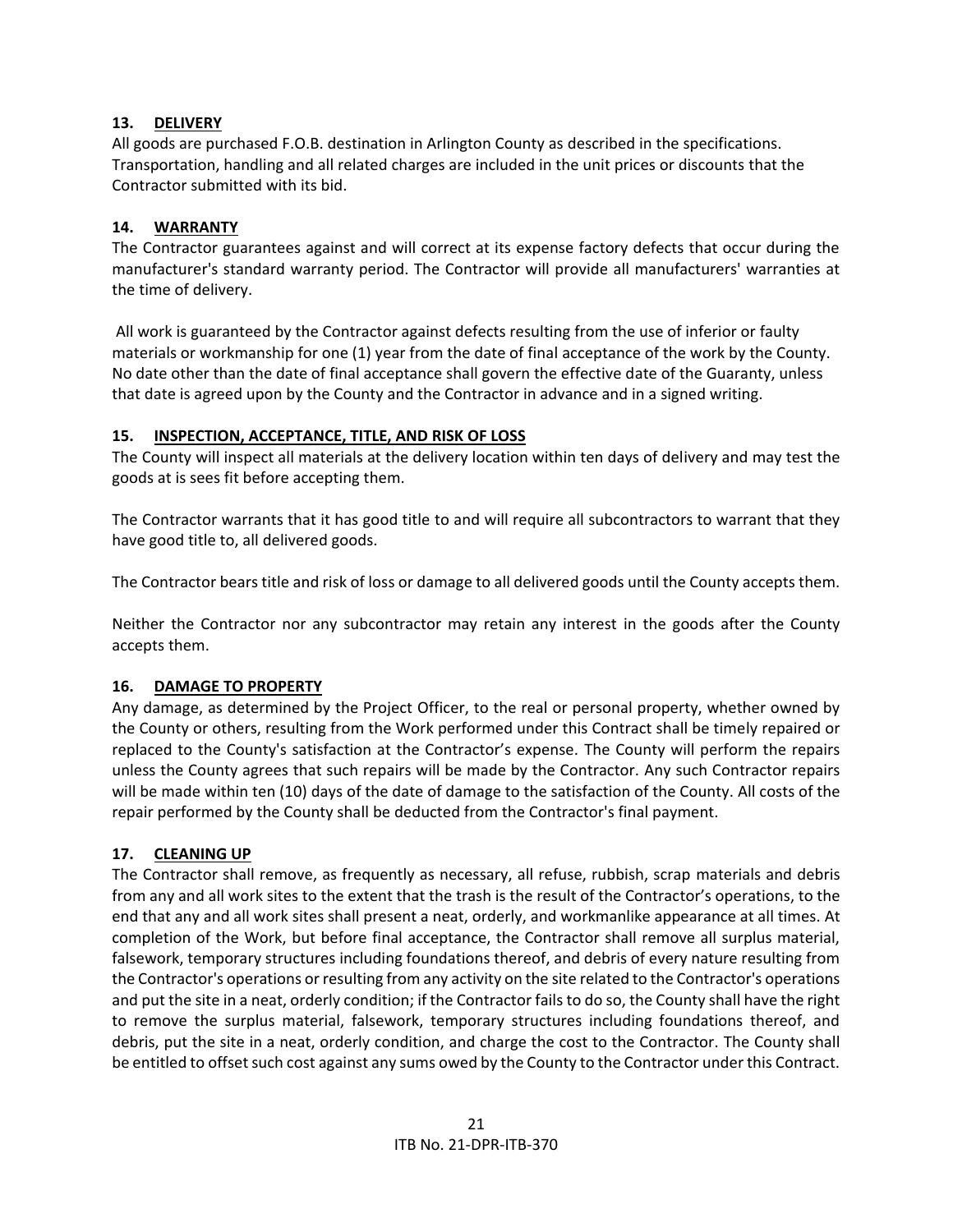### 13. <u>DELIVERY</u>

All goods are purchased F.O.B. destination in Arlington County as described in the specifications. Transportation, handling and all related charges are included in the unit prices or discounts that the Contractor submitted with its bid.

### 14. <u>WARRANTY</u>

The Contractor guarantees against and will correct at its expense factory defects that occur during the manufacturer's standard warranty period. The Contractor will provide all manufacturers' warranties at the time of delivery.

All work is guaranteed by the Contractor against defects resulting from the use of inferior or faulty materials or workmanship for one (1) year from the date of final acceptance of the work by the County. No date other than the date of final acceptance shall govern the effective date of the Guaranty, unless that date is agreed upon by the County and the Contractor in advance and in a signed writing.

### 15. <u>INSPECTION, ACCEPTANCE, TITLE, AND RISK OF LOSS</u>

The County will inspect all materials at the delivery location within ten days of delivery and may test the goods at is sees fit before accepting them.

The Contractor warrants that it has good title to and will require all subcontractors to warrant that they have good title to, all delivered goods.

The Contractor bears title and risk of loss or damage to all delivered goods until the County accepts them.

Neither the Contractor nor any subcontractor may retain any interest in the goods after the County accepts them.

### 16. <u>DAMAGE TO PROPERTY</u>

Any damage, as determined by the Project Officer, to the real or personal property, whether owned by the County or others, resulting from the Work performed under this Contract shall be timely repaired or replaced to the County's satisfaction at the Contractor's expense. The County will perform the repairs unless the County agrees that such repairs will be made by the Contractor. Any such Contractor repairs will be made within ten (10) days of the date of damage to the satisfaction of the County. All costs of the repair performed by the County shall be deducted from the Contractor's final payment.

### 17. <u>CLEANING UP</u>

The Contractor shall remove, as frequently as necessary, all refuse, rubbish, scrap materials and debris from any and all work sites to the extent that the trash is the result of the Contractor's operations, to the end that any and all work sites shall present a neat, orderly, and workmanlike appearance at all times. At completion of the Work, but before final acceptance, the Contractor shall remove all surplus material, falsework, temporary structures including foundations thereof, and debris of every nature resulting from the Contractor's operations or resulting from any activity on the site related to the Contractor's operations and put the site in a neat, orderly condition; if the Contractor fails to do so, the County shall have the right to remove the surplus material, falsework, temporary structures including foundations thereof, and debris, put the site in a neat, orderly condition, and charge the cost to the Contractor. The County shall be entitled to offset such cost against any sums owed by the County to the Contractor under this Contract.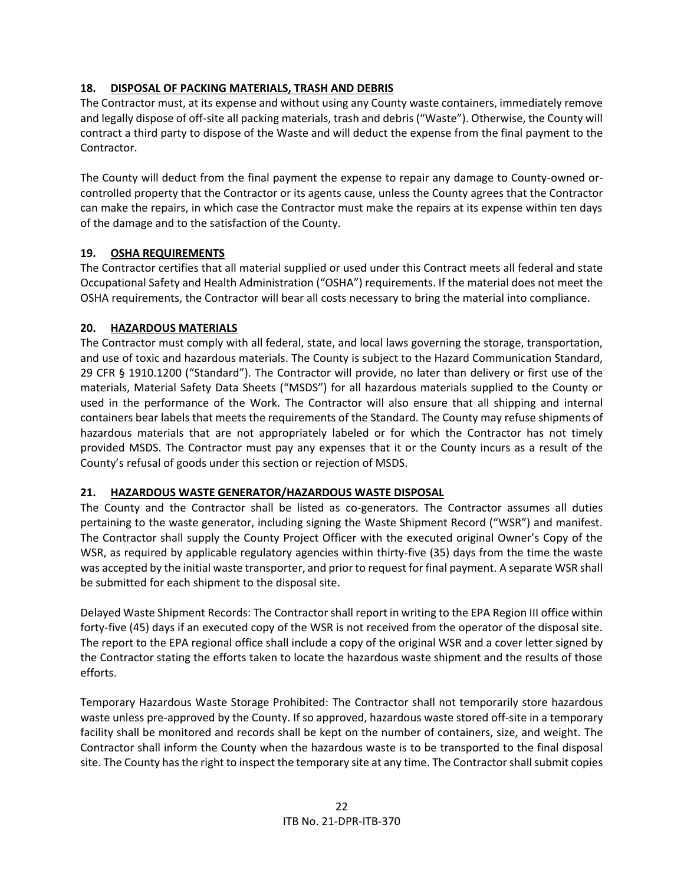## 18. DISPOSAL OF PACKING MATERIALS, TRASH AND DEBRIS

The Contractor must, at its expense and without using any County waste containers, immediately remove and legally dispose of off-site all packing materials, trash and debris ("Waste"). Otherwise, the County will contract a third party to dispose of the Waste and will deduct the expense from the final payment to the Contractor.

The County will deduct from the final payment the expense to repair any damage to County-owned or-controlled property that the Contractor or its agents cause, unless the County agrees that the Contractor can make the repairs, in which case the Contractor must make the repairs at its expense within ten days of the damage and to the satisfaction of the County.

## 19. OSHA REQUIREMENTS

The Contractor certifies that all material supplied or used under this Contract meets all federal and state Occupational Safety and Health Administration ("OSHA") requirements. If the material does not meet the OSHA requirements, the Contractor will bear all costs necessary to bring the material into compliance.

## 20. HAZARDOUS MATERIALS

The Contractor must comply with all federal, state, and local laws governing the storage, transportation, and use of toxic and hazardous materials. The County is subject to the Hazard Communication Standard, 29 CFR § 1910.1200 ("Standard"). The Contractor will provide, no later than delivery or first use of the materials, Material Safety Data Sheets ("MSDS") for all hazardous materials supplied to the County or used in the performance of the Work. The Contractor will also ensure that all shipping and internal containers bear labels that meets the requirements of the Standard. The County may refuse shipments of hazardous materials that are not appropriately labeled or for which the Contractor has not timely provided MSDS. The Contractor must pay any expenses that it or the County incurs as a result of the County's refusal of goods under this section or rejection of MSDS.

## 21. HAZARDOUS WASTE GENERATOR/HAZARDOUS WASTE DISPOSAL

The County and the Contractor shall be listed as co-generators. The Contractor assumes all duties pertaining to the waste generator, including signing the Waste Shipment Record ("WSR") and manifest. The Contractor shall supply the County Project Officer with the executed original Owner's Copy of the WSR, as required by applicable regulatory agencies within thirty-five (35) days from the time the waste was accepted by the initial waste transporter, and prior to request for final payment. A separate WSR shall be submitted for each shipment to the disposal site.

Delayed Waste Shipment Records: The Contractor shall report in writing to the EPA Region III office within forty-five (45) days if an executed copy of the WSR is not received from the operator of the disposal site. The report to the EPA regional office shall include a copy of the original WSR and a cover letter signed by the Contractor stating the efforts taken to locate the hazardous waste shipment and the results of those efforts.

Temporary Hazardous Waste Storage Prohibited: The Contractor shall not temporarily store hazardous waste unless pre-approved by the County. If so approved, hazardous waste stored off-site in a temporary facility shall be monitored and records shall be kept on the number of containers, size, and weight. The Contractor shall inform the County when the hazardous waste is to be transported to the final disposal site. The County has the right to inspect the temporary site at any time. The Contractor shall submit copies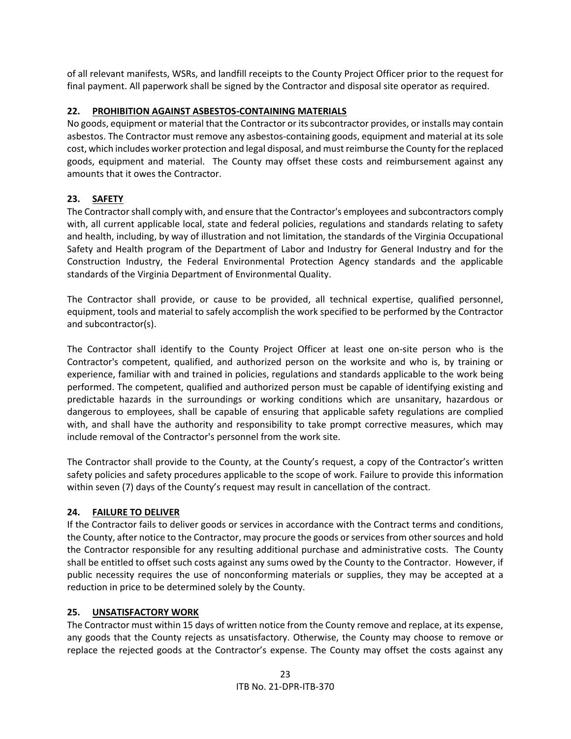of all relevant manifests, WSRs, and landfill receipts to the County Project Officer prior to the request for final payment. All paperwork shall be signed by the Contractor and disposal site operator as required.

## 22. PROHIBITION AGAINST ASBESTOS-CONTAINING MATERIALS

No goods, equipment or material that the Contractor or its subcontractor provides, or installs may contain asbestos. The Contractor must remove any asbestos-containing goods, equipment and material at its sole cost, which includes worker protection and legal disposal, and must reimburse the County for the replaced goods, equipment and material. The County may offset these costs and reimbursement against any amounts that it owes the Contractor.

## 23. SAFETY

The Contractor shall comply with, and ensure that the Contractor's employees and subcontractors comply with, all current applicable local, state and federal policies, regulations and standards relating to safety and health, including, by way of illustration and not limitation, the standards of the Virginia Occupational Safety and Health program of the Department of Labor and Industry for General Industry and for the Construction Industry, the Federal Environmental Protection Agency standards and the applicable standards of the Virginia Department of Environmental Quality.

The Contractor shall provide, or cause to be provided, all technical expertise, qualified personnel, equipment, tools and material to safely accomplish the work specified to be performed by the Contractor and subcontractor(s).

The Contractor shall identify to the County Project Officer at least one on-site person who is the Contractor's competent, qualified, and authorized person on the worksite and who is, by training or experience, familiar with and trained in policies, regulations and standards applicable to the work being performed. The competent, qualified and authorized person must be capable of identifying existing and predictable hazards in the surroundings or working conditions which are unsanitary, hazardous or dangerous to employees, shall be capable of ensuring that applicable safety regulations are complied with, and shall have the authority and responsibility to take prompt corrective measures, which may include removal of the Contractor's personnel from the work site.

The Contractor shall provide to the County, at the County's request, a copy of the Contractor's written safety policies and safety procedures applicable to the scope of work. Failure to provide this information within seven (7) days of the County's request may result in cancellation of the contract.

## 24. FAILURE TO DELIVER

If the Contractor fails to deliver goods or services in accordance with the Contract terms and conditions, the County, after notice to the Contractor, may procure the goods or services from other sources and hold the Contractor responsible for any resulting additional purchase and administrative costs. The County shall be entitled to offset such costs against any sums owed by the County to the Contractor. However, if public necessity requires the use of nonconforming materials or supplies, they may be accepted at a reduction in price to be determined solely by the County.

## 25. UNSATISFACTORY WORK

The Contractor must within 15 days of written notice from the County remove and replace, at its expense, any goods that the County rejects as unsatisfactory. Otherwise, the County may choose to remove or replace the rejected goods at the Contractor's expense. The County may offset the costs against any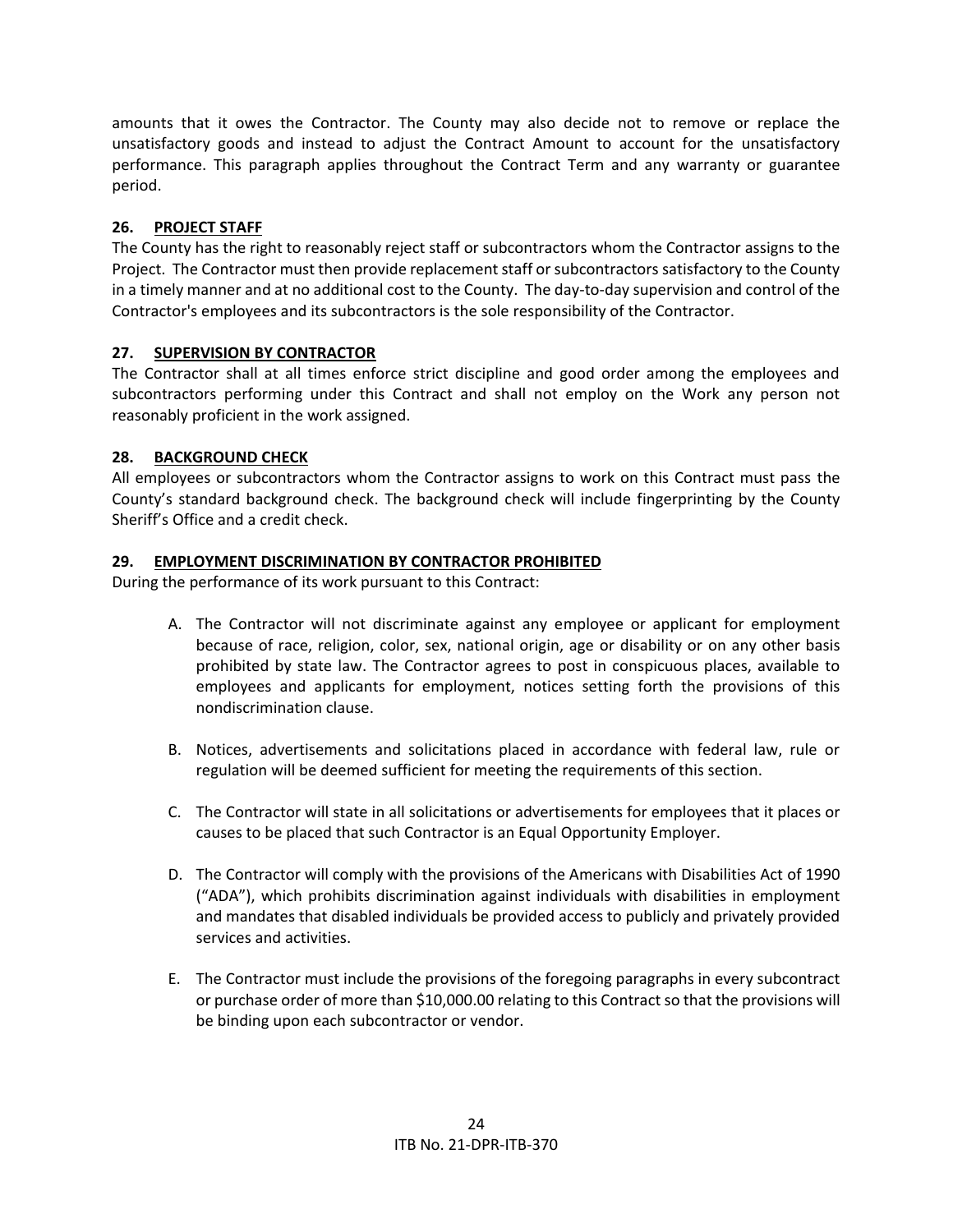amounts that it owes the Contractor. The County may also decide not to remove or replace the unsatisfactory goods and instead to adjust the Contract Amount to account for the unsatisfactory performance. This paragraph applies throughout the Contract Term and any warranty or guarantee period.

### 26. PROJECT STAFF

The County has the right to reasonably reject staff or subcontractors whom the Contractor assigns to the Project. The Contractor must then provide replacement staff or subcontractors satisfactory to the County in a timely manner and at no additional cost to the County. The day-to-day supervision and control of the Contractor's employees and its subcontractors is the sole responsibility of the Contractor.

### 27. SUPERVISION BY CONTRACTOR

The Contractor shall at all times enforce strict discipline and good order among the employees and subcontractors performing under this Contract and shall not employ on the Work any person not reasonably proficient in the work assigned.

### 28. BACKGROUND CHECK

All employees or subcontractors whom the Contractor assigns to work on this Contract must pass the County's standard background check. The background check will include fingerprinting by the County Sheriff's Office and a credit check.

### 29. EMPLOYMENT DISCRIMINATION BY CONTRACTOR PROHIBITED

During the performance of its work pursuant to this Contract:

A. The Contractor will not discriminate against any employee or applicant for employment because of race, religion, color, sex, national origin, age or disability or on any other basis prohibited by state law. The Contractor agrees to post in conspicuous places, available to employees and applicants for employment, notices setting forth the provisions of this nondiscrimination clause.

B. Notices, advertisements and solicitations placed in accordance with federal law, rule or regulation will be deemed sufficient for meeting the requirements of this section.

C. The Contractor will state in all solicitations or advertisements for employees that it places or causes to be placed that such Contractor is an Equal Opportunity Employer.

D. The Contractor will comply with the provisions of the Americans with Disabilities Act of 1990 ("ADA"), which prohibits discrimination against individuals with disabilities in employment and mandates that disabled individuals be provided access to publicly and privately provided services and activities.

E. The Contractor must include the provisions of the foregoing paragraphs in every subcontract or purchase order of more than $10,000.00 relating to this Contract so that the provisions will be binding upon each subcontractor or vendor.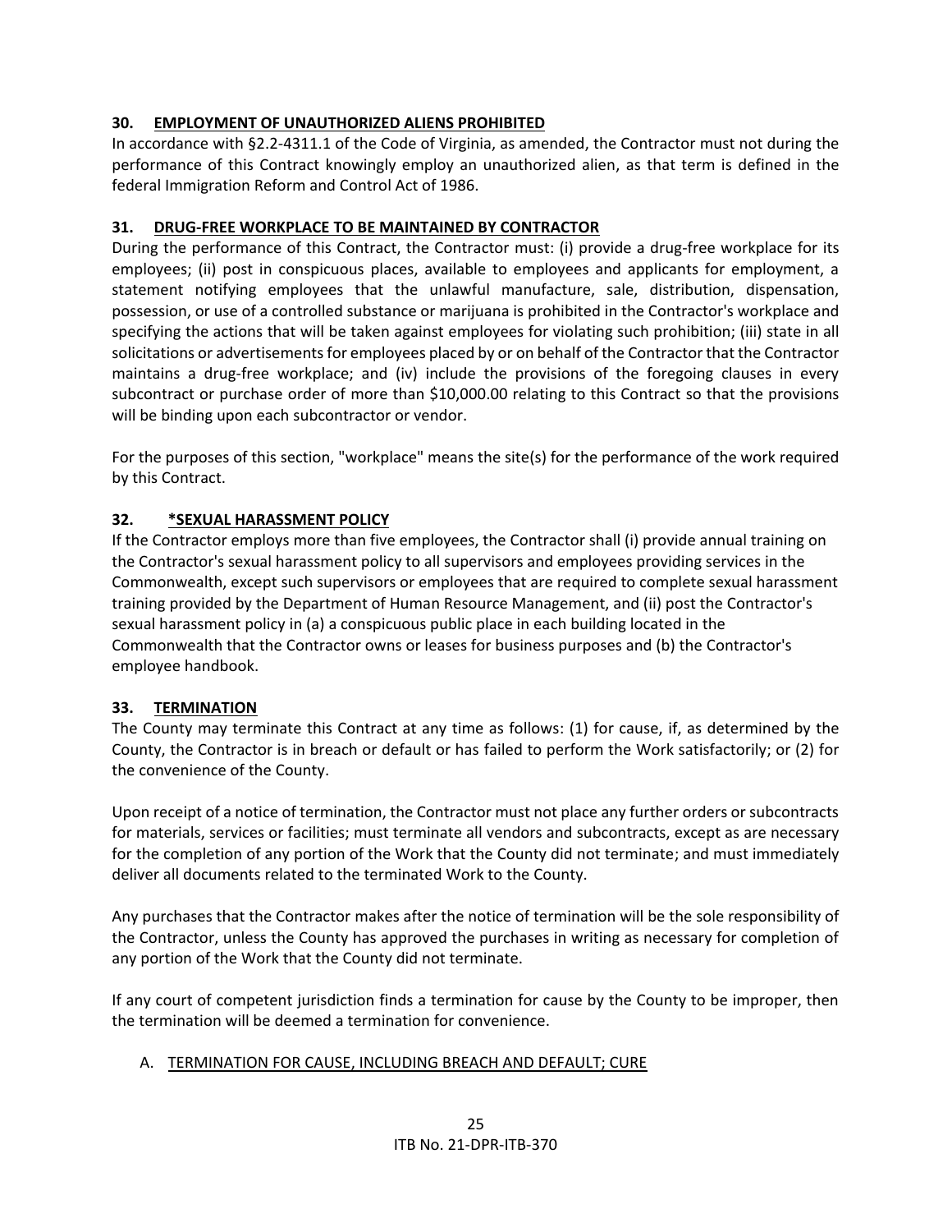### 30. EMPLOYMENT OF UNAUTHORIZED ALIENS PROHIBITED

In accordance with §2.2-4311.1 of the Code of Virginia, as amended, the Contractor must not during the performance of this Contract knowingly employ an unauthorized alien, as that term is defined in the federal Immigration Reform and Control Act of 1986.

### 31. DRUG-FREE WORKPLACE TO BE MAINTAINED BY CONTRACTOR

During the performance of this Contract, the Contractor must: (i) provide a drug-free workplace for its employees; (ii) post in conspicuous places, available to employees and applicants for employment, a statement notifying employees that the unlawful manufacture, sale, distribution, dispensation, possession, or use of a controlled substance or marijuana is prohibited in the Contractor's workplace and specifying the actions that will be taken against employees for violating such prohibition; (iii) state in all solicitations or advertisements for employees placed by or on behalf of the Contractor that the Contractor maintains a drug-free workplace; and (iv) include the provisions of the foregoing clauses in every subcontract or purchase order of more than $10,000.00 relating to this Contract so that the provisions will be binding upon each subcontractor or vendor.

For the purposes of this section, "workplace" means the site(s) for the performance of the work required by this Contract.

### 32. *SEXUAL HARASSMENT POLICY

If the Contractor employs more than five employees, the Contractor shall (i) provide annual training on the Contractor's sexual harassment policy to all supervisors and employees providing services in the Commonwealth, except such supervisors or employees that are required to complete sexual harassment training provided by the Department of Human Resource Management, and (ii) post the Contractor's sexual harassment policy in (a) a conspicuous public place in each building located in the Commonwealth that the Contractor owns or leases for business purposes and (b) the Contractor's employee handbook.

### 33. TERMINATION

The County may terminate this Contract at any time as follows: (1) for cause, if, as determined by the County, the Contractor is in breach or default or has failed to perform the Work satisfactorily; or (2) for the convenience of the County.

Upon receipt of a notice of termination, the Contractor must not place any further orders or subcontracts for materials, services or facilities; must terminate all vendors and subcontracts, except as are necessary for the completion of any portion of the Work that the County did not terminate; and must immediately deliver all documents related to the terminated Work to the County.

Any purchases that the Contractor makes after the notice of termination will be the sole responsibility of the Contractor, unless the County has approved the purchases in writing as necessary for completion of any portion of the Work that the County did not terminate.

If any court of competent jurisdiction finds a termination for cause by the County to be improper, then the termination will be deemed a termination for convenience.

A. TERMINATION FOR CAUSE, INCLUDING BREACH AND DEFAULT; CURE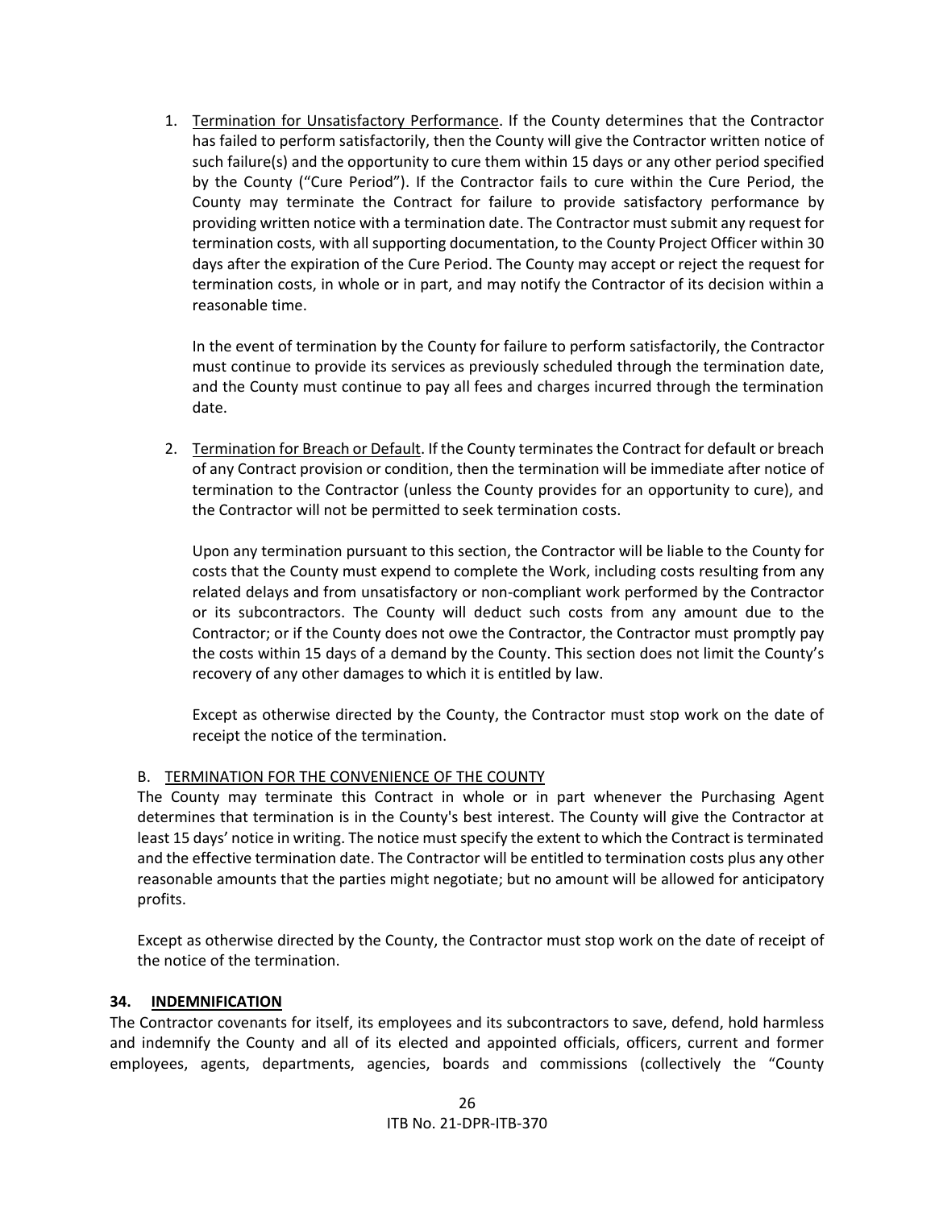1. Termination for Unsatisfactory Performance. If the County determines that the Contractor has failed to perform satisfactorily, then the County will give the Contractor written notice of such failure(s) and the opportunity to cure them within 15 days or any other period specified by the County ("Cure Period"). If the Contractor fails to cure within the Cure Period, the County may terminate the Contract for failure to provide satisfactory performance by providing written notice with a termination date. The Contractor must submit any request for termination costs, with all supporting documentation, to the County Project Officer within 30 days after the expiration of the Cure Period. The County may accept or reject the request for termination costs, in whole or in part, and may notify the Contractor of its decision within a reasonable time.

   In the event of termination by the County for failure to perform satisfactorily, the Contractor must continue to provide its services as previously scheduled through the termination date, and the County must continue to pay all fees and charges incurred through the termination date.

2. Termination for Breach or Default. If the County terminates the Contract for default or breach of any Contract provision or condition, then the termination will be immediate after notice of termination to the Contractor (unless the County provides for an opportunity to cure), and the Contractor will not be permitted to seek termination costs.

   Upon any termination pursuant to this section, the Contractor will be liable to the County for costs that the County must expend to complete the Work, including costs resulting from any related delays and from unsatisfactory or non-compliant work performed by the Contractor or its subcontractors. The County will deduct such costs from any amount due to the Contractor; or if the County does not owe the Contractor, the Contractor must promptly pay the costs within 15 days of a demand by the County. This section does not limit the County's recovery of any other damages to which it is entitled by law.

   Except as otherwise directed by the County, the Contractor must stop work on the date of receipt the notice of the termination.

B. TERMINATION FOR THE CONVENIENCE OF THE COUNTY

The County may terminate this Contract in whole or in part whenever the Purchasing Agent determines that termination is in the County's best interest. The County will give the Contractor at least 15 days' notice in writing. The notice must specify the extent to which the Contract is terminated and the effective termination date. The Contractor will be entitled to termination costs plus any other reasonable amounts that the parties might negotiate; but no amount will be allowed for anticipatory profits.

Except as otherwise directed by the County, the Contractor must stop work on the date of receipt of the notice of the termination.

## 34. INDEMNIFICATION

The Contractor covenants for itself, its employees and its subcontractors to save, defend, hold harmless and indemnify the County and all of its elected and appointed officials, officers, current and former employees, agents, departments, agencies, boards and commissions (collectively the "County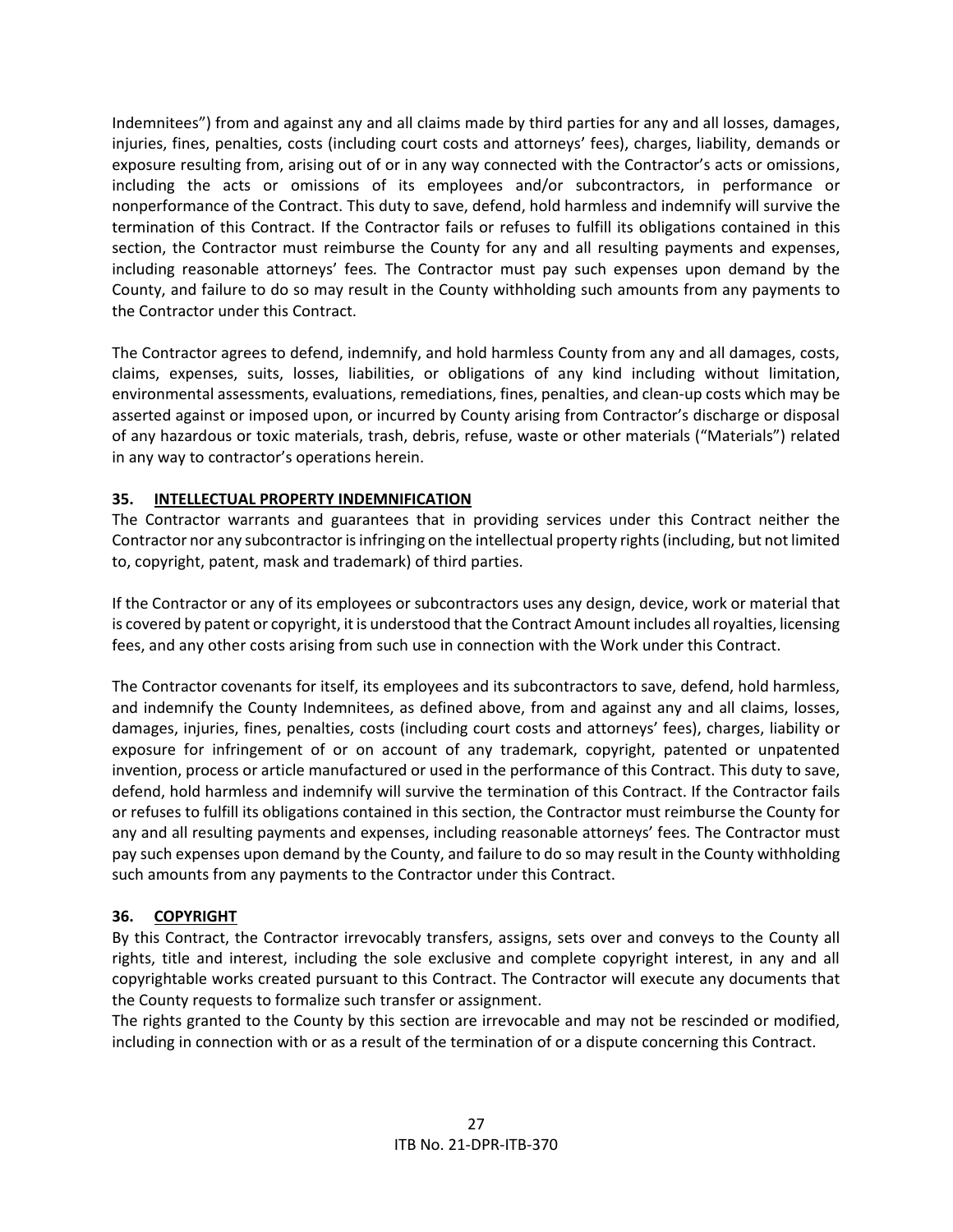Indemnitees") from and against any and all claims made by third parties for any and all losses, damages, injuries, fines, penalties, costs (including court costs and attorneys' fees), charges, liability, demands or exposure resulting from, arising out of or in any way connected with the Contractor's acts or omissions, including the acts or omissions of its employees and/or subcontractors, in performance or nonperformance of the Contract. This duty to save, defend, hold harmless and indemnify will survive the termination of this Contract. If the Contractor fails or refuses to fulfill its obligations contained in this section, the Contractor must reimburse the County for any and all resulting payments and expenses, including reasonable attorneys' fees. The Contractor must pay such expenses upon demand by the County, and failure to do so may result in the County withholding such amounts from any payments to the Contractor under this Contract.

The Contractor agrees to defend, indemnify, and hold harmless County from any and all damages, costs, claims, expenses, suits, losses, liabilities, or obligations of any kind including without limitation, environmental assessments, evaluations, remediations, fines, penalties, and clean-up costs which may be asserted against or imposed upon, or incurred by County arising from Contractor's discharge or disposal of any hazardous or toxic materials, trash, debris, refuse, waste or other materials ("Materials") related in any way to contractor's operations herein.

## 35. INTELLECTUAL PROPERTY INDEMNIFICATION

The Contractor warrants and guarantees that in providing services under this Contract neither the Contractor nor any subcontractor is infringing on the intellectual property rights (including, but not limited to, copyright, patent, mask and trademark) of third parties.

If the Contractor or any of its employees or subcontractors uses any design, device, work or material that is covered by patent or copyright, it is understood that the Contract Amount includes all royalties, licensing fees, and any other costs arising from such use in connection with the Work under this Contract.

The Contractor covenants for itself, its employees and its subcontractors to save, defend, hold harmless, and indemnify the County Indemnitees, as defined above, from and against any and all claims, losses, damages, injuries, fines, penalties, costs (including court costs and attorneys' fees), charges, liability or exposure for infringement of or on account of any trademark, copyright, patented or unpatented invention, process or article manufactured or used in the performance of this Contract. This duty to save, defend, hold harmless and indemnify will survive the termination of this Contract. If the Contractor fails or refuses to fulfill its obligations contained in this section, the Contractor must reimburse the County for any and all resulting payments and expenses, including reasonable attorneys' fees. The Contractor must pay such expenses upon demand by the County, and failure to do so may result in the County withholding such amounts from any payments to the Contractor under this Contract.

## 36. COPYRIGHT

By this Contract, the Contractor irrevocably transfers, assigns, sets over and conveys to the County all rights, title and interest, including the sole exclusive and complete copyright interest, in any and all copyrightable works created pursuant to this Contract. The Contractor will execute any documents that the County requests to formalize such transfer or assignment.

The rights granted to the County by this section are irrevocable and may not be rescinded or modified, including in connection with or as a result of the termination of or a dispute concerning this Contract.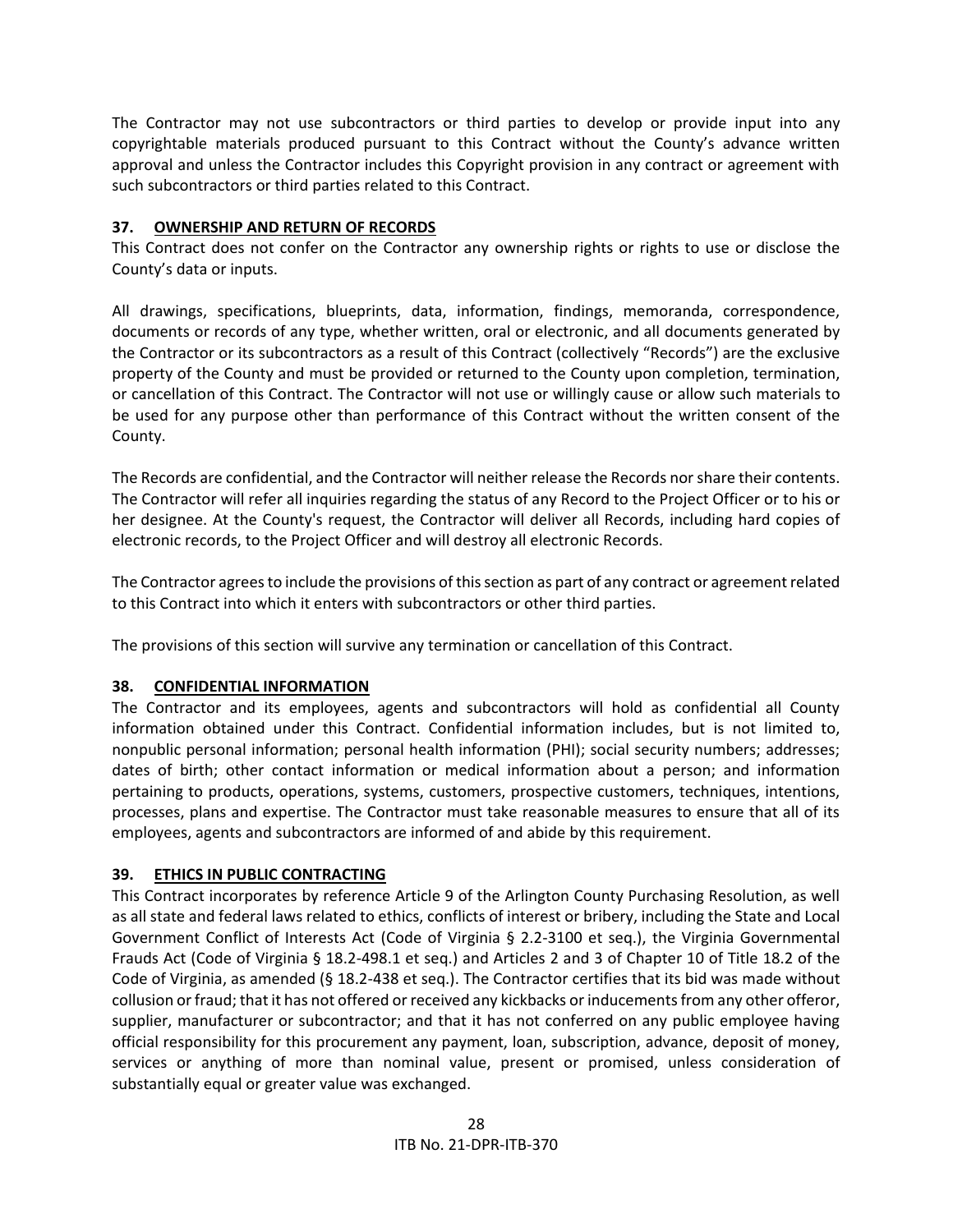The Contractor may not use subcontractors or third parties to develop or provide input into any copyrightable materials produced pursuant to this Contract without the County's advance written approval and unless the Contractor includes this Copyright provision in any contract or agreement with such subcontractors or third parties related to this Contract.

### 37. <u>OWNERSHIP AND RETURN OF RECORDS</u>

This Contract does not confer on the Contractor any ownership rights or rights to use or disclose the County's data or inputs.

All drawings, specifications, blueprints, data, information, findings, memoranda, correspondence, documents or records of any type, whether written, oral or electronic, and all documents generated by the Contractor or its subcontractors as a result of this Contract (collectively "Records") are the exclusive property of the County and must be provided or returned to the County upon completion, termination, or cancellation of this Contract. The Contractor will not use or willingly cause or allow such materials to be used for any purpose other than performance of this Contract without the written consent of the County.

The Records are confidential, and the Contractor will neither release the Records nor share their contents. The Contractor will refer all inquiries regarding the status of any Record to the Project Officer or to his or her designee. At the County's request, the Contractor will deliver all Records, including hard copies of electronic records, to the Project Officer and will destroy all electronic Records.

The Contractor agrees to include the provisions of this section as part of any contract or agreement related to this Contract into which it enters with subcontractors or other third parties.

The provisions of this section will survive any termination or cancellation of this Contract.

### 38. <u>CONFIDENTIAL INFORMATION</u>

The Contractor and its employees, agents and subcontractors will hold as confidential all County information obtained under this Contract. Confidential information includes, but is not limited to, nonpublic personal information; personal health information (PHI); social security numbers; addresses; dates of birth; other contact information or medical information about a person; and information pertaining to products, operations, systems, customers, prospective customers, techniques, intentions, processes, plans and expertise. The Contractor must take reasonable measures to ensure that all of its employees, agents and subcontractors are informed of and abide by this requirement.

### 39. <u>ETHICS IN PUBLIC CONTRACTING</u>

This Contract incorporates by reference Article 9 of the Arlington County Purchasing Resolution, as well as all state and federal laws related to ethics, conflicts of interest or bribery, including the State and Local Government Conflict of Interests Act (Code of Virginia § 2.2-3100 et seq.), the Virginia Governmental Frauds Act (Code of Virginia § 18.2-498.1 et seq.) and Articles 2 and 3 of Chapter 10 of Title 18.2 of the Code of Virginia, as amended (§ 18.2-438 et seq.). The Contractor certifies that its bid was made without collusion or fraud; that it has not offered or received any kickbacks or inducements from any other offeror, supplier, manufacturer or subcontractor; and that it has not conferred on any public employee having official responsibility for this procurement any payment, loan, subscription, advance, deposit of money, services or anything of more than nominal value, present or promised, unless consideration of substantially equal or greater value was exchanged.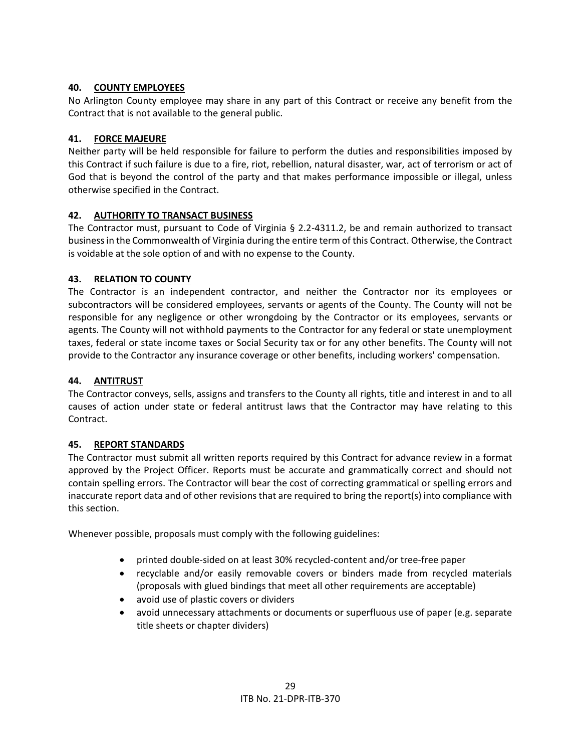## 40. COUNTY EMPLOYEES

No Arlington County employee may share in any part of this Contract or receive any benefit from the Contract that is not available to the general public.

## 41. FORCE MAJEURE

Neither party will be held responsible for failure to perform the duties and responsibilities imposed by this Contract if such failure is due to a fire, riot, rebellion, natural disaster, war, act of terrorism or act of God that is beyond the control of the party and that makes performance impossible or illegal, unless otherwise specified in the Contract.

## 42. AUTHORITY TO TRANSACT BUSINESS

The Contractor must, pursuant to Code of Virginia § 2.2-4311.2, be and remain authorized to transact business in the Commonwealth of Virginia during the entire term of this Contract. Otherwise, the Contract is voidable at the sole option of and with no expense to the County.

## 43. RELATION TO COUNTY

The Contractor is an independent contractor, and neither the Contractor nor its employees or subcontractors will be considered employees, servants or agents of the County. The County will not be responsible for any negligence or other wrongdoing by the Contractor or its employees, servants or agents. The County will not withhold payments to the Contractor for any federal or state unemployment taxes, federal or state income taxes or Social Security tax or for any other benefits. The County will not provide to the Contractor any insurance coverage or other benefits, including workers' compensation.

## 44. ANTITRUST

The Contractor conveys, sells, assigns and transfers to the County all rights, title and interest in and to all causes of action under state or federal antitrust laws that the Contractor may have relating to this Contract.

## 45. REPORT STANDARDS

The Contractor must submit all written reports required by this Contract for advance review in a format approved by the Project Officer. Reports must be accurate and grammatically correct and should not contain spelling errors. The Contractor will bear the cost of correcting grammatical or spelling errors and inaccurate report data and of other revisions that are required to bring the report(s) into compliance with this section.

Whenever possible, proposals must comply with the following guidelines:

- printed double-sided on at least 30% recycled-content and/or tree-free paper
- recyclable and/or easily removable covers or binders made from recycled materials (proposals with glued bindings that meet all other requirements are acceptable)
- avoid use of plastic covers or dividers
- avoid unnecessary attachments or documents or superfluous use of paper (e.g. separate title sheets or chapter dividers)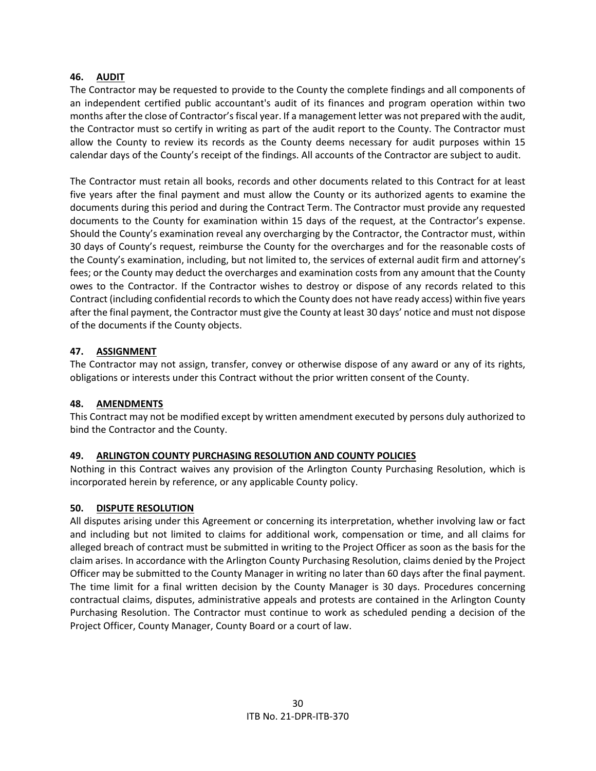**46. AUDIT**

The Contractor may be requested to provide to the County the complete findings and all components of an independent certified public accountant's audit of its finances and program operation within two months after the close of Contractor's fiscal year. If a management letter was not prepared with the audit, the Contractor must so certify in writing as part of the audit report to the County. The Contractor must allow the County to review its records as the County deems necessary for audit purposes within 15 calendar days of the County's receipt of the findings. All accounts of the Contractor are subject to audit.

The Contractor must retain all books, records and other documents related to this Contract for at least five years after the final payment and must allow the County or its authorized agents to examine the documents during this period and during the Contract Term. The Contractor must provide any requested documents to the County for examination within 15 days of the request, at the Contractor's expense. Should the County's examination reveal any overcharging by the Contractor, the Contractor must, within 30 days of County's request, reimburse the County for the overcharges and for the reasonable costs of the County's examination, including, but not limited to, the services of external audit firm and attorney's fees; or the County may deduct the overcharges and examination costs from any amount that the County owes to the Contractor. If the Contractor wishes to destroy or dispose of any records related to this Contract (including confidential records to which the County does not have ready access) within five years after the final payment, the Contractor must give the County at least 30 days' notice and must not dispose of the documents if the County objects.

**47. ASSIGNMENT**

The Contractor may not assign, transfer, convey or otherwise dispose of any award or any of its rights, obligations or interests under this Contract without the prior written consent of the County.

**48. AMENDMENTS**

This Contract may not be modified except by written amendment executed by persons duly authorized to bind the Contractor and the County.

**49. ARLINGTON COUNTY PURCHASING RESOLUTION AND COUNTY POLICIES**

Nothing in this Contract waives any provision of the Arlington County Purchasing Resolution, which is incorporated herein by reference, or any applicable County policy.

**50. DISPUTE RESOLUTION**

All disputes arising under this Agreement or concerning its interpretation, whether involving law or fact and including but not limited to claims for additional work, compensation or time, and all claims for alleged breach of contract must be submitted in writing to the Project Officer as soon as the basis for the claim arises. In accordance with the Arlington County Purchasing Resolution, claims denied by the Project Officer may be submitted to the County Manager in writing no later than 60 days after the final payment. The time limit for a final written decision by the County Manager is 30 days. Procedures concerning contractual claims, disputes, administrative appeals and protests are contained in the Arlington County Purchasing Resolution. The Contractor must continue to work as scheduled pending a decision of the Project Officer, County Manager, County Board or a court of law.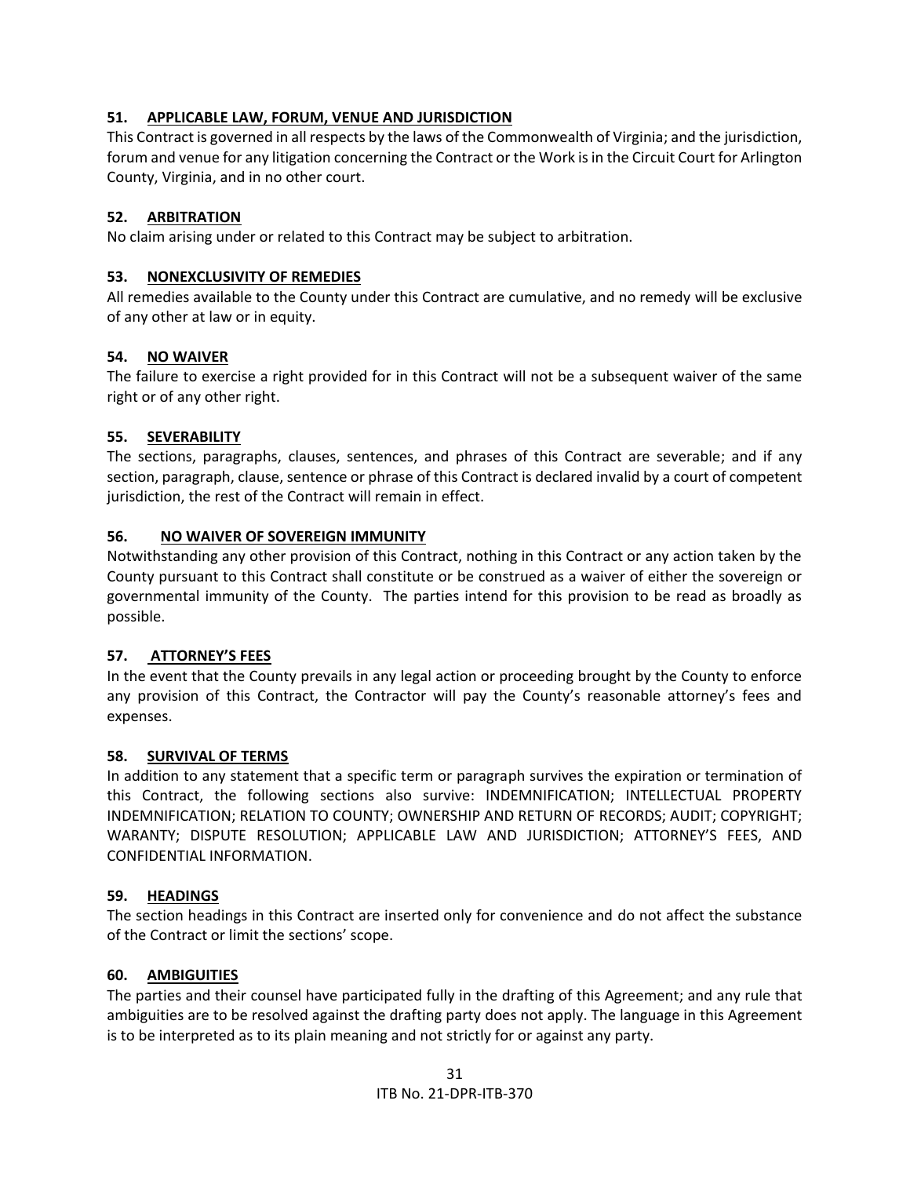### 51. APPLICABLE LAW, FORUM, VENUE AND JURISDICTION

This Contract is governed in all respects by the laws of the Commonwealth of Virginia; and the jurisdiction, forum and venue for any litigation concerning the Contract or the Work is in the Circuit Court for Arlington County, Virginia, and in no other court.

### 52. ARBITRATION

No claim arising under or related to this Contract may be subject to arbitration.

### 53. NONEXCLUSIVITY OF REMEDIES

All remedies available to the County under this Contract are cumulative, and no remedy will be exclusive of any other at law or in equity.

### 54. NO WAIVER

The failure to exercise a right provided for in this Contract will not be a subsequent waiver of the same right or of any other right.

### 55. SEVERABILITY

The sections, paragraphs, clauses, sentences, and phrases of this Contract are severable; and if any section, paragraph, clause, sentence or phrase of this Contract is declared invalid by a court of competent jurisdiction, the rest of the Contract will remain in effect.

### 56. NO WAIVER OF SOVEREIGN IMMUNITY

Notwithstanding any other provision of this Contract, nothing in this Contract or any action taken by the County pursuant to this Contract shall constitute or be construed as a waiver of either the sovereign or governmental immunity of the County. The parties intend for this provision to be read as broadly as possible.

### 57. ATTORNEY'S FEES

In the event that the County prevails in any legal action or proceeding brought by the County to enforce any provision of this Contract, the Contractor will pay the County's reasonable attorney's fees and expenses.

### 58. SURVIVAL OF TERMS

In addition to any statement that a specific term or paragraph survives the expiration or termination of this Contract, the following sections also survive: INDEMNIFICATION; INTELLECTUAL PROPERTY INDEMNIFICATION; RELATION TO COUNTY; OWNERSHIP AND RETURN OF RECORDS; AUDIT; COPYRIGHT; WARANTY; DISPUTE RESOLUTION; APPLICABLE LAW AND JURISDICTION; ATTORNEY'S FEES, AND CONFIDENTIAL INFORMATION.

### 59. HEADINGS

The section headings in this Contract are inserted only for convenience and do not affect the substance of the Contract or limit the sections' scope.

### 60. AMBIGUITIES

The parties and their counsel have participated fully in the drafting of this Agreement; and any rule that ambiguities are to be resolved against the drafting party does not apply. The language in this Agreement is to be interpreted as to its plain meaning and not strictly for or against any party.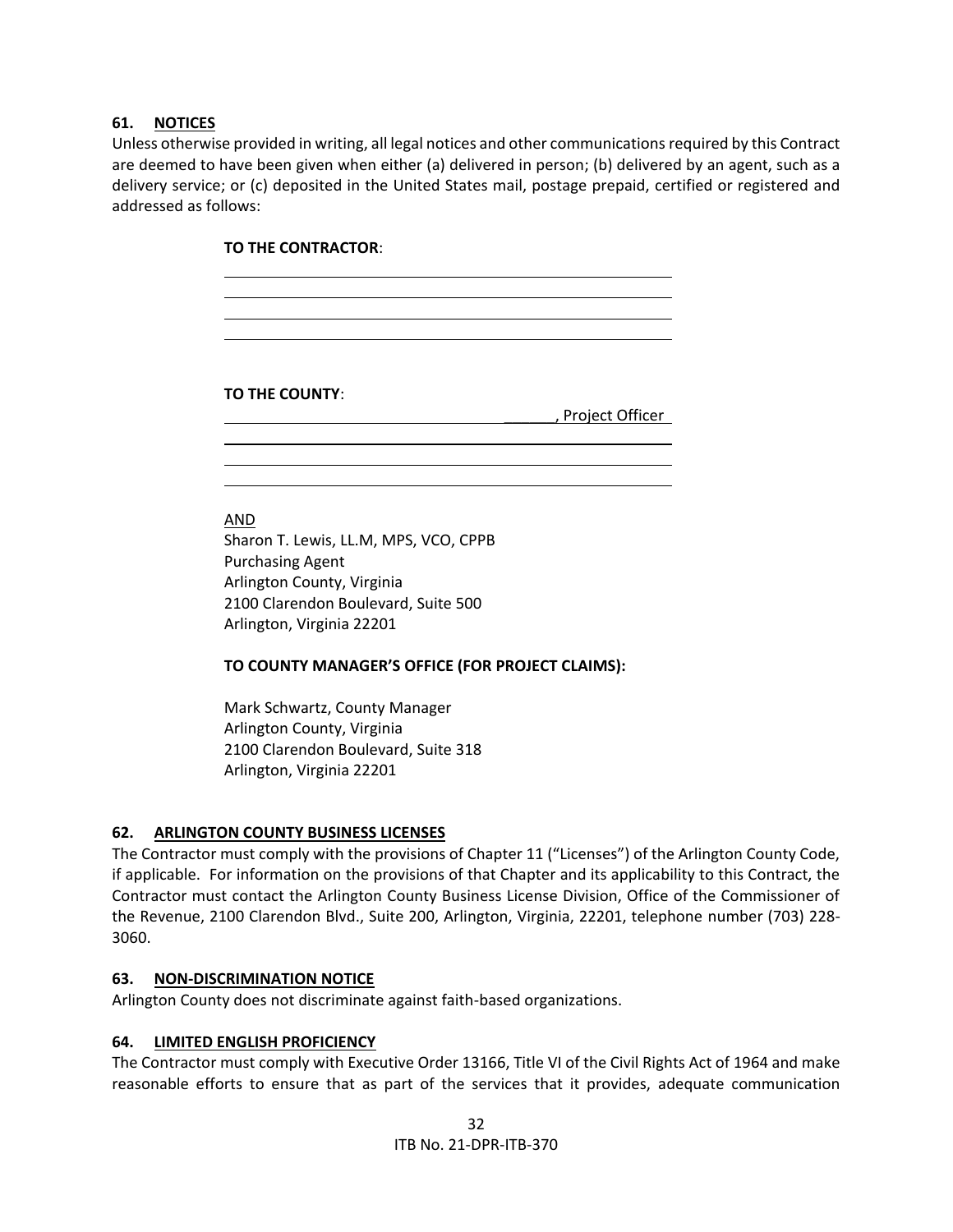## 61. NOTICES

Unless otherwise provided in writing, all legal notices and other communications required by this Contract are deemed to have been given when either (a) delivered in person; (b) delivered by an agent, such as a delivery service; or (c) deposited in the United States mail, postage prepaid, certified or registered and addressed as follows:

**TO THE CONTRACTOR**:

\_\_\_\_\_\_\_\_\_\_\_\_\_\_\_\_\_\_\_\_\_\_\_\_\_\_\_\_\_\_\_\_\_\_\_\_\_\_\_\_\_\_\_\_\_\_\_\_\_\_

\_\_\_\_\_\_\_\_\_\_\_\_\_\_\_\_\_\_\_\_\_\_\_\_\_\_\_\_\_\_\_\_\_\_\_\_\_\_\_\_\_\_\_\_\_\_\_\_\_\_

\_\_\_\_\_\_\_\_\_\_\_\_\_\_\_\_\_\_\_\_\_\_\_\_\_\_\_\_\_\_\_\_\_\_\_\_\_\_\_\_\_\_\_\_\_\_\_\_\_\_

\_\_\_\_\_\_\_\_\_\_\_\_\_\_\_\_\_\_\_\_\_\_\_\_\_\_\_\_\_\_\_\_\_\_\_\_\_\_\_\_\_\_\_\_\_\_\_\_\_\_

**TO THE COUNTY**:

\_\_\_\_\_\_\_\_\_\_\_\_\_\_\_\_\_\_\_\_\_\_\_\_\_\_\_\_\_\_\_\_\_\_\_\_\_\_\_\_, Project Officer

\_\_\_\_\_\_\_\_\_\_\_\_\_\_\_\_\_\_\_\_\_\_\_\_\_\_\_\_\_\_\_\_\_\_\_\_\_\_\_\_\_\_\_\_\_\_\_\_\_\_

\_\_\_\_\_\_\_\_\_\_\_\_\_\_\_\_\_\_\_\_\_\_\_\_\_\_\_\_\_\_\_\_\_\_\_\_\_\_\_\_\_\_\_\_\_\_\_\_\_\_

\_\_\_\_\_\_\_\_\_\_\_\_\_\_\_\_\_\_\_\_\_\_\_\_\_\_\_\_\_\_\_\_\_\_\_\_\_\_\_\_\_\_\_\_\_\_\_\_\_\_

AND

Sharon T. Lewis, LL.M, MPS, VCO, CPPB
Purchasing Agent
Arlington County, Virginia
2100 Clarendon Boulevard, Suite 500
Arlington, Virginia 22201

**TO COUNTY MANAGER'S OFFICE (FOR PROJECT CLAIMS):**

Mark Schwartz, County Manager
Arlington County, Virginia
2100 Clarendon Boulevard, Suite 318
Arlington, Virginia 22201

## 62. ARLINGTON COUNTY BUSINESS LICENSES

The Contractor must comply with the provisions of Chapter 11 ("Licenses") of the Arlington County Code, if applicable. For information on the provisions of that Chapter and its applicability to this Contract, the Contractor must contact the Arlington County Business License Division, Office of the Commissioner of the Revenue, 2100 Clarendon Blvd., Suite 200, Arlington, Virginia, 22201, telephone number (703) 228-3060.

## 63. NON-DISCRIMINATION NOTICE

Arlington County does not discriminate against faith-based organizations.

## 64. LIMITED ENGLISH PROFICIENCY

The Contractor must comply with Executive Order 13166, Title VI of the Civil Rights Act of 1964 and make reasonable efforts to ensure that as part of the services that it provides, adequate communication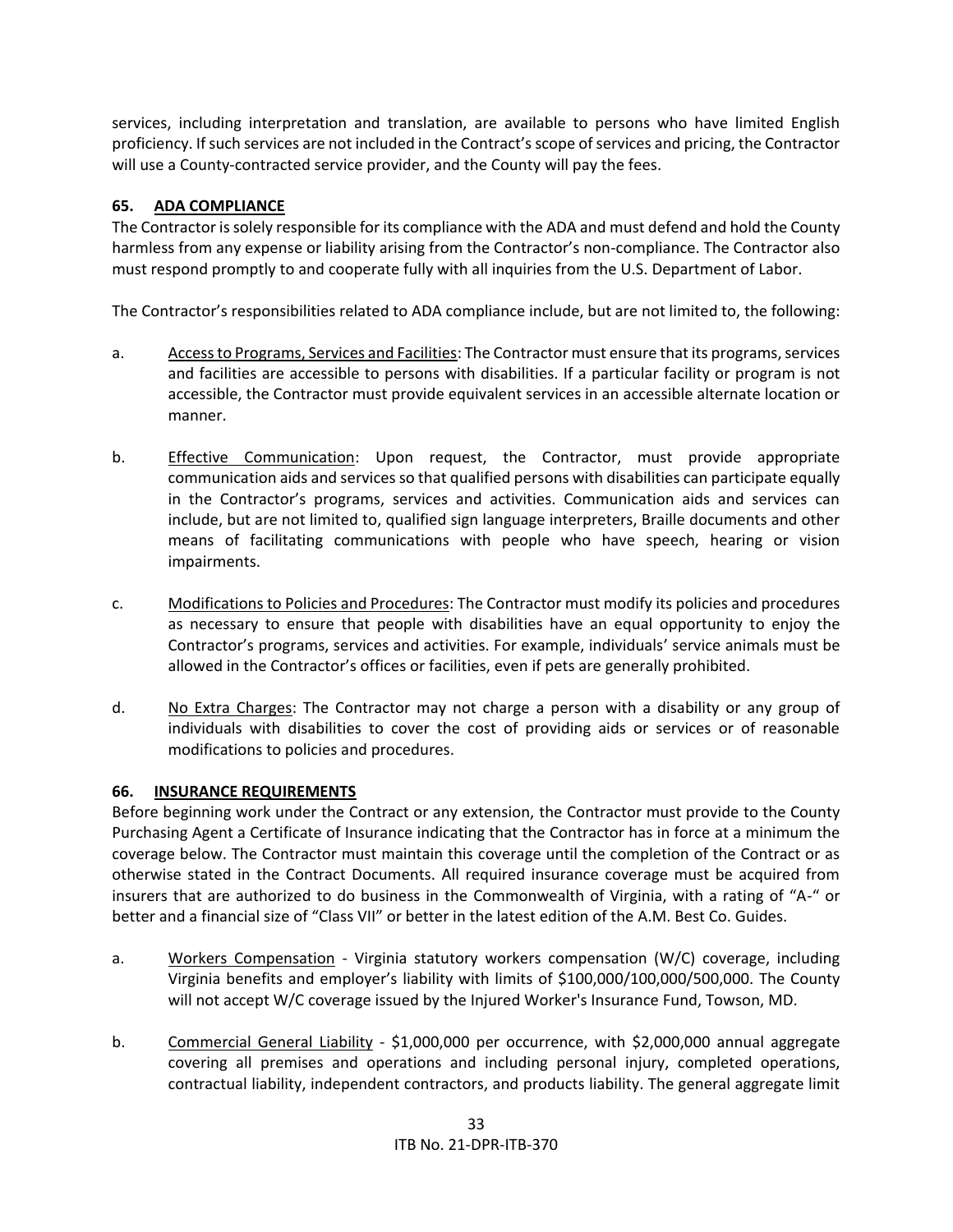services, including interpretation and translation, are available to persons who have limited English proficiency. If such services are not included in the Contract's scope of services and pricing, the Contractor will use a County-contracted service provider, and the County will pay the fees.

### 65. ADA COMPLIANCE

The Contractor is solely responsible for its compliance with the ADA and must defend and hold the County harmless from any expense or liability arising from the Contractor's non-compliance. The Contractor also must respond promptly to and cooperate fully with all inquiries from the U.S. Department of Labor.

The Contractor's responsibilities related to ADA compliance include, but are not limited to, the following:

a. Access to Programs, Services and Facilities: The Contractor must ensure that its programs, services and facilities are accessible to persons with disabilities. If a particular facility or program is not accessible, the Contractor must provide equivalent services in an accessible alternate location or manner.

b. Effective Communication: Upon request, the Contractor, must provide appropriate communication aids and services so that qualified persons with disabilities can participate equally in the Contractor's programs, services and activities. Communication aids and services can include, but are not limited to, qualified sign language interpreters, Braille documents and other means of facilitating communications with people who have speech, hearing or vision impairments.

c. Modifications to Policies and Procedures: The Contractor must modify its policies and procedures as necessary to ensure that people with disabilities have an equal opportunity to enjoy the Contractor's programs, services and activities. For example, individuals' service animals must be allowed in the Contractor's offices or facilities, even if pets are generally prohibited.

d. No Extra Charges: The Contractor may not charge a person with a disability or any group of individuals with disabilities to cover the cost of providing aids or services or of reasonable modifications to policies and procedures.

### 66. INSURANCE REQUIREMENTS

Before beginning work under the Contract or any extension, the Contractor must provide to the County Purchasing Agent a Certificate of Insurance indicating that the Contractor has in force at a minimum the coverage below. The Contractor must maintain this coverage until the completion of the Contract or as otherwise stated in the Contract Documents. All required insurance coverage must be acquired from insurers that are authorized to do business in the Commonwealth of Virginia, with a rating of "A-" or better and a financial size of "Class VII" or better in the latest edition of the A.M. Best Co. Guides.

a. Workers Compensation - Virginia statutory workers compensation (W/C) coverage, including Virginia benefits and employer's liability with limits of $100,000/100,000/500,000. The County will not accept W/C coverage issued by the Injured Worker's Insurance Fund, Towson, MD.

b. Commercial General Liability - $1,000,000 per occurrence, with $2,000,000 annual aggregate covering all premises and operations and including personal injury, completed operations, contractual liability, independent contractors, and products liability. The general aggregate limit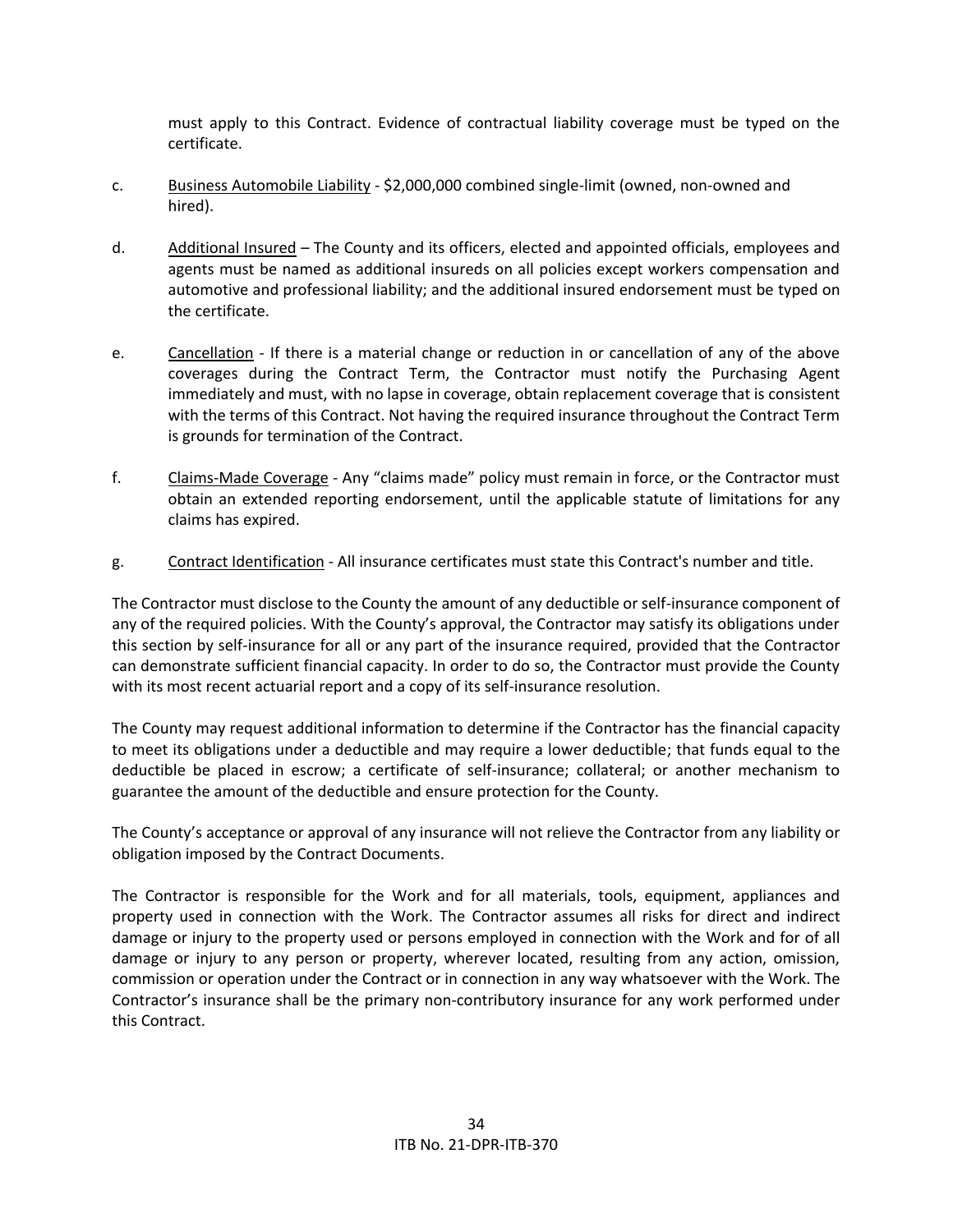must apply to this Contract. Evidence of contractual liability coverage must be typed on the certificate.

c. Business Automobile Liability - $2,000,000 combined single-limit (owned, non-owned and hired).

d. Additional Insured – The County and its officers, elected and appointed officials, employees and agents must be named as additional insureds on all policies except workers compensation and automotive and professional liability; and the additional insured endorsement must be typed on the certificate.

e. Cancellation - If there is a material change or reduction in or cancellation of any of the above coverages during the Contract Term, the Contractor must notify the Purchasing Agent immediately and must, with no lapse in coverage, obtain replacement coverage that is consistent with the terms of this Contract. Not having the required insurance throughout the Contract Term is grounds for termination of the Contract.

f. Claims-Made Coverage - Any "claims made" policy must remain in force, or the Contractor must obtain an extended reporting endorsement, until the applicable statute of limitations for any claims has expired.

g. Contract Identification - All insurance certificates must state this Contract's number and title.

The Contractor must disclose to the County the amount of any deductible or self-insurance component of any of the required policies. With the County's approval, the Contractor may satisfy its obligations under this section by self-insurance for all or any part of the insurance required, provided that the Contractor can demonstrate sufficient financial capacity. In order to do so, the Contractor must provide the County with its most recent actuarial report and a copy of its self-insurance resolution.

The County may request additional information to determine if the Contractor has the financial capacity to meet its obligations under a deductible and may require a lower deductible; that funds equal to the deductible be placed in escrow; a certificate of self-insurance; collateral; or another mechanism to guarantee the amount of the deductible and ensure protection for the County.

The County's acceptance or approval of any insurance will not relieve the Contractor from any liability or obligation imposed by the Contract Documents.

The Contractor is responsible for the Work and for all materials, tools, equipment, appliances and property used in connection with the Work. The Contractor assumes all risks for direct and indirect damage or injury to the property used or persons employed in connection with the Work and for of all damage or injury to any person or property, wherever located, resulting from any action, omission, commission or operation under the Contract or in connection in any way whatsoever with the Work. The Contractor's insurance shall be the primary non-contributory insurance for any work performed under this Contract.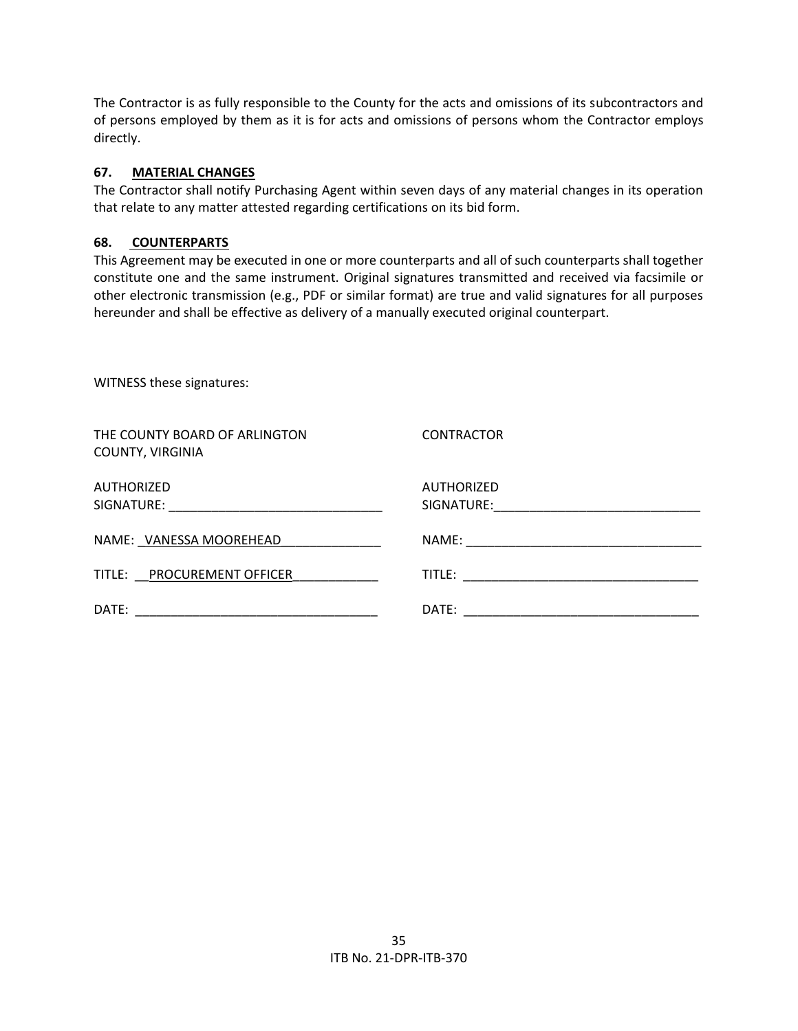The Contractor is as fully responsible to the County for the acts and omissions of its subcontractors and of persons employed by them as it is for acts and omissions of persons whom the Contractor employs directly.

**67. MATERIAL CHANGES**

The Contractor shall notify Purchasing Agent within seven days of any material changes in its operation that relate to any matter attested regarding certifications on its bid form.

**68. COUNTERPARTS**

This Agreement may be executed in one or more counterparts and all of such counterparts shall together constitute one and the same instrument. Original signatures transmitted and received via facsimile or other electronic transmission (e.g., PDF or similar format) are true and valid signatures for all purposes hereunder and shall be effective as delivery of a manually executed original counterpart.

WITNESS these signatures:

| | |
|---|---|
| THE COUNTY BOARD OF ARLINGTON COUNTY, VIRGINIA | CONTRACTOR |
| AUTHORIZED SIGNATURE: ______________________________ | AUTHORIZED SIGNATURE: ______________________________ |
| NAME: VANESSA MOOREHEAD | NAME: ______________________________ |
| TITLE: PROCUREMENT OFFICER | TITLE: ______________________________ |
| DATE: ______________________________ | DATE: ______________________________ |

ITB No. 21-DPR-ITB-370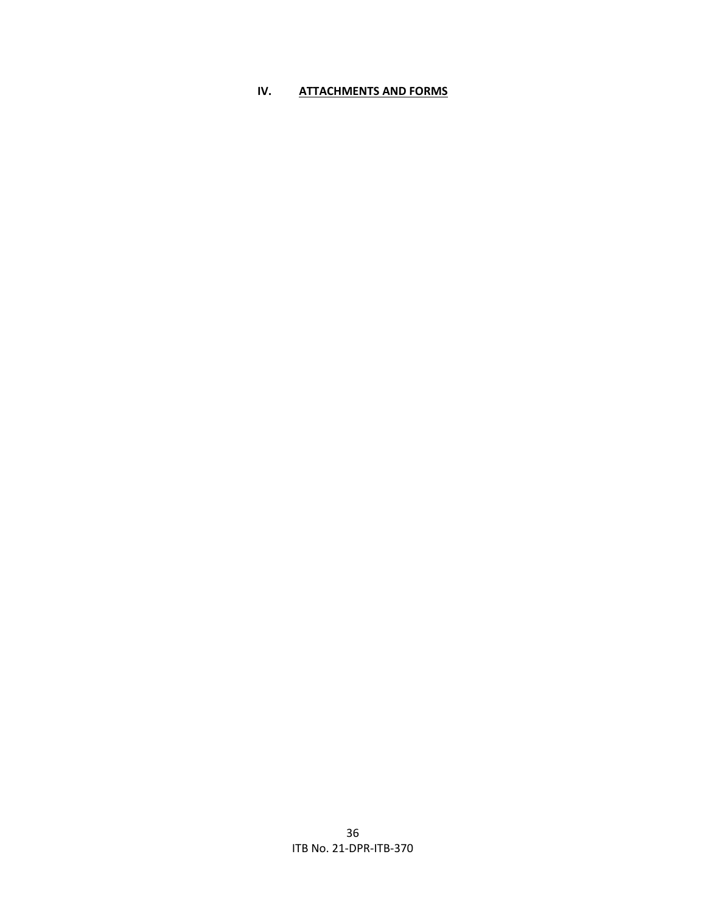## IV. ATTACHMENTS AND FORMS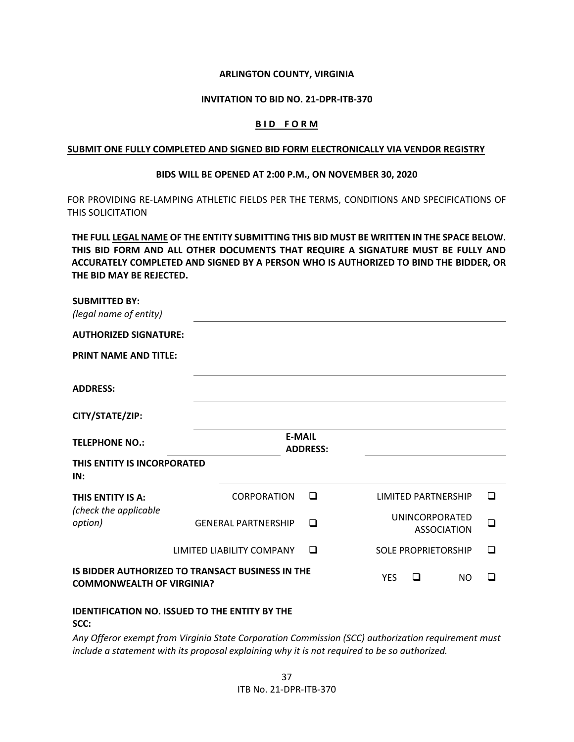**ARLINGTON COUNTY, VIRGINIA**

**INVITATION TO BID NO. 21-DPR-ITB-370**

**B I D F O R M**

**SUBMIT ONE FULLY COMPLETED AND SIGNED BID FORM ELECTRONICALLY VIA VENDOR REGISTRY**

**BIDS WILL BE OPENED AT 2:00 P.M., ON NOVEMBER 30, 2020**

FOR PROVIDING RE-LAMPING ATHLETIC FIELDS PER THE TERMS, CONDITIONS AND SPECIFICATIONS OF THIS SOLICITATION

**THE FULL LEGAL NAME OF THE ENTITY SUBMITTING THIS BID MUST BE WRITTEN IN THE SPACE BELOW. THIS BID FORM AND ALL OTHER DOCUMENTS THAT REQUIRE A SIGNATURE MUST BE FULLY AND ACCURATELY COMPLETED AND SIGNED BY A PERSON WHO IS AUTHORIZED TO BIND THE BIDDER, OR THE BID MAY BE REJECTED.**

**SUBMITTED BY:**
*(legal name of entity)* \_\_\_\_\_\_\_\_\_\_\_\_\_\_\_\_\_\_\_\_\_\_\_\_\_\_\_\_\_\_\_\_\_\_\_\_

**AUTHORIZED SIGNATURE:** \_\_\_\_\_\_\_\_\_\_\_\_\_\_\_\_\_\_\_\_\_\_\_\_\_\_\_\_\_\_\_\_\_\_\_\_

**PRINT NAME AND TITLE:** \_\_\_\_\_\_\_\_\_\_\_\_\_\_\_\_\_\_\_\_\_\_\_\_\_\_\_\_\_\_\_\_\_\_\_\_

**ADDRESS:** \_\_\_\_\_\_\_\_\_\_\_\_\_\_\_\_\_\_\_\_\_\_\_\_\_\_\_\_\_\_\_\_\_\_\_\_

**CITY/STATE/ZIP:** \_\_\_\_\_\_\_\_\_\_\_\_\_\_\_\_\_\_\_\_\_\_\_\_\_\_\_\_\_\_\_\_\_\_\_\_

**TELEPHONE NO.:** \_\_\_\_\_\_\_\_\_\_\_\_\_\_\_\_ **E-MAIL ADDRESS:** \_\_\_\_\_\_\_\_\_\_\_\_\_\_\_\_\_\_\_\_

**THIS ENTITY IS INCORPORATED IN:** \_\_\_\_\_\_\_\_\_\_\_\_\_\_\_\_\_\_\_\_\_\_\_\_\_\_\_\_\_\_\_\_\_\_\_\_

**THIS ENTITY IS A:**
*(check the applicable option)*

| | | | |
|---|---|---|---|
| CORPORATION | ☐ | LIMITED PARTNERSHIP | ☐ |
| GENERAL PARTNERSHIP | ☐ | UNINCORPORATED ASSOCIATION | ☐ |
| LIMITED LIABILITY COMPANY | ☐ | SOLE PROPRIETORSHIP | ☐ |

**IS BIDDER AUTHORIZED TO TRANSACT BUSINESS IN THE COMMONWEALTH OF VIRGINIA?** YES ☐ NO ☐

**IDENTIFICATION NO. ISSUED TO THE ENTITY BY THE SCC:**

*Any Offeror exempt from Virginia State Corporation Commission (SCC) authorization requirement must include a statement with its proposal explaining why it is not required to be so authorized.*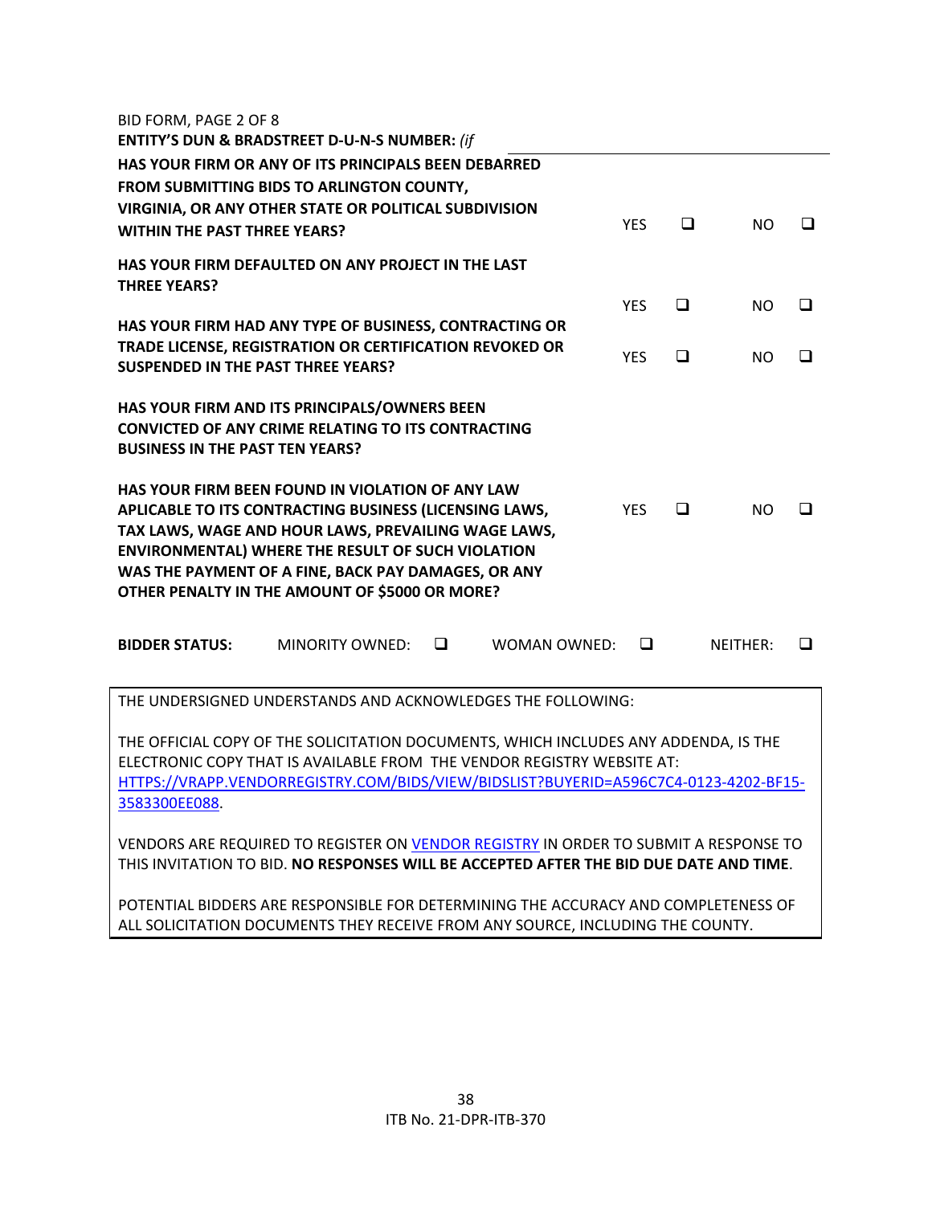BID FORM, PAGE 2 OF 8

**ENTITY'S DUN & BRADSTREET D-U-N-S NUMBER:** *(if* ______________________________

| | | | | |
|---|---|---|---|---|
| **HAS YOUR FIRM OR ANY OF ITS PRINCIPALS BEEN DEBARRED FROM SUBMITTING BIDS TO ARLINGTON COUNTY, VIRGINIA, OR ANY OTHER STATE OR POLITICAL SUBDIVISION WITHIN THE PAST THREE YEARS?** | YES | ❑ | NO | ❑ |
| **HAS YOUR FIRM DEFAULTED ON ANY PROJECT IN THE LAST THREE YEARS?** | YES | ❑ | NO | ❑ |
| **HAS YOUR FIRM HAD ANY TYPE OF BUSINESS, CONTRACTING OR TRADE LICENSE, REGISTRATION OR CERTIFICATION REVOKED OR SUSPENDED IN THE PAST THREE YEARS?** | YES | ❑ | NO | ❑ |
| **HAS YOUR FIRM AND ITS PRINCIPALS/OWNERS BEEN CONVICTED OF ANY CRIME RELATING TO ITS CONTRACTING BUSINESS IN THE PAST TEN YEARS?** | | | | |
| **HAS YOUR FIRM BEEN FOUND IN VIOLATION OF ANY LAW APLICABLE TO ITS CONTRACTING BUSINESS (LICENSING LAWS, TAX LAWS, WAGE AND HOUR LAWS, PREVAILING WAGE LAWS, ENVIRONMENTAL) WHERE THE RESULT OF SUCH VIOLATION WAS THE PAYMENT OF A FINE, BACK PAY DAMAGES, OR ANY OTHER PENALTY IN THE AMOUNT OF $5000 OR MORE?** | YES | ❑ | NO | ❑ |

**BIDDER STATUS:** MINORITY OWNED: ❑ WOMAN OWNED: ❑ NEITHER: ❑

THE UNDERSIGNED UNDERSTANDS AND ACKNOWLEDGES THE FOLLOWING:

THE OFFICIAL COPY OF THE SOLICITATION DOCUMENTS, WHICH INCLUDES ANY ADDENDA, IS THE ELECTRONIC COPY THAT IS AVAILABLE FROM THE VENDOR REGISTRY WEBSITE AT: HTTPS://VRAPP.VENDORREGISTRY.COM/BIDS/VIEW/BIDSLIST?BUYERID=A596C7C4-0123-4202-BF15-3583300EE088.

VENDORS ARE REQUIRED TO REGISTER ON VENDOR REGISTRY IN ORDER TO SUBMIT A RESPONSE TO THIS INVITATION TO BID. **NO RESPONSES WILL BE ACCEPTED AFTER THE BID DUE DATE AND TIME**.

POTENTIAL BIDDERS ARE RESPONSIBLE FOR DETERMINING THE ACCURACY AND COMPLETENESS OF ALL SOLICITATION DOCUMENTS THEY RECEIVE FROM ANY SOURCE, INCLUDING THE COUNTY.

ITB No. 21-DPR-ITB-370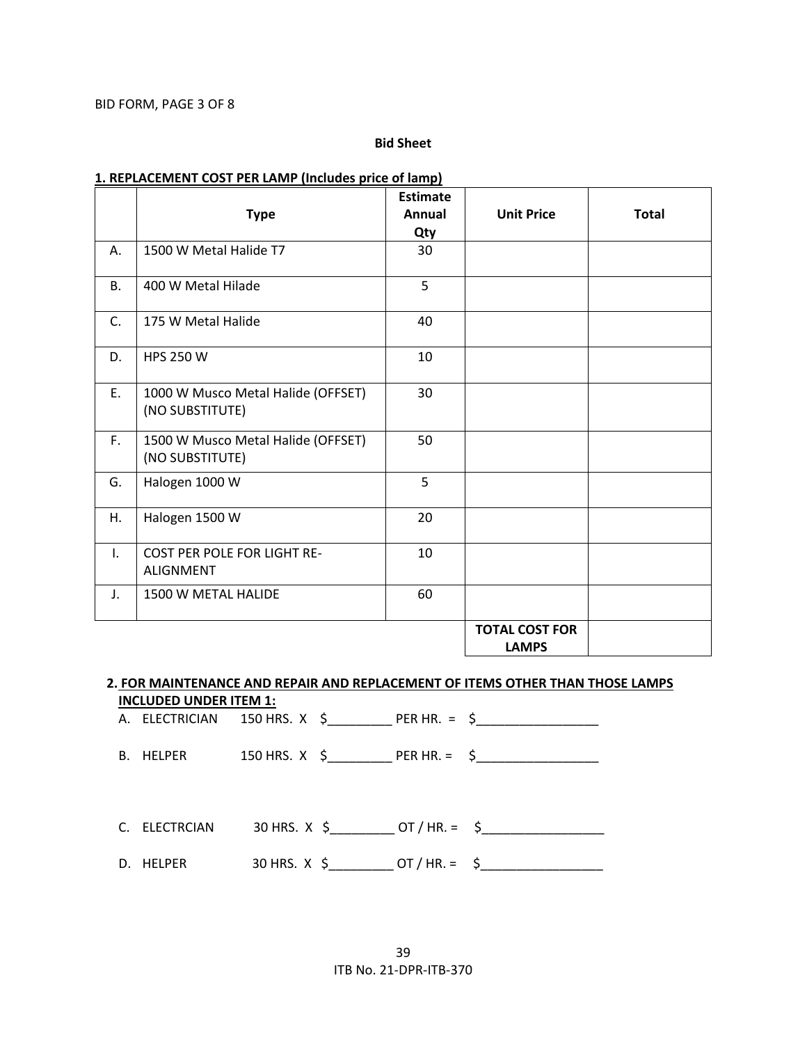BID FORM, PAGE 3 OF 8

**Bid Sheet**

**1. REPLACEMENT COST PER LAMP (Includes price of lamp)**

| | Type | Estimate Annual Qty | Unit Price | Total |
|---|---|---|---|---|
| A. | 1500 W Metal Halide T7 | 30 | | |
| B. | 400 W Metal Hilade | 5 | | |
| C. | 175 W Metal Halide | 40 | | |
| D. | HPS 250 W | 10 | | |
| E. | 1000 W Musco Metal Halide (OFFSET) (NO SUBSTITUTE) | 30 | | |
| F. | 1500 W Musco Metal Halide (OFFSET) (NO SUBSTITUTE) | 50 | | |
| G. | Halogen 1000 W | 5 | | |
| H. | Halogen 1500 W | 20 | | |
| I. | COST PER POLE FOR LIGHT RE-ALIGNMENT | 10 | | |
| J. | 1500 W METAL HALIDE | 60 | | |
| | | | **TOTAL COST FOR LAMPS** | |

**2. FOR MAINTENANCE AND REPAIR AND REPLACEMENT OF ITEMS OTHER THAN THOSE LAMPS INCLUDED UNDER ITEM 1:**

A. ELECTRICIAN 150 HRS. X $_________ PER HR. = $_________________

B. HELPER 150 HRS. X $_________ PER HR. = $_________________

C. ELECTRCIAN 30 HRS. X $_________ OT / HR. = $_________________

D. HELPER 30 HRS. X $_________ OT / HR. = $_________________

ITB No. 21-DPR-ITB-370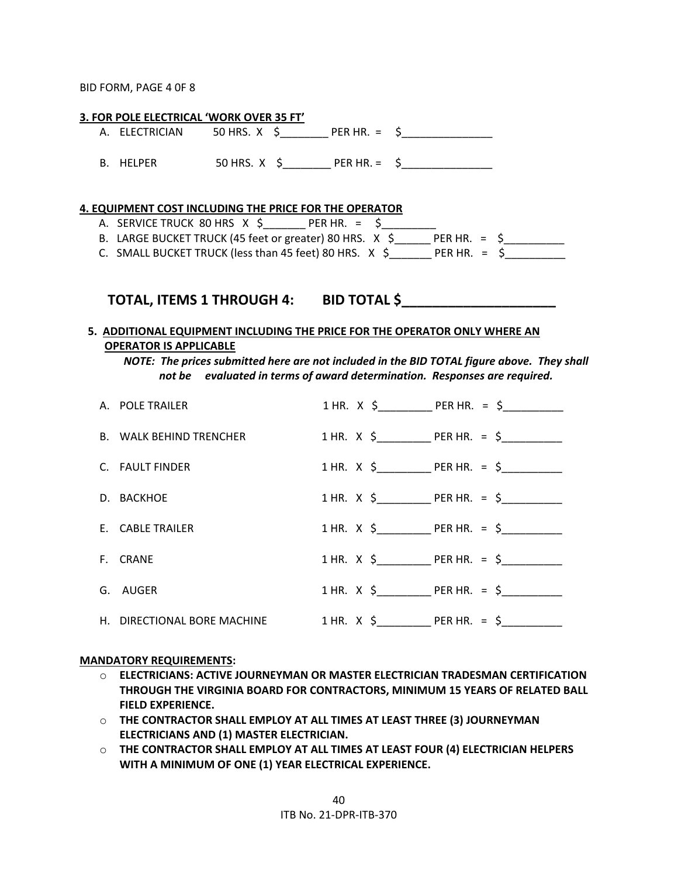BID FORM, PAGE 4 0F 8

**3. FOR POLE ELECTRICAL 'WORK OVER 35 FT'**

A. ELECTRICIAN 50 HRS. X $________ PER HR. = $_______________

B. HELPER 50 HRS. X $________ PER HR. = $_______________

**4. EQUIPMENT COST INCLUDING THE PRICE FOR THE OPERATOR**

A. SERVICE TRUCK 80 HRS X $_______ PER HR. = $_________

B. LARGE BUCKET TRUCK (45 feet or greater) 80 HRS. X $______ PER HR. = $__________

C. SMALL BUCKET TRUCK (less than 45 feet) 80 HRS. X $_______ PER HR. = $__________

## TOTAL, ITEMS 1 THROUGH 4: BID TOTAL $____________________

**5. ADDITIONAL EQUIPMENT INCLUDING THE PRICE FOR THE OPERATOR ONLY WHERE AN OPERATOR IS APPLICABLE**

***NOTE: The prices submitted here are not included in the BID TOTAL figure above. They shall not be evaluated in terms of award determination. Responses are required.***

A. POLE TRAILER 1 HR. X $_________ PER HR. = $__________

B. WALK BEHIND TRENCHER 1 HR. X $_________ PER HR. = $__________

C. FAULT FINDER 1 HR. X $_________ PER HR. = $__________

D. BACKHOE 1 HR. X $_________ PER HR. = $__________

E. CABLE TRAILER 1 HR. X $_________ PER HR. = $__________

F. CRANE 1 HR. X $_________ PER HR. = $__________

G. AUGER 1 HR. X $_________ PER HR. = $__________

H. DIRECTIONAL BORE MACHINE 1 HR. X $_________ PER HR. = $__________

**MANDATORY REQUIREMENTS:**

- **ELECTRICIANS: ACTIVE JOURNEYMAN OR MASTER ELECTRICIAN TRADESMAN CERTIFICATION THROUGH THE VIRGINIA BOARD FOR CONTRACTORS, MINIMUM 15 YEARS OF RELATED BALL FIELD EXPERIENCE.**
- **THE CONTRACTOR SHALL EMPLOY AT ALL TIMES AT LEAST THREE (3) JOURNEYMAN ELECTRICIANS AND (1) MASTER ELECTRICIAN.**
- **THE CONTRACTOR SHALL EMPLOY AT ALL TIMES AT LEAST FOUR (4) ELECTRICIAN HELPERS WITH A MINIMUM OF ONE (1) YEAR ELECTRICAL EXPERIENCE.**

ITB No. 21-DPR-ITB-370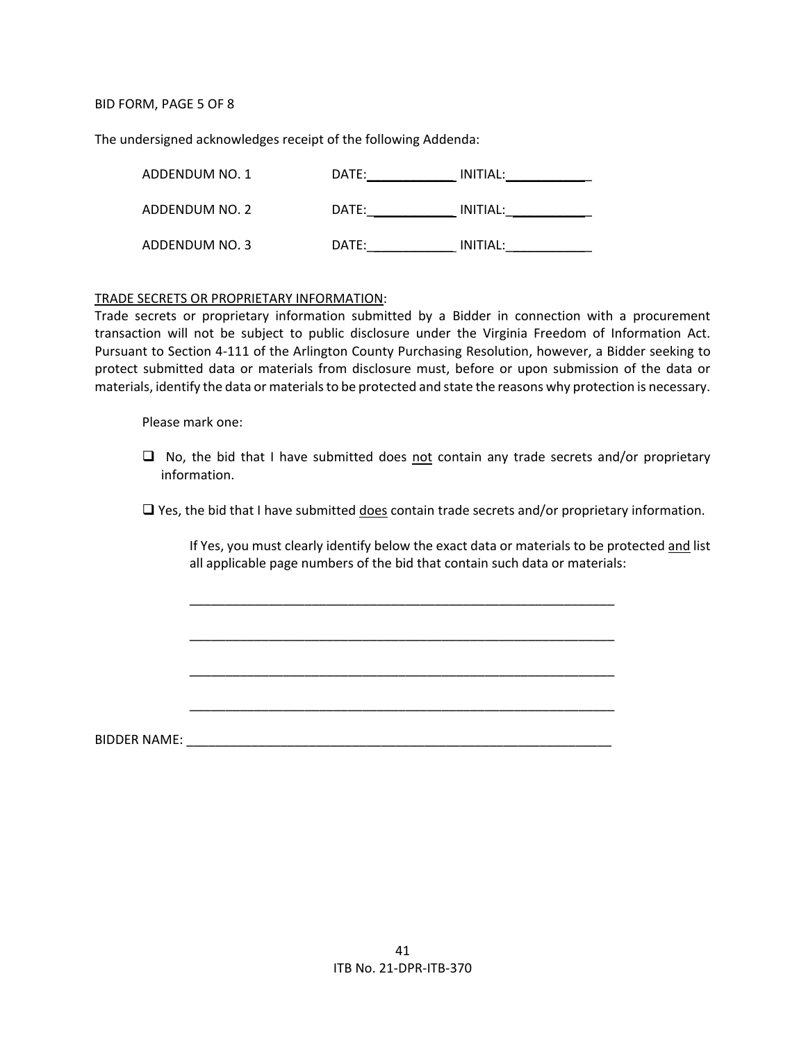BID FORM, PAGE 5 OF 8

The undersigned acknowledges receipt of the following Addenda:

ADDENDUM NO. 1 DATE:____________ INITIAL:____________

ADDENDUM NO. 2 DATE:____________ INITIAL:____________

ADDENDUM NO. 3 DATE:____________ INITIAL:____________

TRADE SECRETS OR PROPRIETARY INFORMATION:

Trade secrets or proprietary information submitted by a Bidder in connection with a procurement transaction will not be subject to public disclosure under the Virginia Freedom of Information Act. Pursuant to Section 4-111 of the Arlington County Purchasing Resolution, however, a Bidder seeking to protect submitted data or materials from disclosure must, before or upon submission of the data or materials, identify the data or materials to be protected and state the reasons why protection is necessary.

Please mark one:

- ☐ No, the bid that I have submitted does not contain any trade secrets and/or proprietary information.
- ☐ Yes, the bid that I have submitted does contain trade secrets and/or proprietary information.

If Yes, you must clearly identify below the exact data or materials to be protected and list all applicable page numbers of the bid that contain such data or materials:

______________________________________________________________

______________________________________________________________

______________________________________________________________

______________________________________________________________

BIDDER NAME: ______________________________________________________________

ITB No. 21-DPR-ITB-370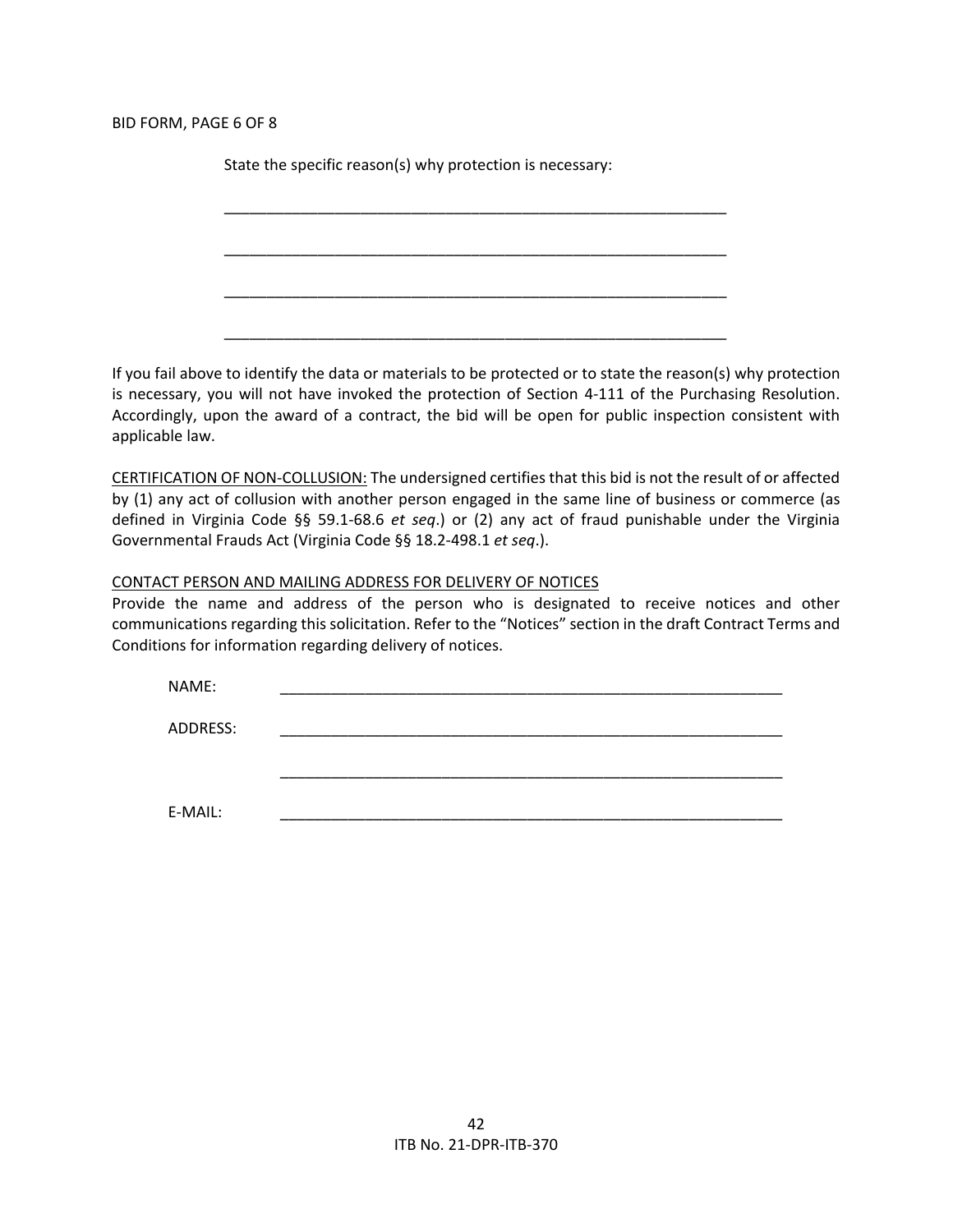BID FORM, PAGE 6 OF 8

State the specific reason(s) why protection is necessary:

______________________________________________________________

______________________________________________________________

______________________________________________________________

______________________________________________________________

If you fail above to identify the data or materials to be protected or to state the reason(s) why protection is necessary, you will not have invoked the protection of Section 4-111 of the Purchasing Resolution. Accordingly, upon the award of a contract, the bid will be open for public inspection consistent with applicable law.

<u>CERTIFICATION OF NON-COLLUSION:</u> The undersigned certifies that this bid is not the result of or affected by (1) any act of collusion with another person engaged in the same line of business or commerce (as defined in Virginia Code §§ 59.1-68.6 *et seq*.) or (2) any act of fraud punishable under the Virginia Governmental Frauds Act (Virginia Code §§ 18.2-498.1 *et seq*.).

<u>CONTACT PERSON AND MAILING ADDRESS FOR DELIVERY OF NOTICES</u>

Provide the name and address of the person who is designated to receive notices and other communications regarding this solicitation. Refer to the "Notices" section in the draft Contract Terms and Conditions for information regarding delivery of notices.

NAME: ______________________________________________________________

ADDRESS: ______________________________________________________________

______________________________________________________________

E-MAIL: ______________________________________________________________

ITB No. 21-DPR-ITB-370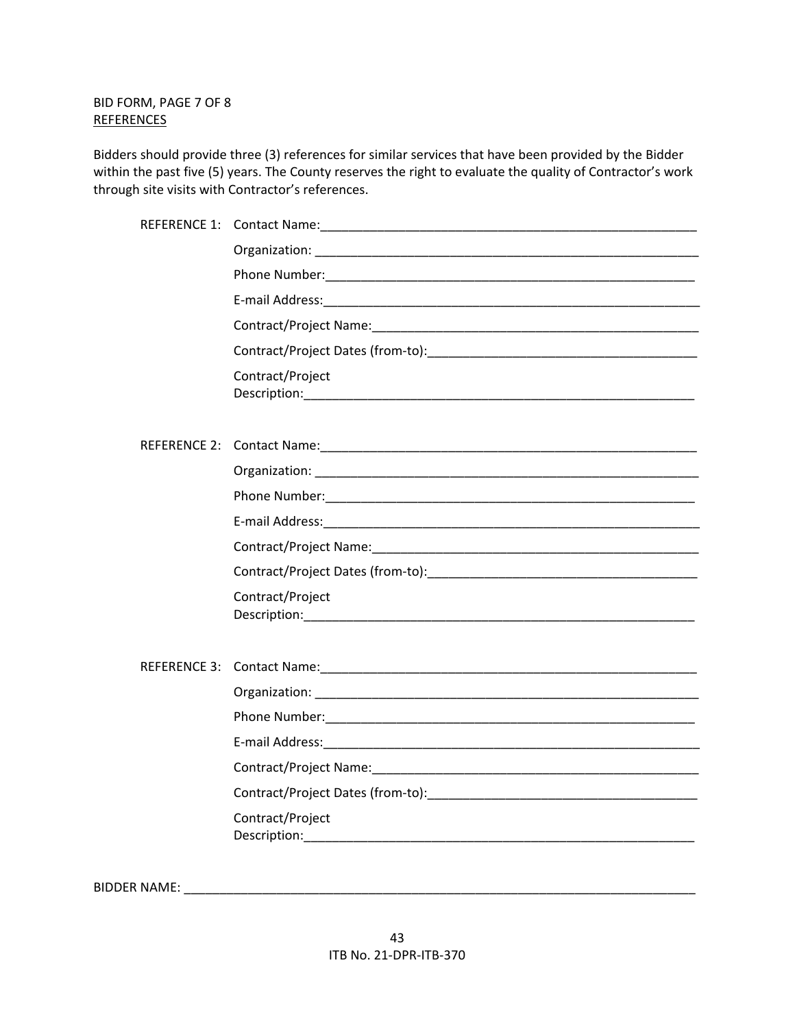BID FORM, PAGE 7 OF 8
REFERENCES

Bidders should provide three (3) references for similar services that have been provided by the Bidder within the past five (5) years. The County reserves the right to evaluate the quality of Contractor's work through site visits with Contractor's references.

REFERENCE 1: Contact Name:_______________________________________________________

Organization: _______________________________________________________

Phone Number:_______________________________________________________

E-mail Address:_______________________________________________________

Contract/Project Name:_______________________________________________

Contract/Project Dates (from-to):_____________________________________

Contract/Project Description:_______________________________________________________

REFERENCE 2: Contact Name:_______________________________________________________

Organization: _______________________________________________________

Phone Number:_______________________________________________________

E-mail Address:_______________________________________________________

Contract/Project Name:_______________________________________________

Contract/Project Dates (from-to):_____________________________________

Contract/Project Description:_______________________________________________________

REFERENCE 3: Contact Name:_______________________________________________________

Organization: _______________________________________________________

Phone Number:_______________________________________________________

E-mail Address:_______________________________________________________

Contract/Project Name:_______________________________________________

Contract/Project Dates (from-to):_____________________________________

Contract/Project Description:_______________________________________________________

BIDDER NAME: ___________________________________________________________________

ITB No. 21-DPR-ITB-370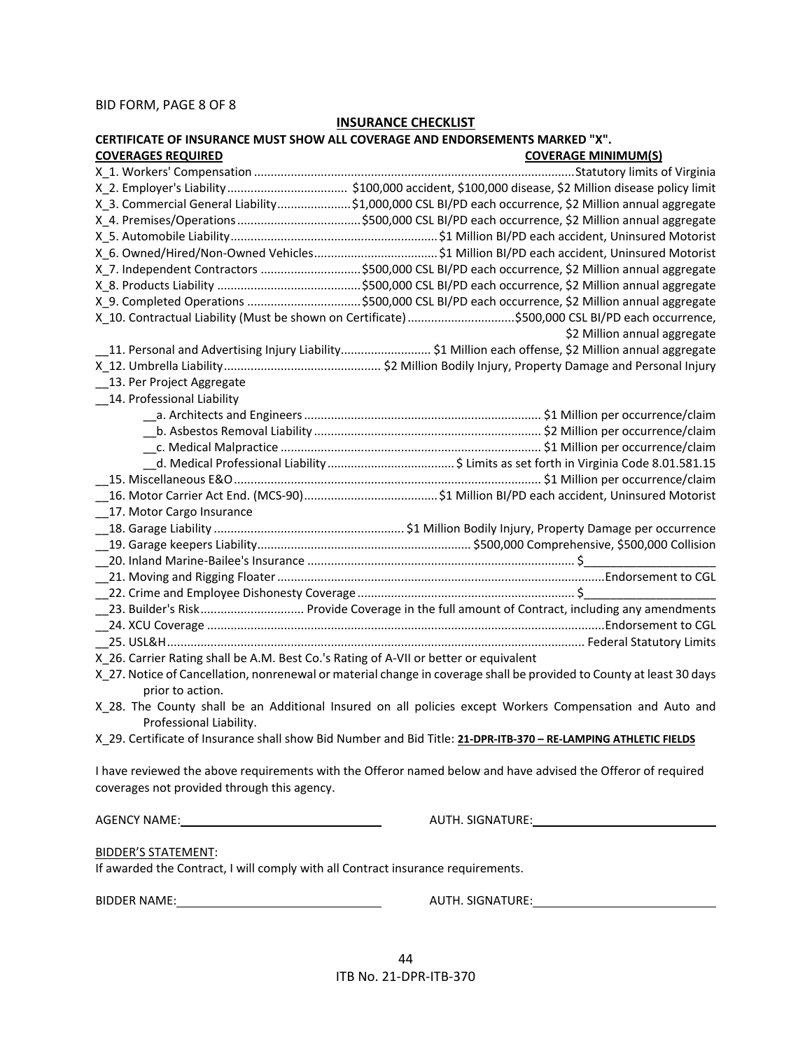BID FORM, PAGE 8 OF 8

**INSURANCE CHECKLIST**

**CERTIFICATE OF INSURANCE MUST SHOW ALL COVERAGE AND ENDORSEMENTS MARKED "X".**

**COVERAGES REQUIRED** — **COVERAGE MINIMUM(S)**

X_1. Workers' Compensation ............................................................................................... Statutory limits of Virginia
X_2. Employer's Liability .................................... $100,000 accident, $100,000 disease, $2 Million disease policy limit
X_3. Commercial General Liability ...................... $1,000,000 CSL BI/PD each occurrence, $2 Million annual aggregate
X_4. Premises/Operations ..................................... $500,000 CSL BI/PD each occurrence, $2 Million annual aggregate
X_5. Automobile Liability ............................................................ $1 Million BI/PD each accident, Uninsured Motorist
X_6. Owned/Hired/Non-Owned Vehicles ..................................... $1 Million BI/PD each accident, Uninsured Motorist
X_7. Independent Contractors .............................. $500,000 CSL BI/PD each occurrence, $2 Million annual aggregate
X_8. Products Liability ........................................... $500,000 CSL BI/PD each occurrence, $2 Million annual aggregate
X_9. Completed Operations .................................. $500,000 CSL BI/PD each occurrence, $2 Million annual aggregate
X_10. Contractual Liability (Must be shown on Certificate) ................................ $500,000 CSL BI/PD each occurrence, $2 Million annual aggregate
__11. Personal and Advertising Injury Liability........................... $1 Million each offense, $2 Million annual aggregate
X_12. Umbrella Liability ............................................... $2 Million Bodily Injury, Property Damage and Personal Injury
__13. Per Project Aggregate
__14. Professional Liability
- __a. Architects and Engineers ...................................................................... $1 Million per occurrence/claim
- __b. Asbestos Removal Liability ................................................................... $2 Million per occurrence/claim
- __c. Medical Malpractice ............................................................................. $1 Million per occurrence/claim
- __d. Medical Professional Liability ...................................... $ Limits as set forth in Virginia Code 8.01.581.15

__15. Miscellaneous E&O ........................................................................................... $1 Million per occurrence/claim
__16. Motor Carrier Act End. (MCS-90) ........................................ $1 Million BI/PD each accident, Uninsured Motorist
__17. Motor Cargo Insurance
__18. Garage Liability ......................................................... $1 Million Bodily Injury, Property Damage per occurrence
__19. Garage keepers Liability ................................................................ $500,000 Comprehensive, $500,000 Collision
__20. Inland Marine-Bailee's Insurance ................................................................................ $____________________
__21. Moving and Rigging Floater ................................................................................................. Endorsement to CGL
__22. Crime and Employee Dishonesty Coverage ................................................................. $____________________
__23. Builder's Risk ............................... Provide Coverage in the full amount of Contract, including any amendments
__24. XCU Coverage ....................................................................................................................... Endorsement to CGL
__25. USL&H ............................................................................................................................ Federal Statutory Limits
X_26. Carrier Rating shall be A.M. Best Co.'s Rating of A-VII or better or equivalent
X_27. Notice of Cancellation, nonrenewal or material change in coverage shall be provided to County at least 30 days prior to action.
X_28. The County shall be an Additional Insured on all policies except Workers Compensation and Auto and Professional Liability.
X_29. Certificate of Insurance shall show Bid Number and Bid Title: **21-DPR-ITB-370 – RE-LAMPING ATHLETIC FIELDS**

I have reviewed the above requirements with the Offeror named below and have advised the Offeror of required coverages not provided through this agency.

AGENCY NAME:______________________________ AUTH. SIGNATURE:______________________________

BIDDER'S STATEMENT:
If awarded the Contract, I will comply with all Contract insurance requirements.

BIDDER NAME:______________________________ AUTH. SIGNATURE:______________________________

ITB No. 21-DPR-ITB-370